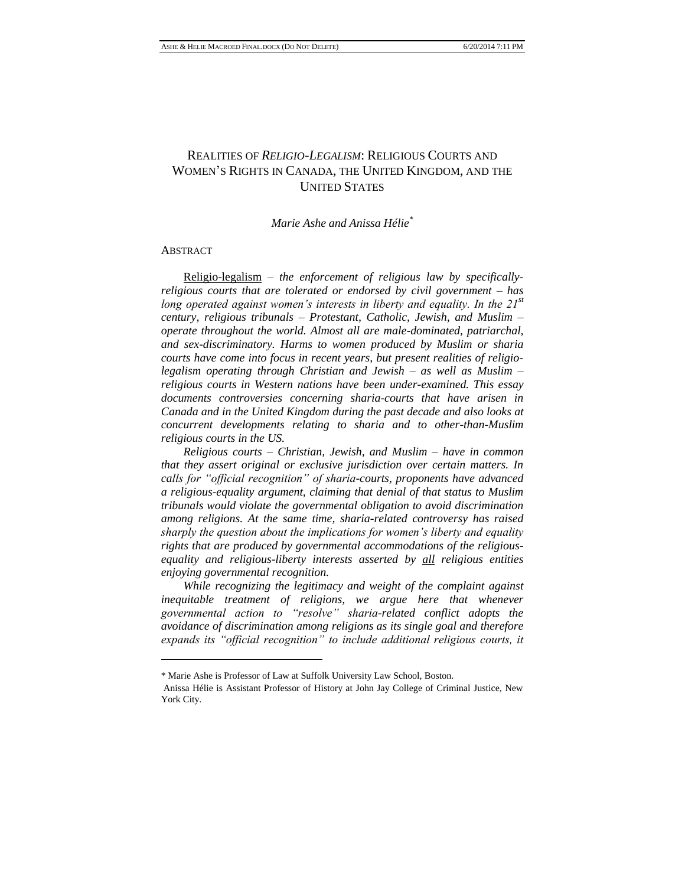# REALITIES OF *RELIGIO-LEGALISM*: RELIGIOUS COURTS AND WOMEN'S RIGHTS IN CANADA, THE UNITED KINGDOM, AND THE UNITED STATES

*Marie Ashe and Anissa Hélie*[*]

ABSTRACT

Religio-legalism – *the enforcement of religious law by specifically-religious courts that are tolerated or endorsed by civil government – has long operated against women's interests in liberty and equality. In the 21st century, religious tribunals – Protestant, Catholic, Jewish, and Muslim – operate throughout the world. Almost all are male-dominated, patriarchal, and sex-discriminatory. Harms to women produced by Muslim or sharia courts have come into focus in recent years, but present realities of religio-legalism operating through Christian and Jewish – as well as Muslim – religious courts in Western nations have been under-examined. This essay documents controversies concerning sharia-courts that have arisen in Canada and in the United Kingdom during the past decade and also looks at concurrent developments relating to sharia and to other-than-Muslim religious courts in the US.*

*Religious courts – Christian, Jewish, and Muslim – have in common that they assert original or exclusive jurisdiction over certain matters. In calls for "official recognition" of sharia-courts, proponents have advanced a religious-equality argument, claiming that denial of that status to Muslim tribunals would violate the governmental obligation to avoid discrimination among religions. At the same time, sharia-related controversy has raised sharply the question about the implications for women's liberty and equality rights that are produced by governmental accommodations of the religious-equality and religious-liberty interests asserted by* all *religious entities enjoying governmental recognition.*

*While recognizing the legitimacy and weight of the complaint against inequitable treatment of religions, we argue here that whenever governmental action to "resolve" sharia-related conflict adopts the avoidance of discrimination among religions as its single goal and therefore expands its "official recognition" to include additional religious courts, it*

---

[*] Marie Ashe is Professor of Law at Suffolk University Law School, Boston.
Anissa Hélie is Assistant Professor of History at John Jay College of Criminal Justice, New York City.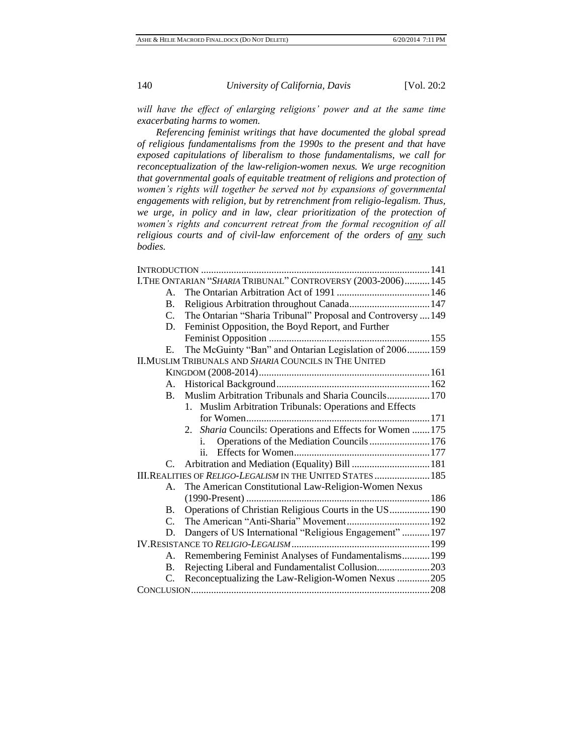*will have the effect of enlarging religions' power and at the same time exacerbating harms to women.*

*Referencing feminist writings that have documented the global spread of religious fundamentalisms from the 1990s to the present and that have exposed capitulations of liberalism to those fundamentalisms, we call for reconceptualization of the law-religion-women nexus. We urge recognition that governmental goals of equitable treatment of religions and protection of women's rights will together be served not by expansions of governmental engagements with religion, but by retrenchment from religio-legalism. Thus, we urge, in policy and in law, clear prioritization of the protection of women's rights and concurrent retreat from the formal recognition of all religious courts and of civil-law enforcement of the orders of <u>any</u> such bodies.*

INTRODUCTION .......... 141

I. THE ONTARIAN "*SHARIA* TRIBUNAL" CONTROVERSY (2003-2006) .......... 145
- A. The Ontarian Arbitration Act of 1991 .......... 146
- B. Religious Arbitration throughout Canada .......... 147
- C. The Ontarian "Sharia Tribunal" Proposal and Controversy .......... 149
- D. Feminist Opposition, the Boyd Report, and Further Feminist Opposition .......... 155
- E. The McGuinty "Ban" and Ontarian Legislation of 2006 .......... 159

II. MUSLIM TRIBUNALS AND *SHARIA* COUNCILS IN THE UNITED KINGDOM (2008-2014) .......... 161
- A. Historical Background .......... 162
- B. Muslim Arbitration Tribunals and Sharia Councils .......... 170
  1. Muslim Arbitration Tribunals: Operations and Effects for Women .......... 171
  2. *Sharia* Councils: Operations and Effects for Women .......... 175
     - i. Operations of the Mediation Councils .......... 176
     - ii. Effects for Women .......... 177
- C. Arbitration and Mediation (Equality) Bill .......... 181

III. REALITIES OF *RELIGO-LEGALISM* IN THE UNITED STATES .......... 185
- A. The American Constitutional Law-Religion-Women Nexus (1990-Present) .......... 186
- B. Operations of Christian Religious Courts in the US .......... 190
- C. The American "Anti-Sharia" Movement .......... 192
- D. Dangers of US International "Religious Engagement" .......... 197

IV. RESISTANCE TO *RELIGIO-LEGALISM* .......... 199
- A. Remembering Feminist Analyses of Fundamentalisms .......... 199
- B. Rejecting Liberal and Fundamentalist Collusion .......... 203
- C. Reconceptualizing the Law-Religion-Women Nexus .......... 205

CONCLUSION .......... 208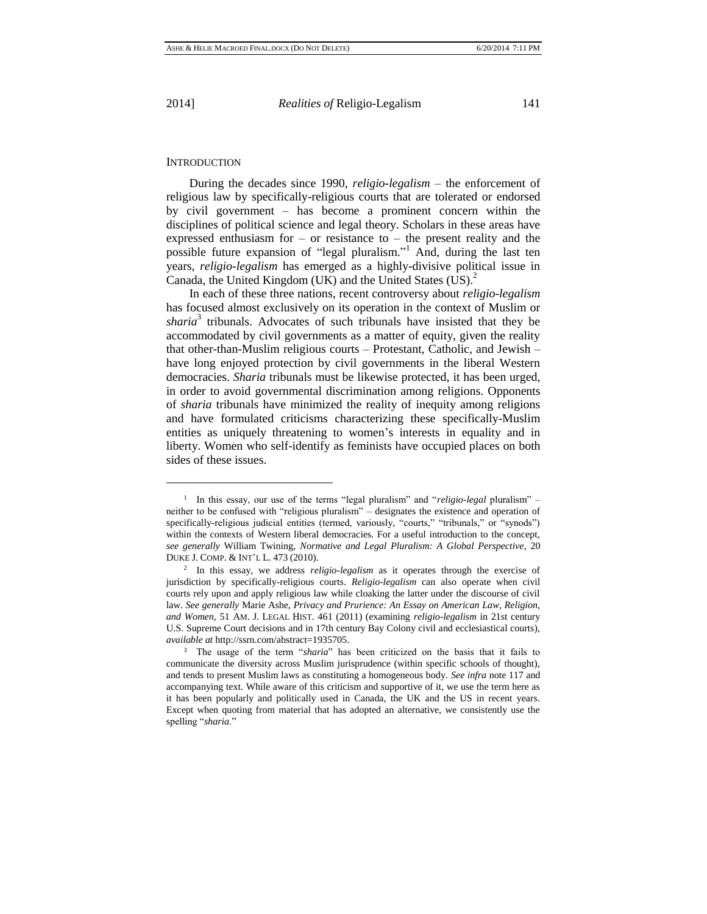## INTRODUCTION

During the decades since 1990, *religio-legalism* – the enforcement of religious law by specifically-religious courts that are tolerated or endorsed by civil government – has become a prominent concern within the disciplines of political science and legal theory. Scholars in these areas have expressed enthusiasm for – or resistance to – the present reality and the possible future expansion of "legal pluralism."[1] And, during the last ten years, *religio-legalism* has emerged as a highly-divisive political issue in Canada, the United Kingdom (UK) and the United States (US).[2]

In each of these three nations, recent controversy about *religio-legalism* has focused almost exclusively on its operation in the context of Muslim or *sharia*[3] tribunals. Advocates of such tribunals have insisted that they be accommodated by civil governments as a matter of equity, given the reality that other-than-Muslim religious courts – Protestant, Catholic, and Jewish – have long enjoyed protection by civil governments in the liberal Western democracies. *Sharia* tribunals must be likewise protected, it has been urged, in order to avoid governmental discrimination among religions. Opponents of *sharia* tribunals have minimized the reality of inequity among religions and have formulated criticisms characterizing these specifically-Muslim entities as uniquely threatening to women's interests in equality and in liberty. Women who self-identify as feminists have occupied places on both sides of these issues.

---

[1] In this essay, our use of the terms "legal pluralism" and "*religio-legal* pluralism" – neither to be confused with "religious pluralism" – designates the existence and operation of specifically-religious judicial entities (termed, variously, "courts," "tribunals," or "synods") within the contexts of Western liberal democracies. For a useful introduction to the concept, *see generally* William Twining, *Normative and Legal Pluralism: A Global Perspective*, 20 DUKE J. COMP. & INT'L L. 473 (2010).

[2] In this essay, we address *religio-legalism* as it operates through the exercise of jurisdiction by specifically-religious courts. *Religio-legalism* can also operate when civil courts rely upon and apply religious law while cloaking the latter under the discourse of civil law. *See generally* Marie Ashe, *Privacy and Prurience: An Essay on American Law, Religion, and Women*, 51 AM. J. LEGAL HIST. 461 (2011) (examining *religio-legalism* in 21st century U.S. Supreme Court decisions and in 17th century Bay Colony civil and ecclesiastical courts), *available at* http://ssrn.com/abstract=1935705.

[3] The usage of the term "*sharia*" has been criticized on the basis that it fails to communicate the diversity across Muslim jurisprudence (within specific schools of thought), and tends to present Muslim laws as constituting a homogeneous body. *See infra* note 117 and accompanying text. While aware of this criticism and supportive of it, we use the term here as it has been popularly and politically used in Canada, the UK and the US in recent years. Except when quoting from material that has adopted an alternative, we consistently use the spelling "*sharia*."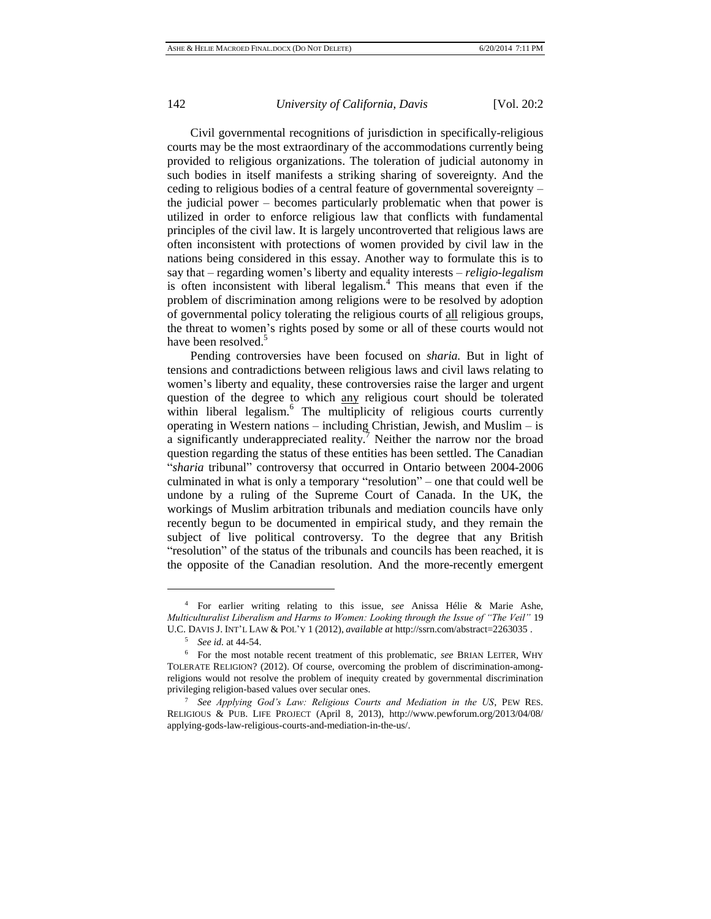Civil governmental recognitions of jurisdiction in specifically-religious courts may be the most extraordinary of the accommodations currently being provided to religious organizations. The toleration of judicial autonomy in such bodies in itself manifests a striking sharing of sovereignty. And the ceding to religious bodies of a central feature of governmental sovereignty – the judicial power – becomes particularly problematic when that power is utilized in order to enforce religious law that conflicts with fundamental principles of the civil law. It is largely uncontroverted that religious laws are often inconsistent with protections of women provided by civil law in the nations being considered in this essay. Another way to formulate this is to say that – regarding women's liberty and equality interests – *religio-legalism* is often inconsistent with liberal legalism.[4] This means that even if the problem of discrimination among religions were to be resolved by adoption of governmental policy tolerating the religious courts of <u>all</u> religious groups, the threat to women's rights posed by some or all of these courts would not have been resolved.[5]

Pending controversies have been focused on *sharia.* But in light of tensions and contradictions between religious laws and civil laws relating to women's liberty and equality, these controversies raise the larger and urgent question of the degree to which <u>any</u> religious court should be tolerated within liberal legalism.[6] The multiplicity of religious courts currently operating in Western nations – including Christian, Jewish, and Muslim – is a significantly underappreciated reality.[7] Neither the narrow nor the broad question regarding the status of these entities has been settled. The Canadian "*sharia* tribunal" controversy that occurred in Ontario between 2004-2006 culminated in what is only a temporary "resolution" – one that could well be undone by a ruling of the Supreme Court of Canada. In the UK, the workings of Muslim arbitration tribunals and mediation councils have only recently begun to be documented in empirical study, and they remain the subject of live political controversy. To the degree that any British "resolution" of the status of the tribunals and councils has been reached, it is the opposite of the Canadian resolution. And the more-recently emergent

---

[4] For earlier writing relating to this issue, *see* Anissa Hélie & Marie Ashe, *Multiculturalist Liberalism and Harms to Women: Looking through the Issue of "The Veil"* 19 U.C. DAVIS J. INT'L LAW & POL'Y 1 (2012), *available at* http://ssrn.com/abstract=2263035 .

[5] *See id.* at 44-54.

[6] For the most notable recent treatment of this problematic, *see* BRIAN LEITER, WHY TOLERATE RELIGION? (2012). Of course, overcoming the problem of discrimination-among-religions would not resolve the problem of inequity created by governmental discrimination privileging religion-based values over secular ones.

[7] *See Applying God's Law: Religious Courts and Mediation in the US*, PEW RES. RELIGIOUS & PUB. LIFE PROJECT (April 8, 2013), http://www.pewforum.org/2013/04/08/applying-gods-law-religious-courts-and-mediation-in-the-us/.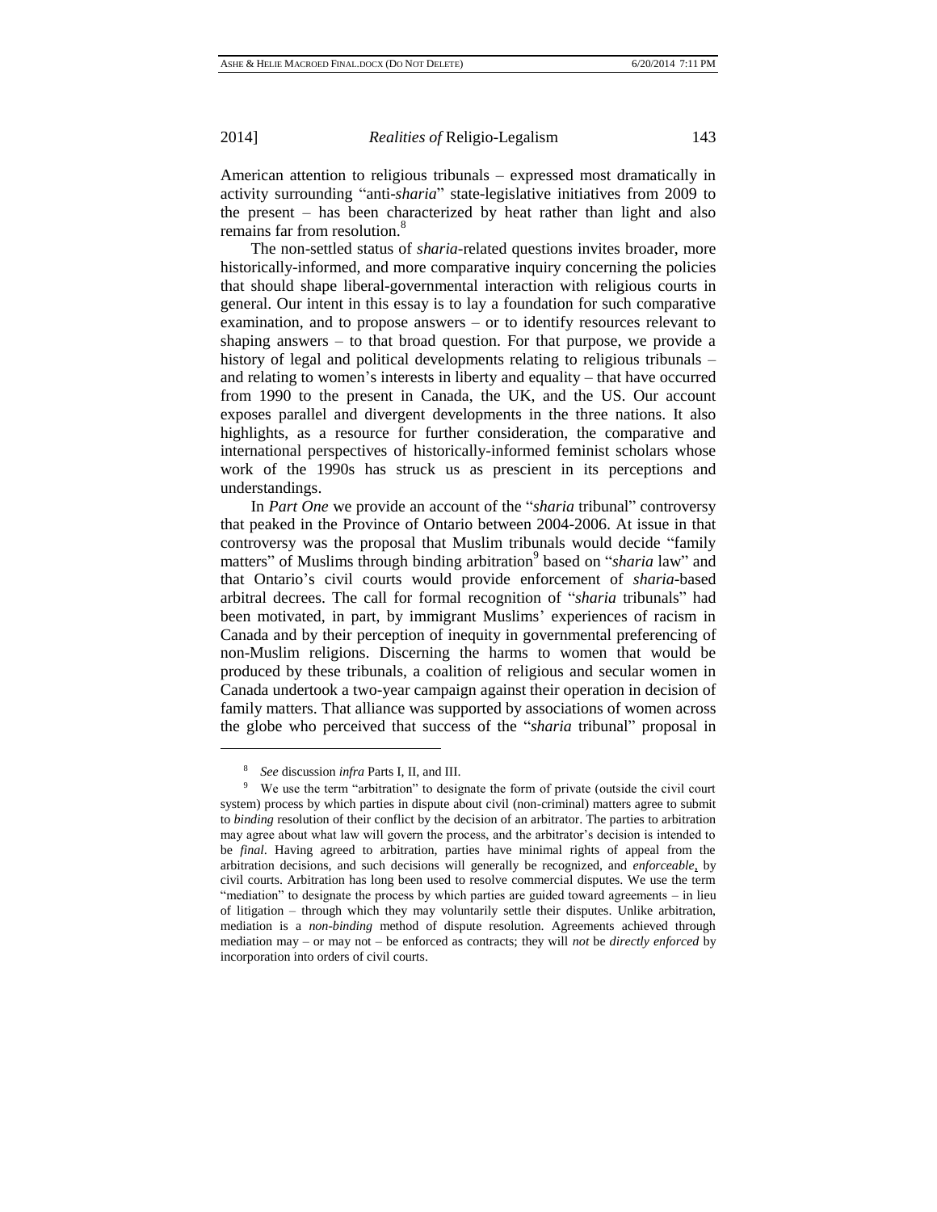American attention to religious tribunals – expressed most dramatically in activity surrounding "anti-*sharia*" state-legislative initiatives from 2009 to the present – has been characterized by heat rather than light and also remains far from resolution.[8]

The non-settled status of *sharia*-related questions invites broader, more historically-informed, and more comparative inquiry concerning the policies that should shape liberal-governmental interaction with religious courts in general. Our intent in this essay is to lay a foundation for such comparative examination, and to propose answers – or to identify resources relevant to shaping answers – to that broad question. For that purpose, we provide a history of legal and political developments relating to religious tribunals – and relating to women's interests in liberty and equality – that have occurred from 1990 to the present in Canada, the UK, and the US. Our account exposes parallel and divergent developments in the three nations. It also highlights, as a resource for further consideration, the comparative and international perspectives of historically-informed feminist scholars whose work of the 1990s has struck us as prescient in its perceptions and understandings.

In *Part One* we provide an account of the "*sharia* tribunal" controversy that peaked in the Province of Ontario between 2004-2006. At issue in that controversy was the proposal that Muslim tribunals would decide "family matters" of Muslims through binding arbitration[9] based on "*sharia* law" and that Ontario's civil courts would provide enforcement of *sharia*-based arbitral decrees. The call for formal recognition of "*sharia* tribunals" had been motivated, in part, by immigrant Muslims' experiences of racism in Canada and by their perception of inequity in governmental preferencing of non-Muslim religions. Discerning the harms to women that would be produced by these tribunals, a coalition of religious and secular women in Canada undertook a two-year campaign against their operation in decision of family matters. That alliance was supported by associations of women across the globe who perceived that success of the "*sharia* tribunal" proposal in

---

[8] *See* discussion *infra* Parts I, II, and III.

[9] We use the term "arbitration" to designate the form of private (outside the civil court system) process by which parties in dispute about civil (non-criminal) matters agree to submit to *binding* resolution of their conflict by the decision of an arbitrator. The parties to arbitration may agree about what law will govern the process, and the arbitrator's decision is intended to be *final*. Having agreed to arbitration, parties have minimal rights of appeal from the arbitration decisions, and such decisions will generally be recognized, and *enforceable*, by civil courts. Arbitration has long been used to resolve commercial disputes. We use the term "mediation" to designate the process by which parties are guided toward agreements – in lieu of litigation – through which they may voluntarily settle their disputes. Unlike arbitration, mediation is a *non-binding* method of dispute resolution. Agreements achieved through mediation may – or may not – be enforced as contracts; they will *not* be *directly enforced* by incorporation into orders of civil courts.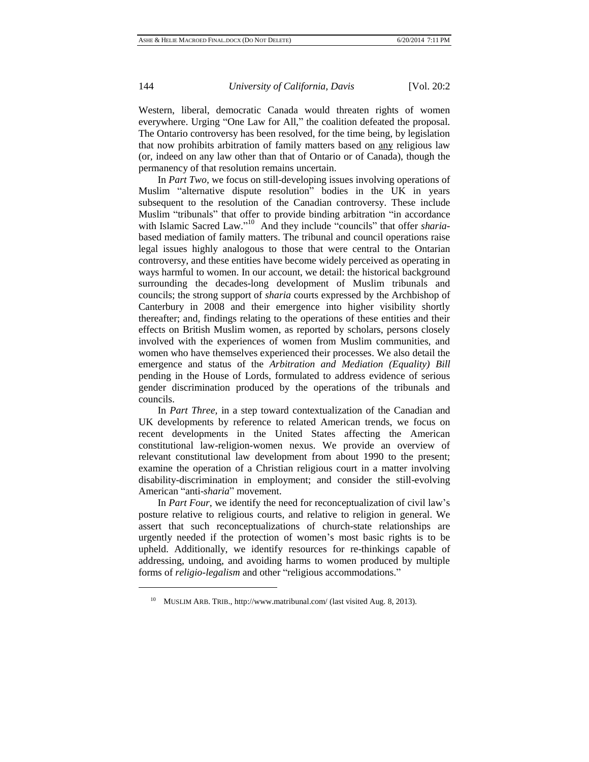Western, liberal, democratic Canada would threaten rights of women everywhere. Urging "One Law for All," the coalition defeated the proposal. The Ontario controversy has been resolved, for the time being, by legislation that now prohibits arbitration of family matters based on <u>any</u> religious law (or, indeed on any law other than that of Ontario or of Canada), though the permanency of that resolution remains uncertain.

In *Part Two*, we focus on still-developing issues involving operations of Muslim "alternative dispute resolution" bodies in the UK in years subsequent to the resolution of the Canadian controversy. These include Muslim "tribunals" that offer to provide binding arbitration "in accordance with Islamic Sacred Law."[10] And they include "councils" that offer *sharia*-based mediation of family matters. The tribunal and council operations raise legal issues highly analogous to those that were central to the Ontarian controversy, and these entities have become widely perceived as operating in ways harmful to women. In our account, we detail: the historical background surrounding the decades-long development of Muslim tribunals and councils; the strong support of *sharia* courts expressed by the Archbishop of Canterbury in 2008 and their emergence into higher visibility shortly thereafter; and, findings relating to the operations of these entities and their effects on British Muslim women, as reported by scholars, persons closely involved with the experiences of women from Muslim communities, and women who have themselves experienced their processes. We also detail the emergence and status of the *Arbitration and Mediation (Equality) Bill* pending in the House of Lords, formulated to address evidence of serious gender discrimination produced by the operations of the tribunals and councils.

In *Part Three*, in a step toward contextualization of the Canadian and UK developments by reference to related American trends, we focus on recent developments in the United States affecting the American constitutional law-religion-women nexus. We provide an overview of relevant constitutional law development from about 1990 to the present; examine the operation of a Christian religious court in a matter involving disability-discrimination in employment; and consider the still-evolving American "anti-*sharia*" movement.

In *Part Four*, we identify the need for reconceptualization of civil law's posture relative to religious courts, and relative to religion in general. We assert that such reconceptualizations of church-state relationships are urgently needed if the protection of women's most basic rights is to be upheld. Additionally, we identify resources for re-thinkings capable of addressing, undoing, and avoiding harms to women produced by multiple forms of *religio-legalism* and other "religious accommodations."

---

[10] MUSLIM ARB. TRIB., http://www.matribunal.com/ (last visited Aug. 8, 2013).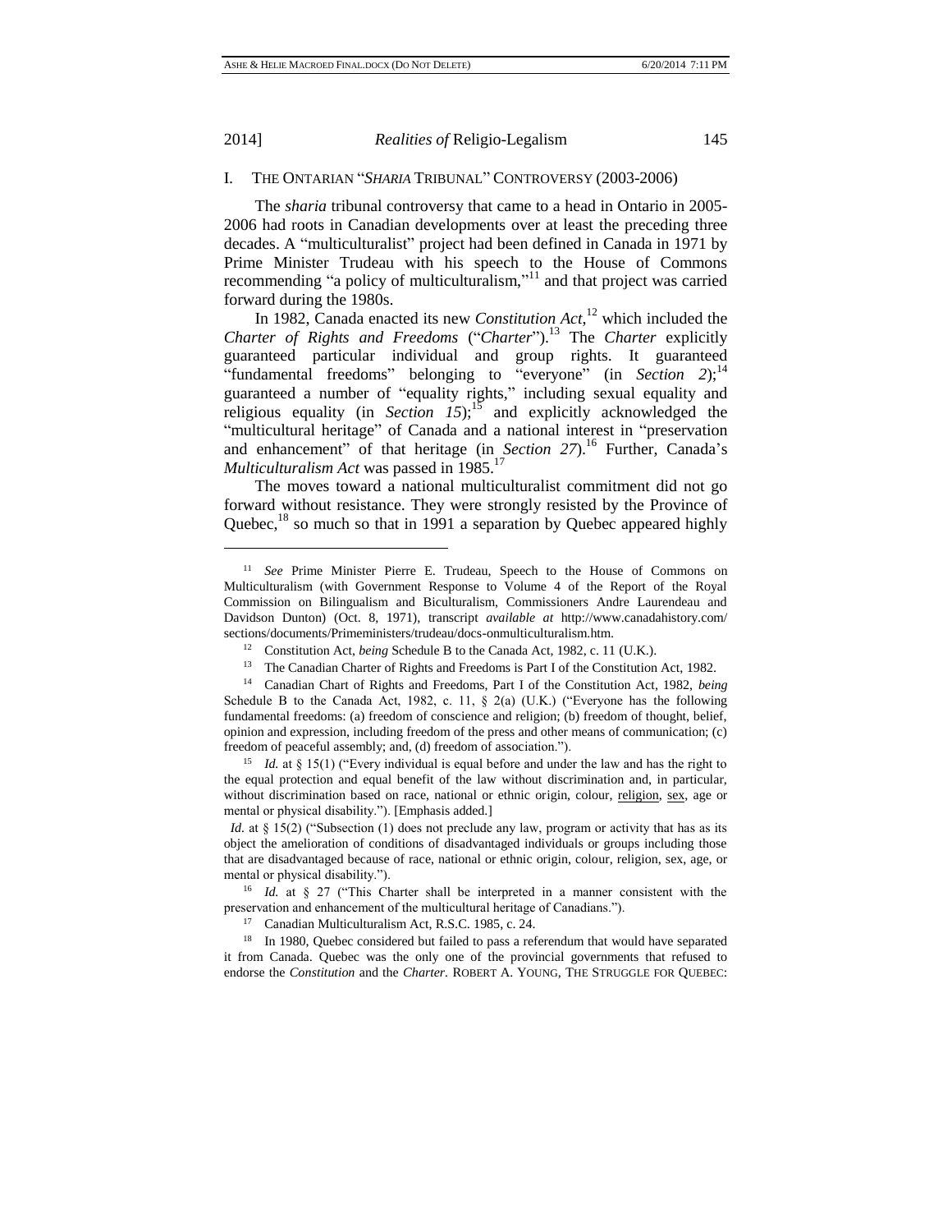## I. THE ONTARIAN "*SHARIA* TRIBUNAL" CONTROVERSY (2003-2006)

The *sharia* tribunal controversy that came to a head in Ontario in 2005-2006 had roots in Canadian developments over at least the preceding three decades. A "multiculturalist" project had been defined in Canada in 1971 by Prime Minister Trudeau with his speech to the House of Commons recommending "a policy of multiculturalism,"[11] and that project was carried forward during the 1980s.

In 1982, Canada enacted its new *Constitution Act*,[12] which included the *Charter of Rights and Freedoms* ("*Charter*").[13] The *Charter* explicitly guaranteed particular individual and group rights. It guaranteed "fundamental freedoms" belonging to "everyone" (in *Section 2*);[14] guaranteed a number of "equality rights," including sexual equality and religious equality (in *Section 15*);[15] and explicitly acknowledged the "multicultural heritage" of Canada and a national interest in "preservation and enhancement" of that heritage (in *Section 27*).[16] Further, Canada's *Multiculturalism Act* was passed in 1985.[17]

The moves toward a national multiculturalist commitment did not go forward without resistance. They were strongly resisted by the Province of Quebec,[18] so much so that in 1991 a separation by Quebec appeared highly

---

[11] *See* Prime Minister Pierre E. Trudeau, Speech to the House of Commons on Multiculturalism (with Government Response to Volume 4 of the Report of the Royal Commission on Bilingualism and Biculturalism, Commissioners Andre Laurendeau and Davidson Dunton) (Oct. 8, 1971), transcript *available at* http://www.canadahistory.com/sections/documents/Primeministers/trudeau/docs-onmulticulturalism.htm.

[12] Constitution Act, *being* Schedule B to the Canada Act, 1982, c. 11 (U.K.).

[13] The Canadian Charter of Rights and Freedoms is Part I of the Constitution Act, 1982.

[14] Canadian Chart of Rights and Freedoms, Part I of the Constitution Act, 1982, *being* Schedule B to the Canada Act, 1982, c. 11, § 2(a) (U.K.) ("Everyone has the following fundamental freedoms: (a) freedom of conscience and religion; (b) freedom of thought, belief, opinion and expression, including freedom of the press and other means of communication; (c) freedom of peaceful assembly; and, (d) freedom of association.").

[15] *Id.* at § 15(1) ("Every individual is equal before and under the law and has the right to the equal protection and equal benefit of the law without discrimination and, in particular, without discrimination based on race, national or ethnic origin, colour, <u>religion</u>, <u>sex</u>, age or mental or physical disability."). [Emphasis added.]

*Id.* at § 15(2) ("Subsection (1) does not preclude any law, program or activity that has as its object the amelioration of conditions of disadvantaged individuals or groups including those that are disadvantaged because of race, national or ethnic origin, colour, religion, sex, age, or mental or physical disability.").

[16] *Id.* at § 27 ("This Charter shall be interpreted in a manner consistent with the preservation and enhancement of the multicultural heritage of Canadians.").

[17] Canadian Multiculturalism Act, R.S.C. 1985, c. 24.

[18] In 1980, Quebec considered but failed to pass a referendum that would have separated it from Canada. Quebec was the only one of the provincial governments that refused to endorse the *Constitution* and the *Charter*. ROBERT A. YOUNG, THE STRUGGLE FOR QUEBEC: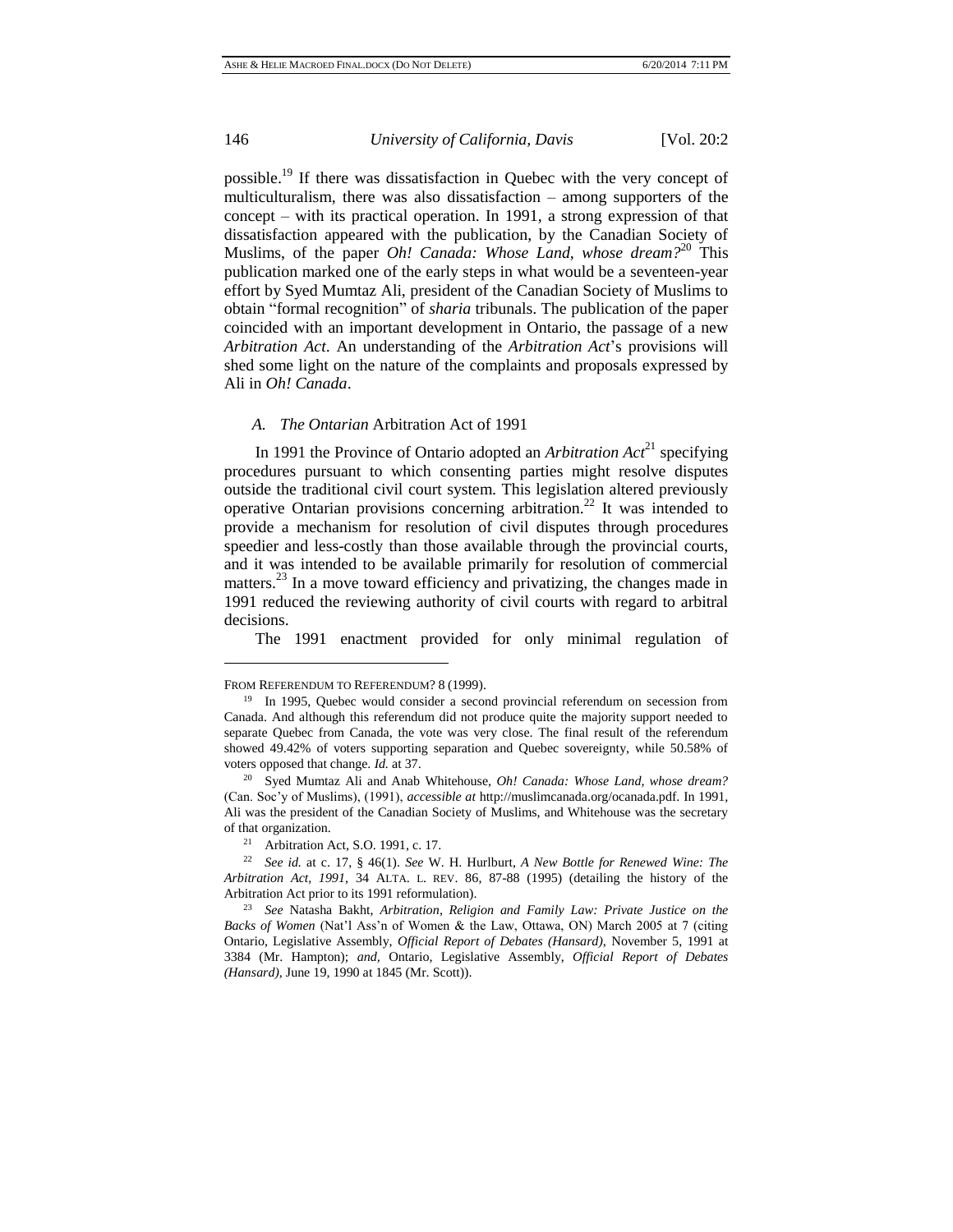possible.[19] If there was dissatisfaction in Quebec with the very concept of multiculturalism, there was also dissatisfaction – among supporters of the concept – with its practical operation. In 1991, a strong expression of that dissatisfaction appeared with the publication, by the Canadian Society of Muslims, of the paper *Oh! Canada: Whose Land, whose dream?*[20] This publication marked one of the early steps in what would be a seventeen-year effort by Syed Mumtaz Ali, president of the Canadian Society of Muslims to obtain "formal recognition" of *sharia* tribunals. The publication of the paper coincided with an important development in Ontario, the passage of a new *Arbitration Act*. An understanding of the *Arbitration Act*'s provisions will shed some light on the nature of the complaints and proposals expressed by Ali in *Oh! Canada*.

### *A. The Ontarian* Arbitration Act of 1991

In 1991 the Province of Ontario adopted an *Arbitration Act*[21] specifying procedures pursuant to which consenting parties might resolve disputes outside the traditional civil court system. This legislation altered previously operative Ontarian provisions concerning arbitration.[22] It was intended to provide a mechanism for resolution of civil disputes through procedures speedier and less-costly than those available through the provincial courts, and it was intended to be available primarily for resolution of commercial matters.[23] In a move toward efficiency and privatizing, the changes made in 1991 reduced the reviewing authority of civil courts with regard to arbitral decisions.

The 1991 enactment provided for only minimal regulation of

---

FROM REFERENDUM TO REFERENDUM? 8 (1999).

[19] In 1995, Quebec would consider a second provincial referendum on secession from Canada. And although this referendum did not produce quite the majority support needed to separate Quebec from Canada, the vote was very close. The final result of the referendum showed 49.42% of voters supporting separation and Quebec sovereignty, while 50.58% of voters opposed that change. *Id.* at 37.

[20] Syed Mumtaz Ali and Anab Whitehouse, *Oh! Canada: Whose Land, whose dream?* (Can. Soc'y of Muslims), (1991), *accessible at* http://muslimcanada.org/ocanada.pdf. In 1991, Ali was the president of the Canadian Society of Muslims, and Whitehouse was the secretary of that organization.

[21] Arbitration Act, S.O. 1991, c. 17.

[22] *See id.* at c. 17, § 46(1). *See* W. H. Hurlburt, *A New Bottle for Renewed Wine: The Arbitration Act, 1991*, 34 ALTA. L. REV. 86, 87-88 (1995) (detailing the history of the Arbitration Act prior to its 1991 reformulation).

[23] *See* Natasha Bakht, *Arbitration, Religion and Family Law: Private Justice on the Backs of Women* (Nat'l Ass'n of Women & the Law, Ottawa, ON) March 2005 at 7 (citing Ontario, Legislative Assembly, *Official Report of Debates (Hansard),* November 5, 1991 at 3384 (Mr. Hampton); *and,* Ontario, Legislative Assembly, *Official Report of Debates (Hansard),* June 19, 1990 at 1845 (Mr. Scott)).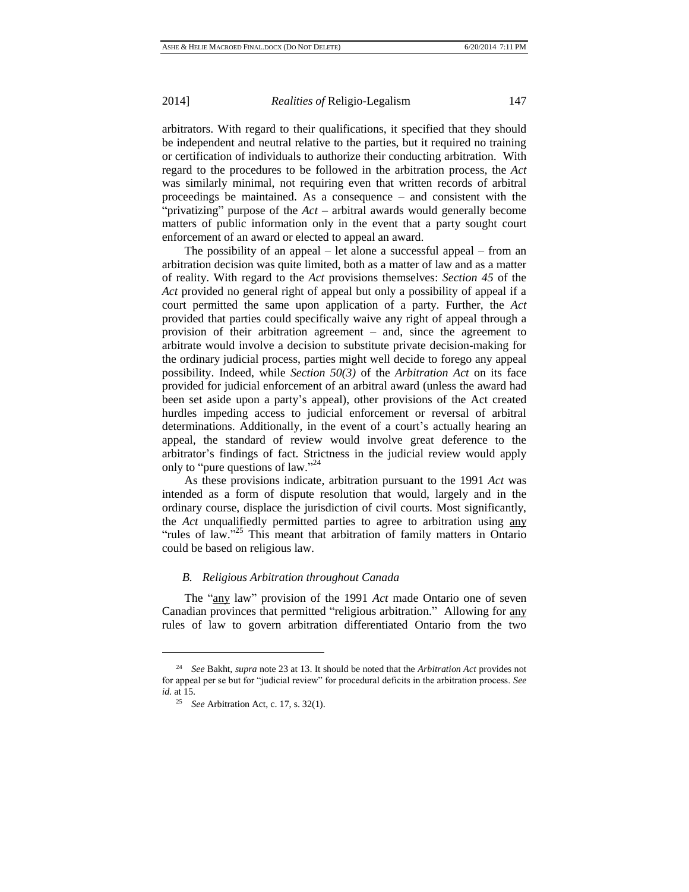arbitrators. With regard to their qualifications, it specified that they should be independent and neutral relative to the parties, but it required no training or certification of individuals to authorize their conducting arbitration. With regard to the procedures to be followed in the arbitration process, the *Act* was similarly minimal, not requiring even that written records of arbitral proceedings be maintained. As a consequence – and consistent with the "privatizing" purpose of the *Act* – arbitral awards would generally become matters of public information only in the event that a party sought court enforcement of an award or elected to appeal an award.

The possibility of an appeal – let alone a successful appeal – from an arbitration decision was quite limited, both as a matter of law and as a matter of reality. With regard to the *Act* provisions themselves: *Section 45* of the *Act* provided no general right of appeal but only a possibility of appeal if a court permitted the same upon application of a party. Further, the *Act* provided that parties could specifically waive any right of appeal through a provision of their arbitration agreement – and, since the agreement to arbitrate would involve a decision to substitute private decision-making for the ordinary judicial process, parties might well decide to forego any appeal possibility. Indeed, while *Section 50(3)* of the *Arbitration Act* on its face provided for judicial enforcement of an arbitral award (unless the award had been set aside upon a party's appeal), other provisions of the Act created hurdles impeding access to judicial enforcement or reversal of arbitral determinations. Additionally, in the event of a court's actually hearing an appeal, the standard of review would involve great deference to the arbitrator's findings of fact. Strictness in the judicial review would apply only to "pure questions of law."[24]

As these provisions indicate, arbitration pursuant to the 1991 *Act* was intended as a form of dispute resolution that would, largely and in the ordinary course, displace the jurisdiction of civil courts. Most significantly, the *Act* unqualifiedly permitted parties to agree to arbitration using <u>any</u> "rules of law."[25] This meant that arbitration of family matters in Ontario could be based on religious law.

### *B. Religious Arbitration throughout Canada*

The "<u>any</u> law" provision of the 1991 *Act* made Ontario one of seven Canadian provinces that permitted "religious arbitration." Allowing for <u>any</u> rules of law to govern arbitration differentiated Ontario from the two

---

[24] *See* Bakht, *supra* note 23 at 13. It should be noted that the *Arbitration Act* provides not for appeal per se but for "judicial review" for procedural deficits in the arbitration process. *See id.* at 15.

[25] *See* Arbitration Act, c. 17, s. 32(1).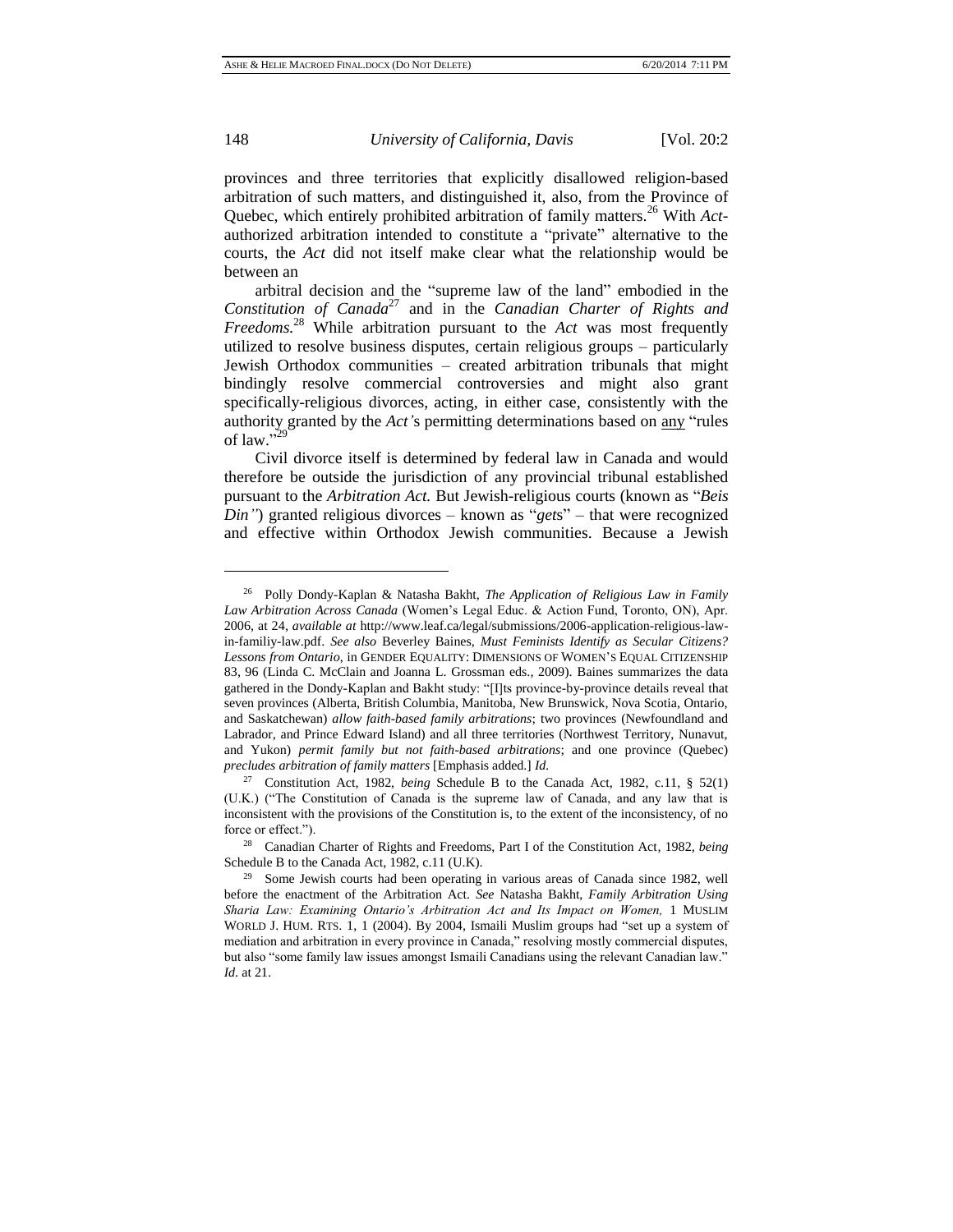provinces and three territories that explicitly disallowed religion-based arbitration of such matters, and distinguished it, also, from the Province of Quebec, which entirely prohibited arbitration of family matters.[26] With *Act*-authorized arbitration intended to constitute a "private" alternative to the courts, the *Act* did not itself make clear what the relationship would be between an

arbitral decision and the "supreme law of the land" embodied in the *Constitution of Canada*[27] and in the *Canadian Charter of Rights and Freedoms.*[28] While arbitration pursuant to the *Act* was most frequently utilized to resolve business disputes, certain religious groups – particularly Jewish Orthodox communities – created arbitration tribunals that might bindingly resolve commercial controversies and might also grant specifically-religious divorces, acting, in either case, consistently with the authority granted by the *Act'*s permitting determinations based on <u>any</u> "rules of law."[29]

Civil divorce itself is determined by federal law in Canada and would therefore be outside the jurisdiction of any provincial tribunal established pursuant to the *Arbitration Act.* But Jewish-religious courts (known as "*Beis Din"*) granted religious divorces – known as "*get*s" – that were recognized and effective within Orthodox Jewish communities. Because a Jewish

---

[26] Polly Dondy-Kaplan & Natasha Bakht, *The Application of Religious Law in Family Law Arbitration Across Canada* (Women's Legal Educ. & Action Fund, Toronto, ON), Apr. 2006, at 24, *available at* http://www.leaf.ca/legal/submissions/2006-application-religious-law-in-familiy-law.pdf. *See also* Beverley Baines, *Must Feminists Identify as Secular Citizens? Lessons from Ontario*, in GENDER EQUALITY: DIMENSIONS OF WOMEN'S EQUAL CITIZENSHIP 83, 96 (Linda C. McClain and Joanna L. Grossman eds., 2009). Baines summarizes the data gathered in the Dondy-Kaplan and Bakht study: "[I]ts province-by-province details reveal that seven provinces (Alberta, British Columbia, Manitoba, New Brunswick, Nova Scotia, Ontario, and Saskatchewan) *allow faith-based family arbitrations*; two provinces (Newfoundland and Labrador, and Prince Edward Island) and all three territories (Northwest Territory, Nunavut, and Yukon) *permit family but not faith-based arbitrations*; and one province (Quebec) *precludes arbitration of family matters* [Emphasis added.] *Id.*

[27] Constitution Act, 1982, *being* Schedule B to the Canada Act, 1982, c.11, § 52(1) (U.K.) ("The Constitution of Canada is the supreme law of Canada, and any law that is inconsistent with the provisions of the Constitution is, to the extent of the inconsistency, of no force or effect.").

[28] Canadian Charter of Rights and Freedoms, Part I of the Constitution Act, 1982, *being* Schedule B to the Canada Act, 1982, c.11 (U.K.).

[29] Some Jewish courts had been operating in various areas of Canada since 1982, well before the enactment of the Arbitration Act. *See* Natasha Bakht, *Family Arbitration Using Sharia Law: Examining Ontario's Arbitration Act and Its Impact on Women,* 1 MUSLIM WORLD J. HUM. RTS. 1, 1 (2004). By 2004, Ismaili Muslim groups had "set up a system of mediation and arbitration in every province in Canada," resolving mostly commercial disputes, but also "some family law issues amongst Ismaili Canadians using the relevant Canadian law." *Id.* at 21.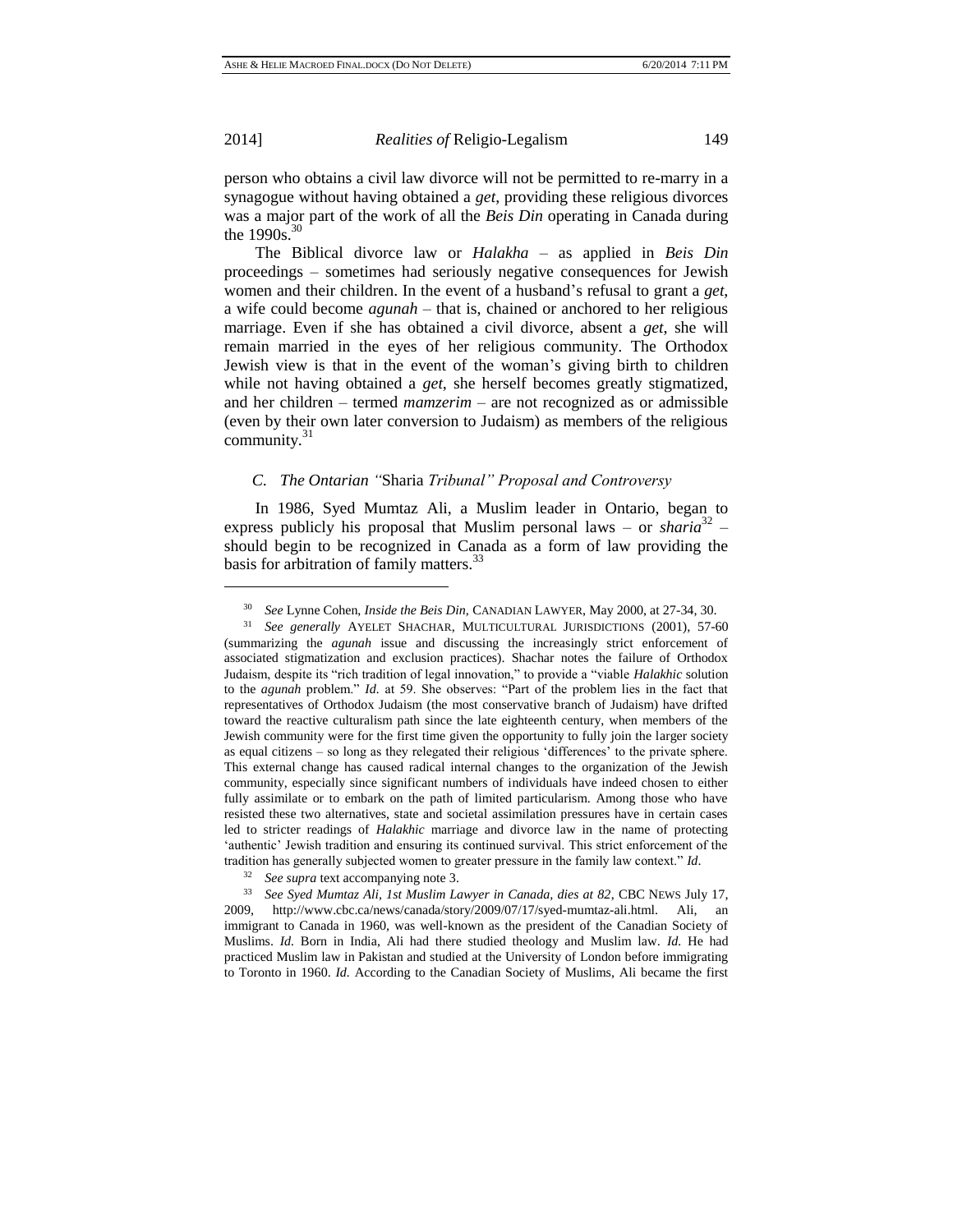person who obtains a civil law divorce will not be permitted to re-marry in a synagogue without having obtained a *get*, providing these religious divorces was a major part of the work of all the *Beis Din* operating in Canada during the 1990s.[30]

The Biblical divorce law or *Halakha* – as applied in *Beis Din* proceedings – sometimes had seriously negative consequences for Jewish women and their children. In the event of a husband's refusal to grant a *get*, a wife could become *agunah* – that is, chained or anchored to her religious marriage. Even if she has obtained a civil divorce, absent a *get*, she will remain married in the eyes of her religious community. The Orthodox Jewish view is that in the event of the woman's giving birth to children while not having obtained a *get*, she herself becomes greatly stigmatized, and her children – termed *mamzerim* – are not recognized as or admissible (even by their own later conversion to Judaism) as members of the religious community.[31]

### *C. The Ontarian "*Sharia *Tribunal" Proposal and Controversy*

In 1986, Syed Mumtaz Ali, a Muslim leader in Ontario, began to express publicly his proposal that Muslim personal laws – or *sharia*[32] – should begin to be recognized in Canada as a form of law providing the basis for arbitration of family matters.[33]

---

[30] *See* Lynne Cohen, *Inside the Beis Din*, CANADIAN LAWYER, May 2000, at 27-34, 30.

[31] *See generally* AYELET SHACHAR, MULTICULTURAL JURISDICTIONS (2001), 57-60 (summarizing the *agunah* issue and discussing the increasingly strict enforcement of associated stigmatization and exclusion practices). Shachar notes the failure of Orthodox Judaism, despite its "rich tradition of legal innovation," to provide a "viable *Halakhic* solution to the *agunah* problem." *Id.* at 59. She observes: "Part of the problem lies in the fact that representatives of Orthodox Judaism (the most conservative branch of Judaism) have drifted toward the reactive culturalism path since the late eighteenth century, when members of the Jewish community were for the first time given the opportunity to fully join the larger society as equal citizens – so long as they relegated their religious 'differences' to the private sphere. This external change has caused radical internal changes to the organization of the Jewish community, especially since significant numbers of individuals have indeed chosen to either fully assimilate or to embark on the path of limited particularism. Among those who have resisted these two alternatives, state and societal assimilation pressures have in certain cases led to stricter readings of *Halakhic* marriage and divorce law in the name of protecting 'authentic' Jewish tradition and ensuring its continued survival. This strict enforcement of the tradition has generally subjected women to greater pressure in the family law context." *Id*.

[32] *See supra* text accompanying note 3.

[33] *See Syed Mumtaz Ali, 1st Muslim Lawyer in Canada, dies at 82*, CBC NEWS July 17, 2009, http://www.cbc.ca/news/canada/story/2009/07/17/syed-mumtaz-ali.html. Ali, an immigrant to Canada in 1960, was well-known as the president of the Canadian Society of Muslims. *Id.* Born in India, Ali had there studied theology and Muslim law. *Id.* He had practiced Muslim law in Pakistan and studied at the University of London before immigrating to Toronto in 1960. *Id.* According to the Canadian Society of Muslims, Ali became the first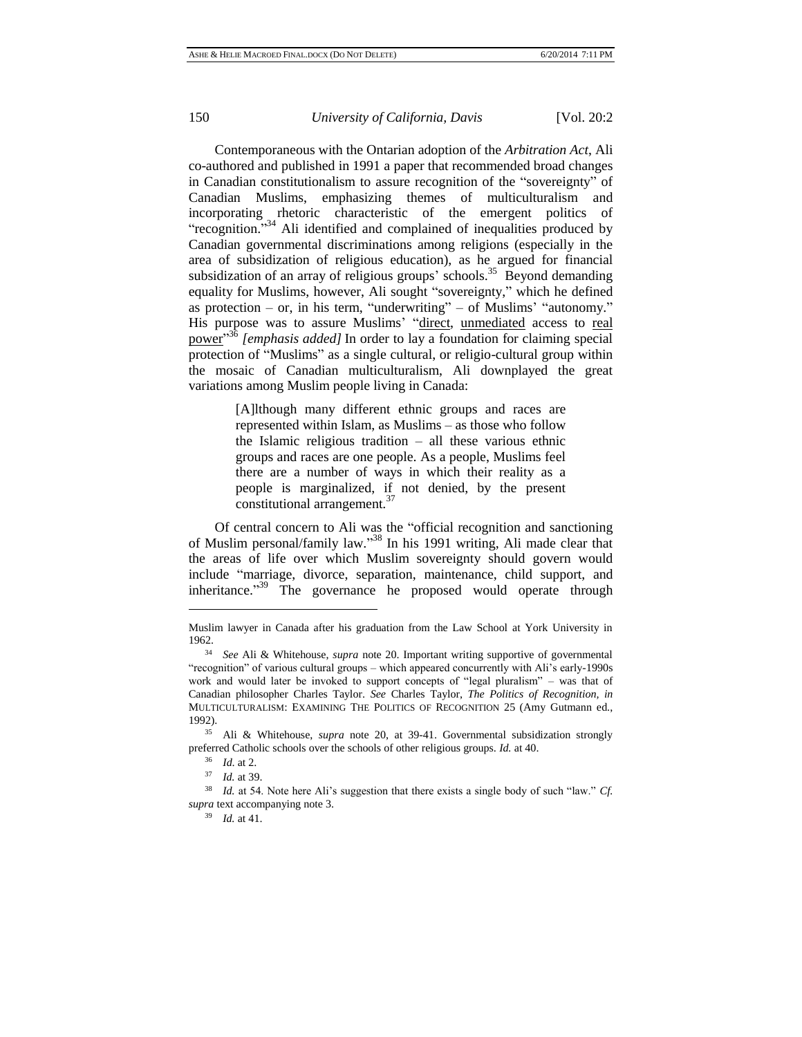Contemporaneous with the Ontarian adoption of the *Arbitration Act*, Ali co-authored and published in 1991 a paper that recommended broad changes in Canadian constitutionalism to assure recognition of the "sovereignty" of Canadian Muslims, emphasizing themes of multiculturalism and incorporating rhetoric characteristic of the emergent politics of "recognition."[34] Ali identified and complained of inequalities produced by Canadian governmental discriminations among religions (especially in the area of subsidization of religious education), as he argued for financial subsidization of an array of religious groups' schools.[35] Beyond demanding equality for Muslims, however, Ali sought "sovereignty," which he defined as protection – or, in his term, "underwriting" – of Muslims' "autonomy." His purpose was to assure Muslims' "<u>direct</u>, <u>unmediated</u> access to <u>real power</u>"[36] *[emphasis added]* In order to lay a foundation for claiming special protection of "Muslims" as a single cultural, or religio-cultural group within the mosaic of Canadian multiculturalism, Ali downplayed the great variations among Muslim people living in Canada:

> [A]lthough many different ethnic groups and races are represented within Islam, as Muslims – as those who follow the Islamic religious tradition – all these various ethnic groups and races are one people. As a people, Muslims feel there are a number of ways in which their reality as a people is marginalized, if not denied, by the present constitutional arrangement.[37]

Of central concern to Ali was the "official recognition and sanctioning of Muslim personal/family law."[38] In his 1991 writing, Ali made clear that the areas of life over which Muslim sovereignty should govern would include "marriage, divorce, separation, maintenance, child support, and inheritance."[39] The governance he proposed would operate through

---

Muslim lawyer in Canada after his graduation from the Law School at York University in 1962.

[34] *See* Ali & Whitehouse, *supra* note 20. Important writing supportive of governmental "recognition" of various cultural groups – which appeared concurrently with Ali's early-1990s work and would later be invoked to support concepts of "legal pluralism" – was that of Canadian philosopher Charles Taylor. *See* Charles Taylor, *The Politics of Recognition*, *in* MULTICULTURALISM: EXAMINING THE POLITICS OF RECOGNITION 25 (Amy Gutmann ed., 1992).

[35] Ali & Whitehouse, *supra* note 20, at 39-41. Governmental subsidization strongly preferred Catholic schools over the schools of other religious groups. *Id.* at 40.

[36] *Id.* at 2.

[37] *Id.* at 39.

[38] *Id.* at 54. Note here Ali's suggestion that there exists a single body of such "law." *Cf. supra* text accompanying note 3.

[39] *Id.* at 41.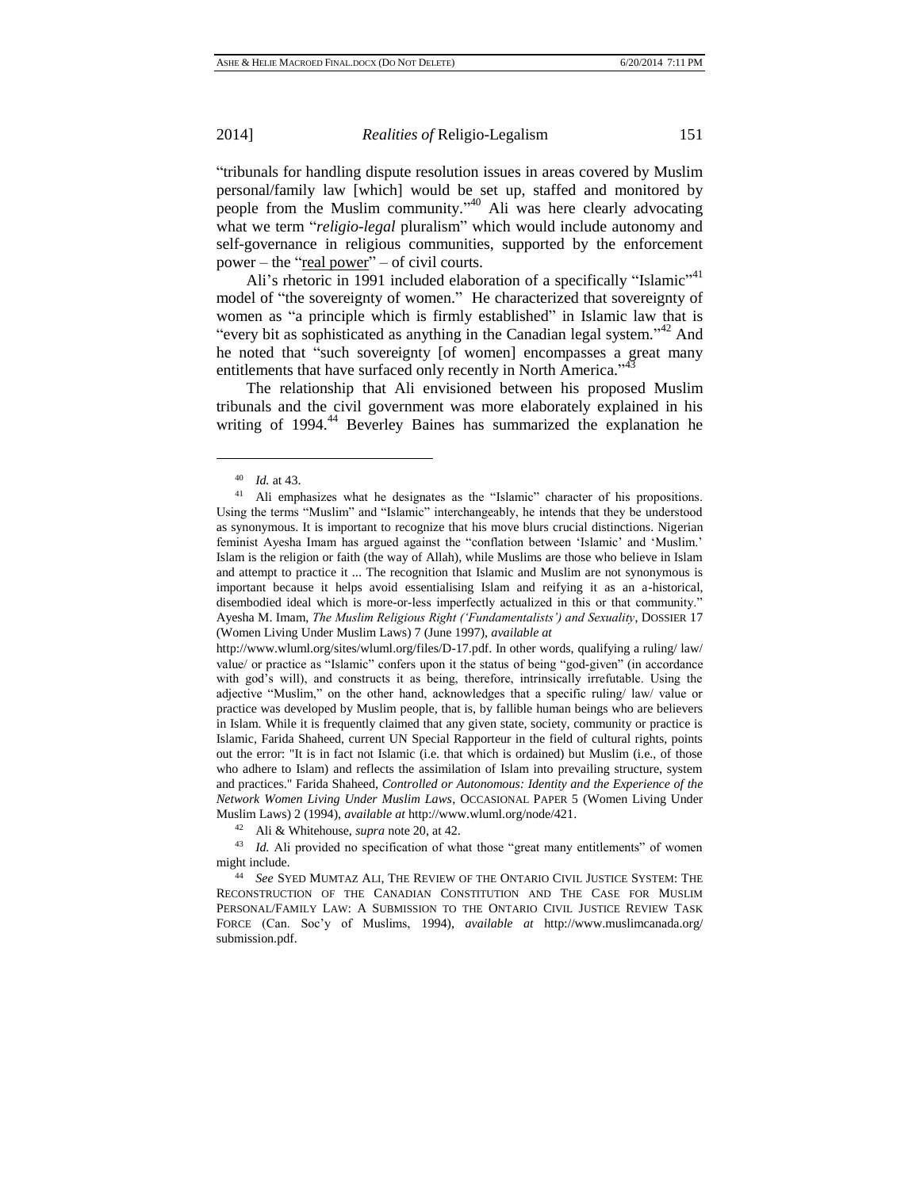"tribunals for handling dispute resolution issues in areas covered by Muslim personal/family law [which] would be set up, staffed and monitored by people from the Muslim community."[40] Ali was here clearly advocating what we term "*religio-legal* pluralism" which would include autonomy and self-governance in religious communities, supported by the enforcement power – the "real power" – of civil courts.

Ali's rhetoric in 1991 included elaboration of a specifically "Islamic"[41] model of "the sovereignty of women." He characterized that sovereignty of women as "a principle which is firmly established" in Islamic law that is "every bit as sophisticated as anything in the Canadian legal system."[42] And he noted that "such sovereignty [of women] encompasses a great many entitlements that have surfaced only recently in North America."[43]

The relationship that Ali envisioned between his proposed Muslim tribunals and the civil government was more elaborately explained in his writing of 1994.[44] Beverley Baines has summarized the explanation he

---

[40] *Id.* at 43.

[41] Ali emphasizes what he designates as the "Islamic" character of his propositions. Using the terms "Muslim" and "Islamic" interchangeably, he intends that they be understood as synonymous. It is important to recognize that his move blurs crucial distinctions. Nigerian feminist Ayesha Imam has argued against the "conflation between 'Islamic' and 'Muslim.' Islam is the religion or faith (the way of Allah), while Muslims are those who believe in Islam and attempt to practice it ... The recognition that Islamic and Muslim are not synonymous is important because it helps avoid essentialising Islam and reifying it as an a-historical, disembodied ideal which is more-or-less imperfectly actualized in this or that community." Ayesha M. Imam, *The Muslim Religious Right ('Fundamentalists') and Sexuality*, DOSSIER 17 (Women Living Under Muslim Laws) 7 (June 1997), *available at* http://www.wluml.org/sites/wluml.org/files/D-17.pdf. In other words, qualifying a ruling/ law/ value/ or practice as "Islamic" confers upon it the status of being "god-given" (in accordance with god's will), and constructs it as being, therefore, intrinsically irrefutable. Using the adjective "Muslim," on the other hand, acknowledges that a specific ruling/ law/ value or practice was developed by Muslim people, that is, by fallible human beings who are believers in Islam. While it is frequently claimed that any given state, society, community or practice is Islamic, Farida Shaheed, current UN Special Rapporteur in the field of cultural rights, points out the error: "It is in fact not Islamic (i.e. that which is ordained) but Muslim (i.e., of those who adhere to Islam) and reflects the assimilation of Islam into prevailing structure, system and practices." Farida Shaheed, *Controlled or Autonomous: Identity and the Experience of the Network Women Living Under Muslim Laws*, OCCASIONAL PAPER 5 (Women Living Under Muslim Laws) 2 (1994), *available at* http://www.wluml.org/node/421.

[42] Ali & Whitehouse, *supra* note 20, at 42.

[43] *Id.* Ali provided no specification of what those "great many entitlements" of women might include.

[44] *See* SYED MUMTAZ ALI, THE REVIEW OF THE ONTARIO CIVIL JUSTICE SYSTEM: THE RECONSTRUCTION OF THE CANADIAN CONSTITUTION AND THE CASE FOR MUSLIM PERSONAL/FAMILY LAW: A SUBMISSION TO THE ONTARIO CIVIL JUSTICE REVIEW TASK FORCE (Can. Soc'y of Muslims, 1994), *available at* http://www.muslimcanada.org/submission.pdf.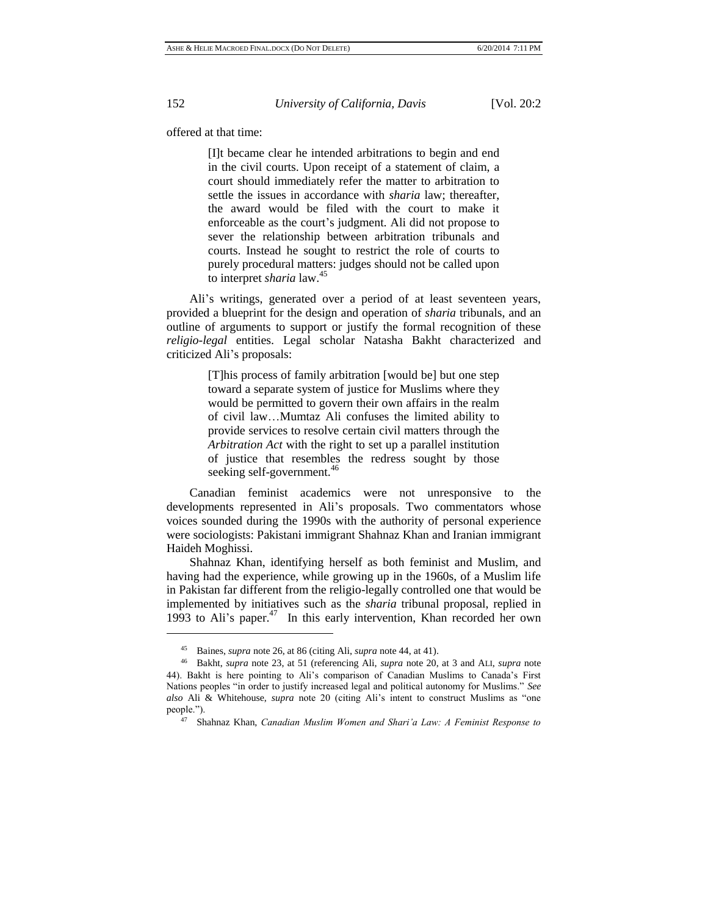offered at that time:

> [I]t became clear he intended arbitrations to begin and end in the civil courts. Upon receipt of a statement of claim, a court should immediately refer the matter to arbitration to settle the issues in accordance with *sharia* law; thereafter, the award would be filed with the court to make it enforceable as the court's judgment. Ali did not propose to sever the relationship between arbitration tribunals and courts. Instead he sought to restrict the role of courts to purely procedural matters: judges should not be called upon to interpret *sharia* law.[45]

Ali's writings, generated over a period of at least seventeen years, provided a blueprint for the design and operation of *sharia* tribunals, and an outline of arguments to support or justify the formal recognition of these *religio-legal* entities. Legal scholar Natasha Bakht characterized and criticized Ali's proposals:

> [T]his process of family arbitration [would be] but one step toward a separate system of justice for Muslims where they would be permitted to govern their own affairs in the realm of civil law…Mumtaz Ali confuses the limited ability to provide services to resolve certain civil matters through the *Arbitration Act* with the right to set up a parallel institution of justice that resembles the redress sought by those seeking self-government.[46]

Canadian feminist academics were not unresponsive to the developments represented in Ali's proposals. Two commentators whose voices sounded during the 1990s with the authority of personal experience were sociologists: Pakistani immigrant Shahnaz Khan and Iranian immigrant Haideh Moghissi.

Shahnaz Khan, identifying herself as both feminist and Muslim, and having had the experience, while growing up in the 1960s, of a Muslim life in Pakistan far different from the religio-legally controlled one that would be implemented by initiatives such as the *sharia* tribunal proposal, replied in 1993 to Ali's paper.[47] In this early intervention, Khan recorded her own

---

[45] Baines, *supra* note 26, at 86 (citing Ali, *supra* note 44, at 41).

[46] Bakht, *supra* note 23, at 51 (referencing Ali, *supra* note 20, at 3 and ALI, *supra* note 44). Bakht is here pointing to Ali's comparison of Canadian Muslims to Canada's First Nations peoples "in order to justify increased legal and political autonomy for Muslims." *See also* Ali & Whitehouse, *supra* note 20 (citing Ali's intent to construct Muslims as "one people.").

[47] Shahnaz Khan, *Canadian Muslim Women and Shari'a Law: A Feminist Response to*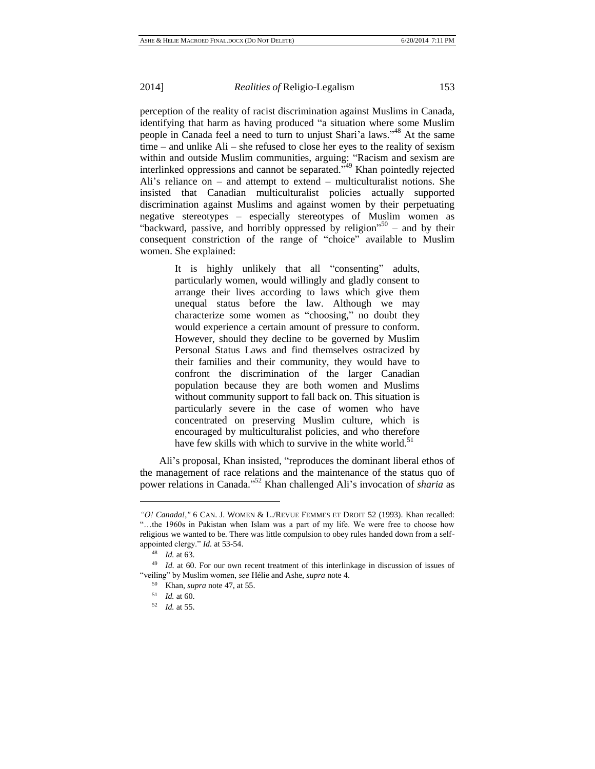perception of the reality of racist discrimination against Muslims in Canada, identifying that harm as having produced "a situation where some Muslim people in Canada feel a need to turn to unjust Shari'a laws."[48] At the same time – and unlike Ali – she refused to close her eyes to the reality of sexism within and outside Muslim communities, arguing: "Racism and sexism are interlinked oppressions and cannot be separated."[49] Khan pointedly rejected Ali's reliance on – and attempt to extend – multiculturalist notions. She insisted that Canadian multiculturalist policies actually supported discrimination against Muslims and against women by their perpetuating negative stereotypes – especially stereotypes of Muslim women as "backward, passive, and horribly oppressed by religion"[50] – and by their consequent constriction of the range of "choice" available to Muslim women. She explained:

> It is highly unlikely that all "consenting" adults, particularly women, would willingly and gladly consent to arrange their lives according to laws which give them unequal status before the law. Although we may characterize some women as "choosing," no doubt they would experience a certain amount of pressure to conform. However, should they decline to be governed by Muslim Personal Status Laws and find themselves ostracized by their families and their community, they would have to confront the discrimination of the larger Canadian population because they are both women and Muslims without community support to fall back on. This situation is particularly severe in the case of women who have concentrated on preserving Muslim culture, which is encouraged by multiculturalist policies, and who therefore have few skills with which to survive in the white world.[51]

Ali's proposal, Khan insisted, "reproduces the dominant liberal ethos of the management of race relations and the maintenance of the status quo of power relations in Canada."[52] Khan challenged Ali's invocation of *sharia* as

---

*"O! Canada!,"* 6 CAN. J. WOMEN & L./REVUE FEMMES ET DROIT 52 (1993). Khan recalled: "…the 1960s in Pakistan when Islam was a part of my life. We were free to choose how religious we wanted to be. There was little compulsion to obey rules handed down from a self-appointed clergy." *Id.* at 53-54.

[48] *Id.* at 63.

[49] *Id.* at 60. For our own recent treatment of this interlinkage in discussion of issues of "veiling" by Muslim women, *see* Hélie and Ashe, *supra* note 4.

[50] Khan, *supra* note 47, at 55.

[51] *Id.* at 60.

[52] *Id.* at 55.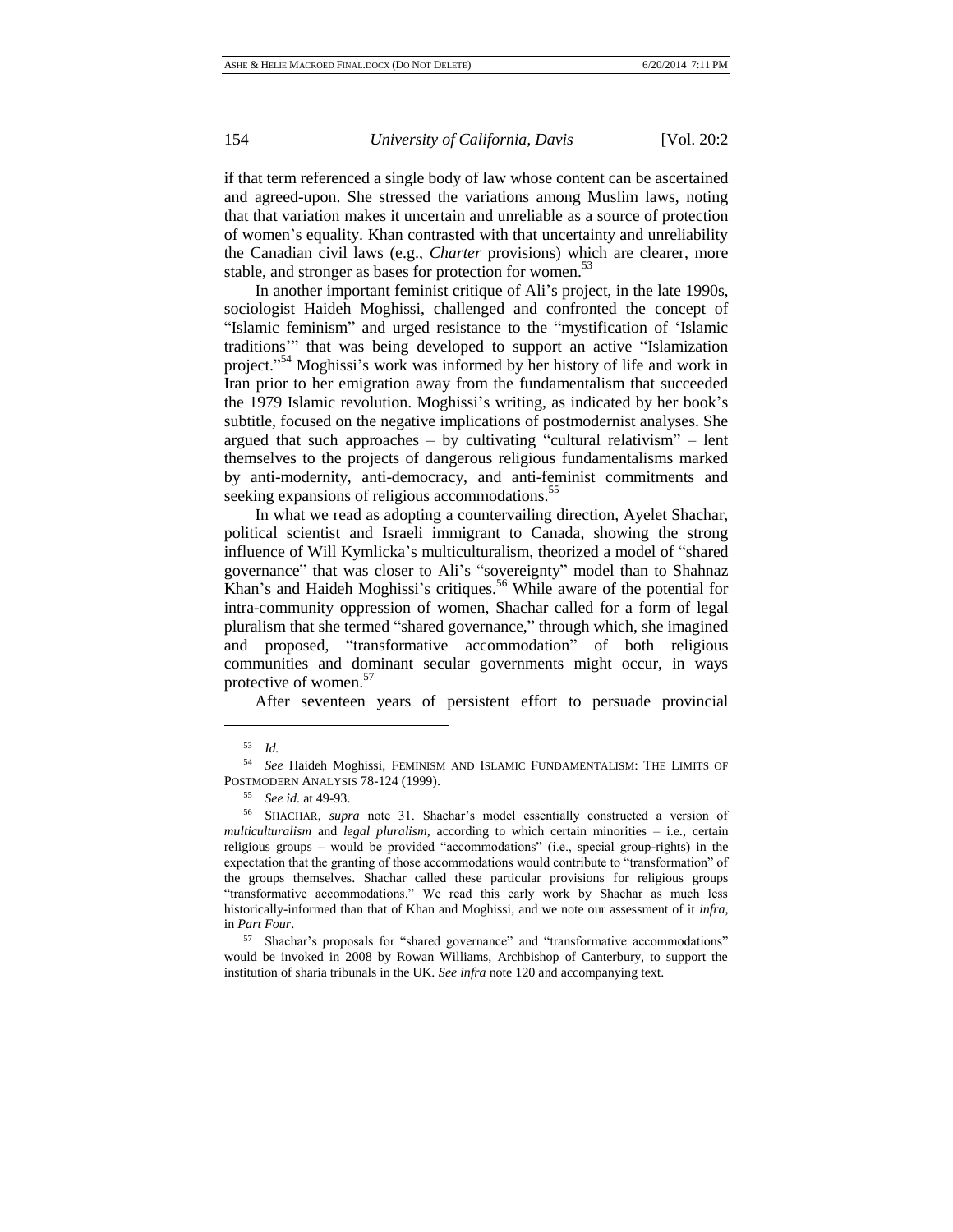if that term referenced a single body of law whose content can be ascertained and agreed-upon. She stressed the variations among Muslim laws, noting that that variation makes it uncertain and unreliable as a source of protection of women's equality. Khan contrasted with that uncertainty and unreliability the Canadian civil laws (e.g., *Charter* provisions) which are clearer, more stable, and stronger as bases for protection for women.[53]

In another important feminist critique of Ali's project, in the late 1990s, sociologist Haideh Moghissi, challenged and confronted the concept of "Islamic feminism" and urged resistance to the "mystification of 'Islamic traditions'" that was being developed to support an active "Islamization project."[54] Moghissi's work was informed by her history of life and work in Iran prior to her emigration away from the fundamentalism that succeeded the 1979 Islamic revolution. Moghissi's writing, as indicated by her book's subtitle, focused on the negative implications of postmodernist analyses. She argued that such approaches – by cultivating "cultural relativism" – lent themselves to the projects of dangerous religious fundamentalisms marked by anti-modernity, anti-democracy, and anti-feminist commitments and seeking expansions of religious accommodations.[55]

In what we read as adopting a countervailing direction, Ayelet Shachar, political scientist and Israeli immigrant to Canada, showing the strong influence of Will Kymlicka's multiculturalism, theorized a model of "shared governance" that was closer to Ali's "sovereignty" model than to Shahnaz Khan's and Haideh Moghissi's critiques.[56] While aware of the potential for intra-community oppression of women, Shachar called for a form of legal pluralism that she termed "shared governance," through which, she imagined and proposed, "transformative accommodation" of both religious communities and dominant secular governments might occur, in ways protective of women.[57]

After seventeen years of persistent effort to persuade provincial

---

[53] *Id.*

[54] *See* Haideh Moghissi, FEMINISM AND ISLAMIC FUNDAMENTALISM: THE LIMITS OF POSTMODERN ANALYSIS 78-124 (1999).

[55] *See id.* at 49-93.

[56] SHACHAR, *supra* note 31. Shachar's model essentially constructed a version of *multiculturalism* and *legal pluralism*, according to which certain minorities – i.e., certain religious groups – would be provided "accommodations" (i.e., special group-rights) in the expectation that the granting of those accommodations would contribute to "transformation" of the groups themselves. Shachar called these particular provisions for religious groups "transformative accommodations." We read this early work by Shachar as much less historically-informed than that of Khan and Moghissi, and we note our assessment of it *infra*, in *Part Four*.

[57] Shachar's proposals for "shared governance" and "transformative accommodations" would be invoked in 2008 by Rowan Williams, Archbishop of Canterbury, to support the institution of sharia tribunals in the UK. *See infra* note 120 and accompanying text.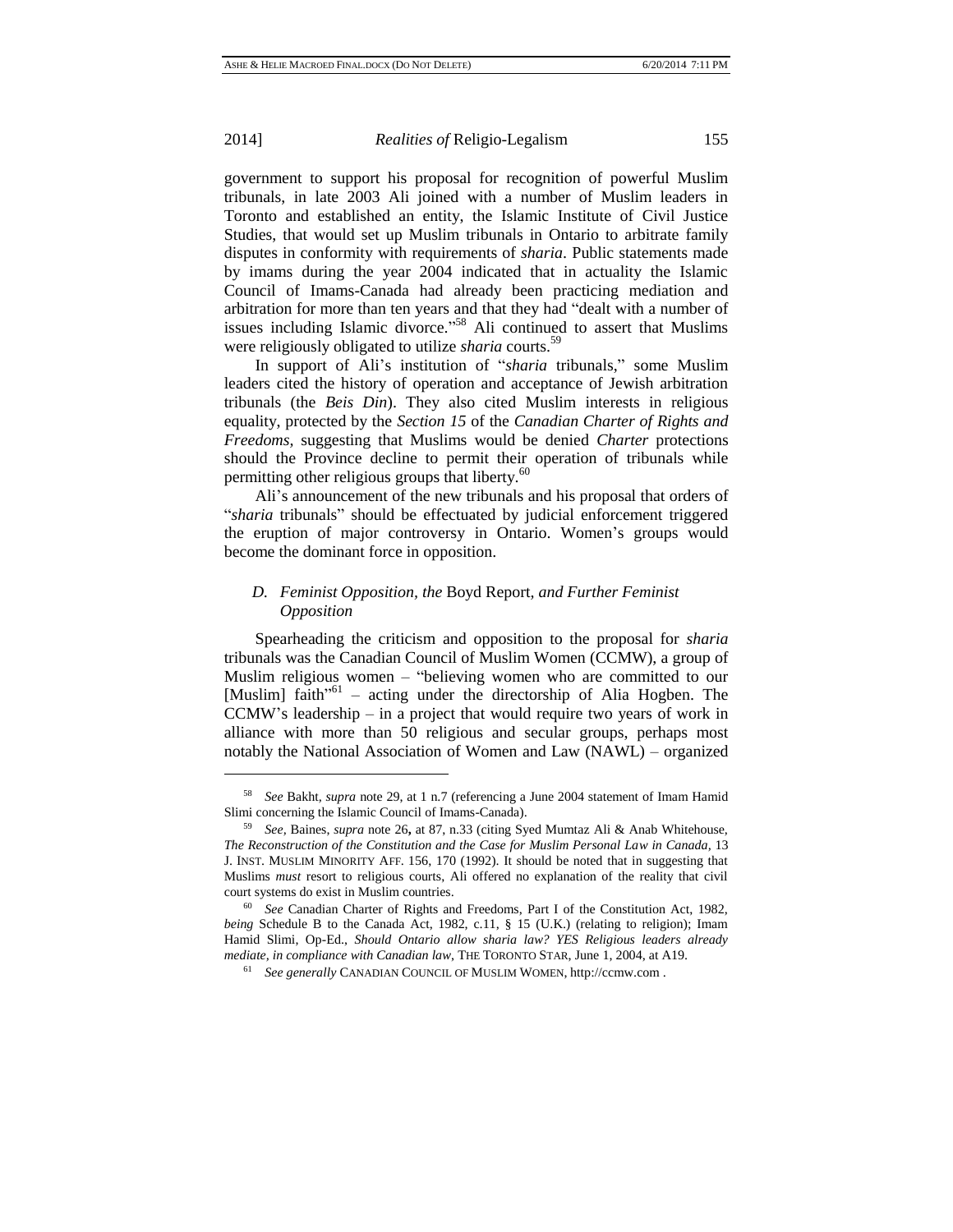government to support his proposal for recognition of powerful Muslim tribunals, in late 2003 Ali joined with a number of Muslim leaders in Toronto and established an entity, the Islamic Institute of Civil Justice Studies, that would set up Muslim tribunals in Ontario to arbitrate family disputes in conformity with requirements of *sharia*. Public statements made by imams during the year 2004 indicated that in actuality the Islamic Council of Imams-Canada had already been practicing mediation and arbitration for more than ten years and that they had "dealt with a number of issues including Islamic divorce."[58] Ali continued to assert that Muslims were religiously obligated to utilize *sharia* courts.[59]

In support of Ali's institution of "*sharia* tribunals," some Muslim leaders cited the history of operation and acceptance of Jewish arbitration tribunals (the *Beis Din*). They also cited Muslim interests in religious equality, protected by the *Section 15* of the *Canadian Charter of Rights and Freedoms*, suggesting that Muslims would be denied *Charter* protections should the Province decline to permit their operation of tribunals while permitting other religious groups that liberty.[60]

Ali's announcement of the new tribunals and his proposal that orders of "*sharia* tribunals" should be effectuated by judicial enforcement triggered the eruption of major controversy in Ontario. Women's groups would become the dominant force in opposition.

### *D. Feminist Opposition, the* Boyd Report, *and Further Feminist Opposition*

Spearheading the criticism and opposition to the proposal for *sharia* tribunals was the Canadian Council of Muslim Women (CCMW), a group of Muslim religious women – "believing women who are committed to our [Muslim] faith"[61] – acting under the directorship of Alia Hogben. The CCMW's leadership – in a project that would require two years of work in alliance with more than 50 religious and secular groups, perhaps most notably the National Association of Women and Law (NAWL) – organized

---

[58] *See* Bakht, *supra* note 29, at 1 n.7 (referencing a June 2004 statement of Imam Hamid Slimi concerning the Islamic Council of Imams-Canada).

[59] *See,* Baines, *supra* note 26**,** at 87, n.33 (citing Syed Mumtaz Ali & Anab Whitehouse, *The Reconstruction of the Constitution and the Case for Muslim Personal Law in Canada*, 13 J. INST. MUSLIM MINORITY AFF. 156, 170 (1992). It should be noted that in suggesting that Muslims *must* resort to religious courts, Ali offered no explanation of the reality that civil court systems do exist in Muslim countries.

[60] *See* Canadian Charter of Rights and Freedoms, Part I of the Constitution Act, 1982, *being* Schedule B to the Canada Act, 1982, c.11, § 15 (U.K.) (relating to religion); Imam Hamid Slimi, Op-Ed., *Should Ontario allow sharia law? YES Religious leaders already mediate, in compliance with Canadian law*, THE TORONTO STAR, June 1, 2004, at A19.

[61] *See generally* CANADIAN COUNCIL OF MUSLIM WOMEN, http://ccmw.com .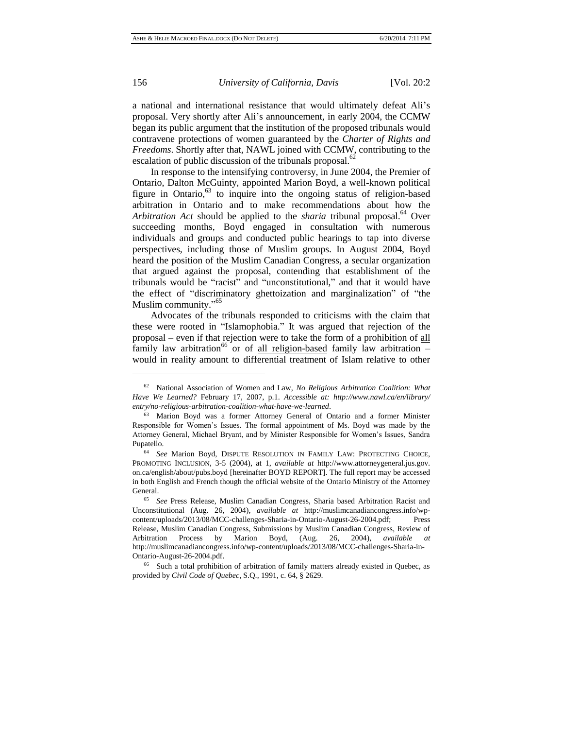a national and international resistance that would ultimately defeat Ali's proposal. Very shortly after Ali's announcement, in early 2004, the CCMW began its public argument that the institution of the proposed tribunals would contravene protections of women guaranteed by the *Charter of Rights and Freedoms*. Shortly after that, NAWL joined with CCMW, contributing to the escalation of public discussion of the tribunals proposal.[62]

In response to the intensifying controversy, in June 2004, the Premier of Ontario, Dalton McGuinty, appointed Marion Boyd, a well-known political figure in Ontario,[63] to inquire into the ongoing status of religion-based arbitration in Ontario and to make recommendations about how the *Arbitration Act* should be applied to the *sharia* tribunal proposal.[64] Over succeeding months, Boyd engaged in consultation with numerous individuals and groups and conducted public hearings to tap into diverse perspectives, including those of Muslim groups. In August 2004, Boyd heard the position of the Muslim Canadian Congress, a secular organization that argued against the proposal, contending that establishment of the tribunals would be "racist" and "unconstitutional," and that it would have the effect of "discriminatory ghettoization and marginalization" of "the Muslim community."[65]

Advocates of the tribunals responded to criticisms with the claim that these were rooted in "Islamophobia." It was argued that rejection of the proposal – even if that rejection were to take the form of a prohibition of <u>all</u> family law arbitration[66] or of <u>all religion-based</u> family law arbitration – would in reality amount to differential treatment of Islam relative to other

---

[62] National Association of Women and Law, *No Religious Arbitration Coalition: What Have We Learned?* February 17, 2007, p.1. *Accessible at: http://www.nawl.ca/en/library/entry/no-religious-arbitration-coalition-what-have-we-learned*.

[63] Marion Boyd was a former Attorney General of Ontario and a former Minister Responsible for Women's Issues. The formal appointment of Ms. Boyd was made by the Attorney General, Michael Bryant, and by Minister Responsible for Women's Issues, Sandra Pupatello.

[64] *See* Marion Boyd, DISPUTE RESOLUTION IN FAMILY LAW: PROTECTING CHOICE, PROMOTING INCLUSION, 3-5 (2004), at 1, *available at* http://www.attorneygeneral.jus.gov.on.ca/english/about/pubs.boyd [hereinafter BOYD REPORT]. The full report may be accessed in both English and French though the official website of the Ontario Ministry of the Attorney General.

[65] *See* Press Release, Muslim Canadian Congress, Sharia based Arbitration Racist and Unconstitutional (Aug. 26, 2004), *available at* http://muslimcanadiancongress.info/wp-content/uploads/2013/08/MCC-challenges-Sharia-in-Ontario-August-26-2004.pdf; Press Release, Muslim Canadian Congress, Submissions by Muslim Canadian Congress, Review of Arbitration Process by Marion Boyd, (Aug. 26, 2004), *available at* http://muslimcanadiancongress.info/wp-content/uploads/2013/08/MCC-challenges-Sharia-in-Ontario-August-26-2004.pdf.

[66] Such a total prohibition of arbitration of family matters already existed in Quebec, as provided by *Civil Code of Quebec*, S.Q., 1991, c. 64, § 2629.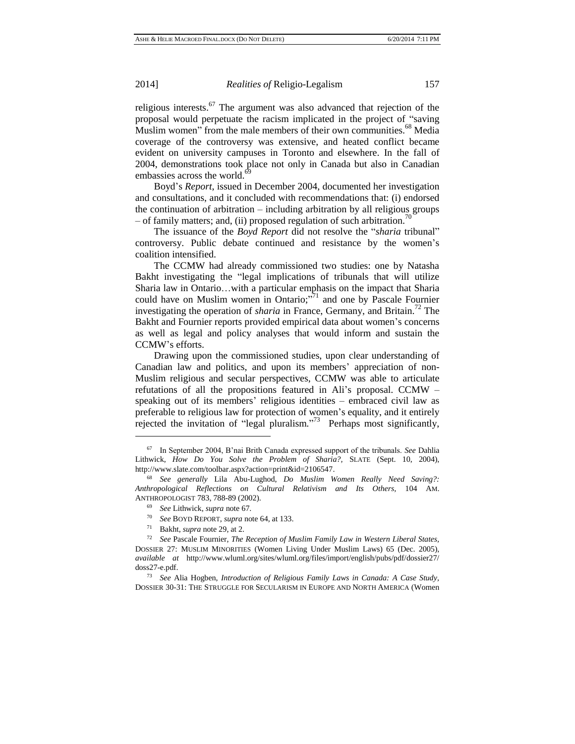religious interests.[67] The argument was also advanced that rejection of the proposal would perpetuate the racism implicated in the project of "saving Muslim women" from the male members of their own communities.[68] Media coverage of the controversy was extensive, and heated conflict became evident on university campuses in Toronto and elsewhere. In the fall of 2004, demonstrations took place not only in Canada but also in Canadian embassies across the world.[69]

Boyd's *Report*, issued in December 2004, documented her investigation and consultations, and it concluded with recommendations that: (i) endorsed the continuation of arbitration – including arbitration by all religious groups – of family matters; and, (ii) proposed regulation of such arbitration.[70]

The issuance of the *Boyd Report* did not resolve the "*sharia* tribunal" controversy. Public debate continued and resistance by the women's coalition intensified.

The CCMW had already commissioned two studies: one by Natasha Bakht investigating the "legal implications of tribunals that will utilize Sharia law in Ontario…with a particular emphasis on the impact that Sharia could have on Muslim women in Ontario;"[71] and one by Pascale Fournier investigating the operation of *sharia* in France, Germany, and Britain.[72] The Bakht and Fournier reports provided empirical data about women's concerns as well as legal and policy analyses that would inform and sustain the CCMW's efforts.

Drawing upon the commissioned studies, upon clear understanding of Canadian law and politics, and upon its members' appreciation of non-Muslim religious and secular perspectives, CCMW was able to articulate refutations of all the propositions featured in Ali's proposal. CCMW – speaking out of its members' religious identities – embraced civil law as preferable to religious law for protection of women's equality, and it entirely rejected the invitation of "legal pluralism."[73] Perhaps most significantly,

---

[67] In September 2004, B'nai Brith Canada expressed support of the tribunals. *See* Dahlia Lithwick, *How Do You Solve the Problem of Sharia?*, SLATE (Sept. 10, 2004), http://www.slate.com/toolbar.aspx?action=print&id=2106547.

[68] *See generally* Lila Abu-Lughod, *Do Muslim Women Really Need Saving?: Anthropological Reflections on Cultural Relativism and Its Others*, 104 AM. ANTHROPOLOGIST 783, 788-89 (2002).

[69] *See* Lithwick, *supra* note 67.

[70] *See* BOYD REPORT, *supra* note 64, at 133.

[71] Bakht, *supra* note 29, at 2.

[72] *See* Pascale Fournier, *The Reception of Muslim Family Law in Western Liberal States*, DOSSIER 27: MUSLIM MINORITIES (Women Living Under Muslim Laws) 65 (Dec. 2005), *available at* http://www.wluml.org/sites/wluml.org/files/import/english/pubs/pdf/dossier27/doss27-e.pdf.

[73] *See* Alia Hogben, *Introduction of Religious Family Laws in Canada: A Case Study*, DOSSIER 30-31: THE STRUGGLE FOR SECULARISM IN EUROPE AND NORTH AMERICA (Women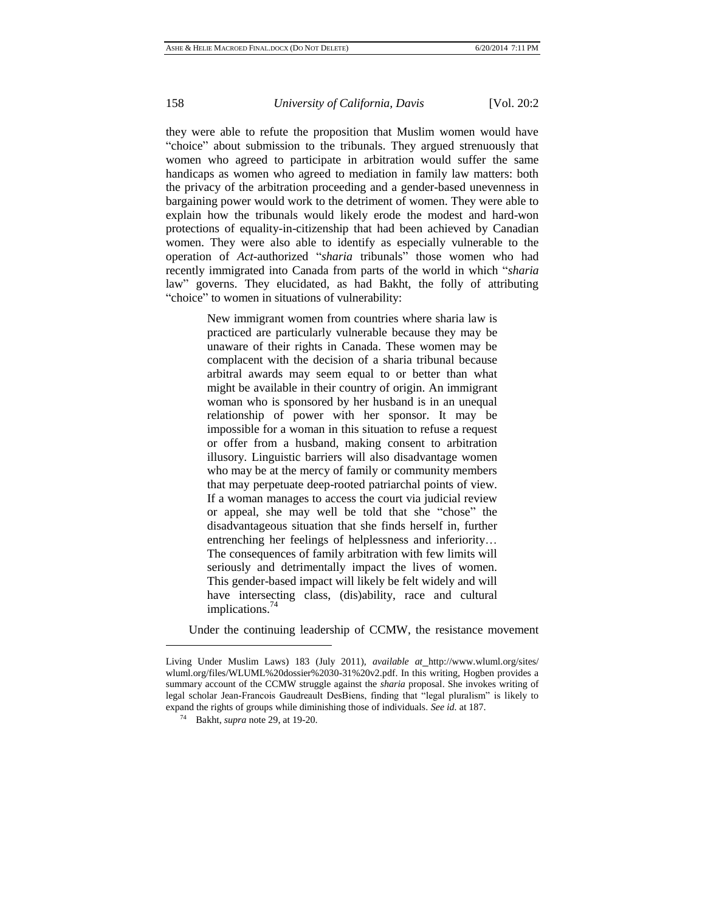they were able to refute the proposition that Muslim women would have "choice" about submission to the tribunals. They argued strenuously that women who agreed to participate in arbitration would suffer the same handicaps as women who agreed to mediation in family law matters: both the privacy of the arbitration proceeding and a gender-based unevenness in bargaining power would work to the detriment of women. They were able to explain how the tribunals would likely erode the modest and hard-won protections of equality-in-citizenship that had been achieved by Canadian women. They were also able to identify as especially vulnerable to the operation of *Act*-authorized "*sharia* tribunals" those women who had recently immigrated into Canada from parts of the world in which "*sharia* law" governs. They elucidated, as had Bakht, the folly of attributing "choice" to women in situations of vulnerability:

> New immigrant women from countries where sharia law is practiced are particularly vulnerable because they may be unaware of their rights in Canada. These women may be complacent with the decision of a sharia tribunal because arbitral awards may seem equal to or better than what might be available in their country of origin. An immigrant woman who is sponsored by her husband is in an unequal relationship of power with her sponsor. It may be impossible for a woman in this situation to refuse a request or offer from a husband, making consent to arbitration illusory. Linguistic barriers will also disadvantage women who may be at the mercy of family or community members that may perpetuate deep-rooted patriarchal points of view. If a woman manages to access the court via judicial review or appeal, she may well be told that she "chose" the disadvantageous situation that she finds herself in, further entrenching her feelings of helplessness and inferiority… The consequences of family arbitration with few limits will seriously and detrimentally impact the lives of women. This gender-based impact will likely be felt widely and will have intersecting class, (dis)ability, race and cultural implications.[74]

Under the continuing leadership of CCMW, the resistance movement

---

Living Under Muslim Laws) 183 (July 2011), *available at* http://www.wluml.org/sites/wluml.org/files/WLUML%20dossier%2030-31%20v2.pdf. In this writing, Hogben provides a summary account of the CCMW struggle against the *sharia* proposal. She invokes writing of legal scholar Jean-Francois Gaudreault DesBiens, finding that "legal pluralism" is likely to expand the rights of groups while diminishing those of individuals. *See id.* at 187.

[74] Bakht, *supra* note 29, at 19-20.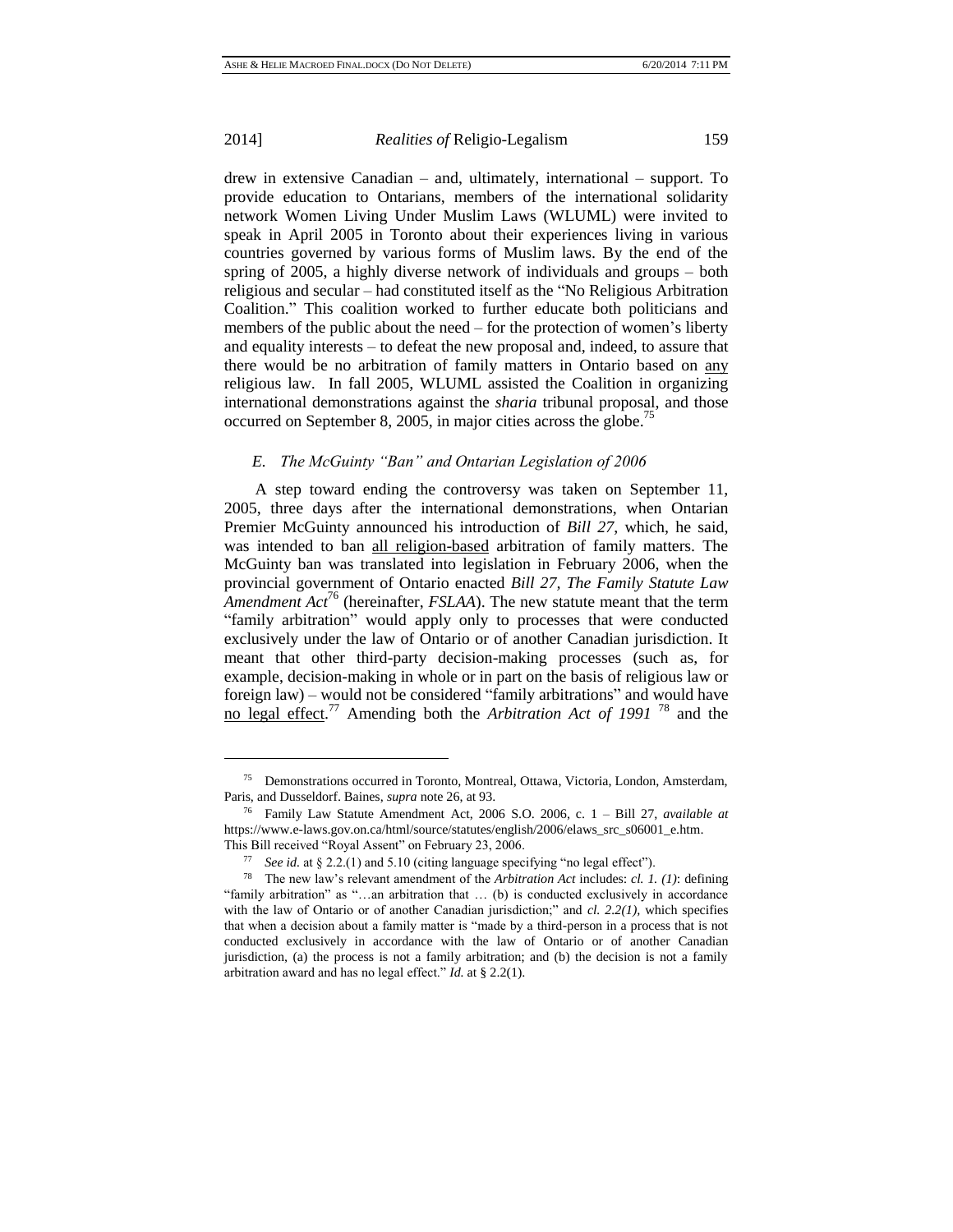drew in extensive Canadian – and, ultimately, international – support. To provide education to Ontarians, members of the international solidarity network Women Living Under Muslim Laws (WLUML) were invited to speak in April 2005 in Toronto about their experiences living in various countries governed by various forms of Muslim laws. By the end of the spring of 2005, a highly diverse network of individuals and groups – both religious and secular – had constituted itself as the "No Religious Arbitration Coalition." This coalition worked to further educate both politicians and members of the public about the need – for the protection of women's liberty and equality interests – to defeat the new proposal and, indeed, to assure that there would be no arbitration of family matters in Ontario based on <u>any</u> religious law. In fall 2005, WLUML assisted the Coalition in organizing international demonstrations against the *sharia* tribunal proposal, and those occurred on September 8, 2005, in major cities across the globe.[75]

### *E. The McGuinty "Ban" and Ontarian Legislation of 2006*

A step toward ending the controversy was taken on September 11, 2005, three days after the international demonstrations, when Ontarian Premier McGuinty announced his introduction of *Bill 27*, which, he said, was intended to ban <u>all religion-based</u> arbitration of family matters. The McGuinty ban was translated into legislation in February 2006, when the provincial government of Ontario enacted *Bill 27, The Family Statute Law Amendment Act*[76] (hereinafter, *FSLAA*). The new statute meant that the term "family arbitration" would apply only to processes that were conducted exclusively under the law of Ontario or of another Canadian jurisdiction. It meant that other third-party decision-making processes (such as, for example, decision-making in whole or in part on the basis of religious law or foreign law) – would not be considered "family arbitrations" and would have <u>no legal effect</u>.[77] Amending both the *Arbitration Act of 1991* [78] and the

---

[75] Demonstrations occurred in Toronto, Montreal, Ottawa, Victoria, London, Amsterdam, Paris, and Dusseldorf. Baines, *supra* note 26, at 93.

[76] Family Law Statute Amendment Act, 2006 S.O. 2006, c. 1 – Bill 27, *available at* https://www.e-laws.gov.on.ca/html/source/statutes/english/2006/elaws_src_s06001_e.htm. This Bill received "Royal Assent" on February 23, 2006.

[77] *See id.* at § 2.2.(1) and 5.10 (citing language specifying "no legal effect").

[78] The new law's relevant amendment of the *Arbitration Act* includes: *cl. 1. (1)*: defining "family arbitration" as "…an arbitration that … (b) is conducted exclusively in accordance with the law of Ontario or of another Canadian jurisdiction;" and *cl. 2.2(1)*, which specifies that when a decision about a family matter is "made by a third-person in a process that is not conducted exclusively in accordance with the law of Ontario or of another Canadian jurisdiction, (a) the process is not a family arbitration; and (b) the decision is not a family arbitration award and has no legal effect." *Id.* at § 2.2(1).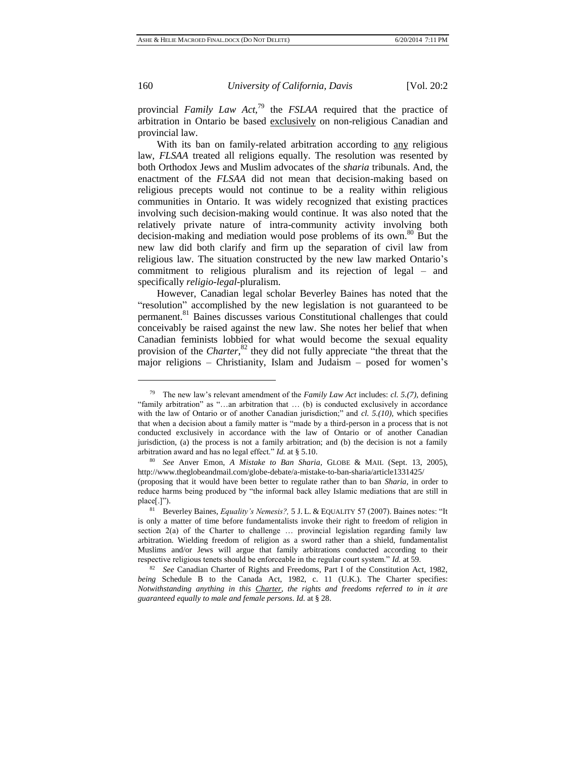provincial *Family Law Act*,[79] the *FSLAA* required that the practice of arbitration in Ontario be based exclusively on non-religious Canadian and provincial law.

With its ban on family-related arbitration according to any religious law, *FLSAA* treated all religions equally. The resolution was resented by both Orthodox Jews and Muslim advocates of the *sharia* tribunals. And, the enactment of the *FLSAA* did not mean that decision-making based on religious precepts would not continue to be a reality within religious communities in Ontario. It was widely recognized that existing practices involving such decision-making would continue. It was also noted that the relatively private nature of intra-community activity involving both decision-making and mediation would pose problems of its own.[80] But the new law did both clarify and firm up the separation of civil law from religious law. The situation constructed by the new law marked Ontario's commitment to religious pluralism and its rejection of legal – and specifically *religio-legal*-pluralism.

However, Canadian legal scholar Beverley Baines has noted that the "resolution" accomplished by the new legislation is not guaranteed to be permanent.[81] Baines discusses various Constitutional challenges that could conceivably be raised against the new law. She notes her belief that when Canadian feminists lobbied for what would become the sexual equality provision of the *Charter*,[82] they did not fully appreciate "the threat that the major religions – Christianity, Islam and Judaism – posed for women's

---

[79] The new law's relevant amendment of the *Family Law Act* includes: *cl. 5.(7),* defining "family arbitration" as "…an arbitration that … (b) is conducted exclusively in accordance with the law of Ontario or of another Canadian jurisdiction;" and *cl. 5.(10),* which specifies that when a decision about a family matter is "made by a third-person in a process that is not conducted exclusively in accordance with the law of Ontario or of another Canadian jurisdiction, (a) the process is not a family arbitration; and (b) the decision is not a family arbitration award and has no legal effect." *Id.* at § 5.10.

[80] *See* Anver Emon, *A Mistake to Ban Sharia,* GLOBE & MAIL (Sept. 13, 2005), http://www.theglobeandmail.com/globe-debate/a-mistake-to-ban-sharia/article1331425/ (proposing that it would have been better to regulate rather than to ban *Sharia,* in order to reduce harms being produced by "the informal back alley Islamic mediations that are still in place[.]").

[81] Beverley Baines, *Equality's Nemesis?,* 5 J. L. & EQUALITY 57 (2007). Baines notes: "It is only a matter of time before fundamentalists invoke their right to freedom of religion in section 2(a) of the Charter to challenge … provincial legislation regarding family law arbitration. Wielding freedom of religion as a sword rather than a shield, fundamentalist Muslims and/or Jews will argue that family arbitrations conducted according to their respective religious tenets should be enforceable in the regular court system." *Id.* at 59.

[82] *See* Canadian Charter of Rights and Freedoms, Part I of the Constitution Act, 1982, *being* Schedule B to the Canada Act, 1982, c. 11 (U.K.). The Charter specifies: *Notwithstanding anything in this Charter, the rights and freedoms referred to in it are guaranteed equally to male and female persons. Id.* at § 28.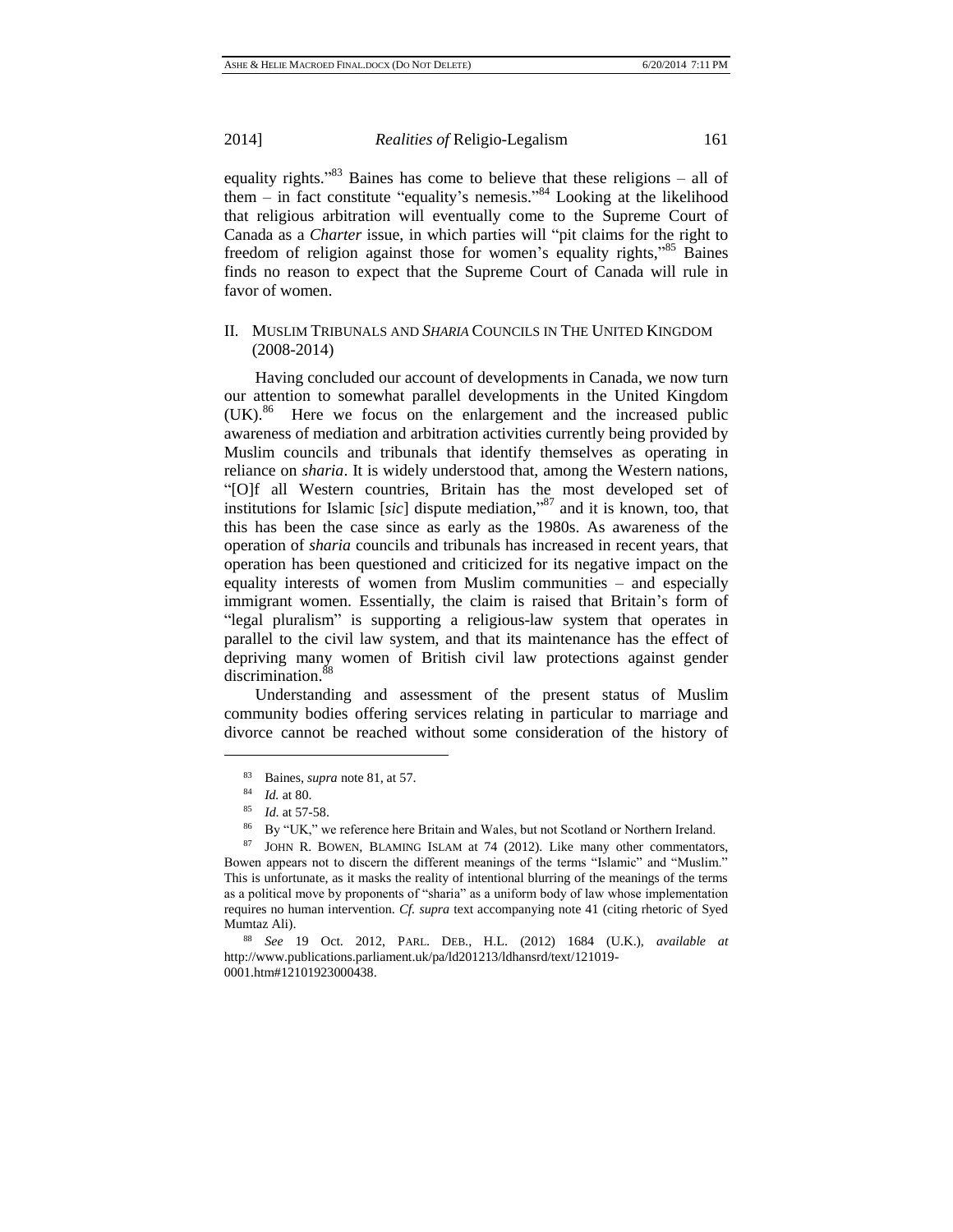equality rights."[83] Baines has come to believe that these religions – all of them – in fact constitute "equality's nemesis."[84] Looking at the likelihood that religious arbitration will eventually come to the Supreme Court of Canada as a *Charter* issue, in which parties will "pit claims for the right to freedom of religion against those for women's equality rights,"[85] Baines finds no reason to expect that the Supreme Court of Canada will rule in favor of women.

## II. Muslim Tribunals and *Sharia* Councils in The United Kingdom (2008-2014)

Having concluded our account of developments in Canada, we now turn our attention to somewhat parallel developments in the United Kingdom (UK).[86] Here we focus on the enlargement and the increased public awareness of mediation and arbitration activities currently being provided by Muslim councils and tribunals that identify themselves as operating in reliance on *sharia*. It is widely understood that, among the Western nations, "[O]f all Western countries, Britain has the most developed set of institutions for Islamic [*sic*] dispute mediation,"[87] and it is known, too, that this has been the case since as early as the 1980s. As awareness of the operation of *sharia* councils and tribunals has increased in recent years, that operation has been questioned and criticized for its negative impact on the equality interests of women from Muslim communities – and especially immigrant women. Essentially, the claim is raised that Britain's form of "legal pluralism" is supporting a religious-law system that operates in parallel to the civil law system, and that its maintenance has the effect of depriving many women of British civil law protections against gender discrimination.[88]

Understanding and assessment of the present status of Muslim community bodies offering services relating in particular to marriage and divorce cannot be reached without some consideration of the history of

---

[83] Baines, *supra* note 81, at 57.

[84] *Id.* at 80.

[85] *Id.* at 57-58.

[86] By "UK," we reference here Britain and Wales, but not Scotland or Northern Ireland.

[87] John R. Bowen, Blaming Islam at 74 (2012). Like many other commentators, Bowen appears not to discern the different meanings of the terms "Islamic" and "Muslim." This is unfortunate, as it masks the reality of intentional blurring of the meanings of the terms as a political move by proponents of "sharia" as a uniform body of law whose implementation requires no human intervention. *Cf. supra* text accompanying note 41 (citing rhetoric of Syed Mumtaz Ali).

[88] *See* 19 Oct. 2012, Parl. Deb., H.L. (2012) 1684 (U.K.), *available at* http://www.publications.parliament.uk/pa/ld201213/ldhansrd/text/121019-0001.htm#12101923000438.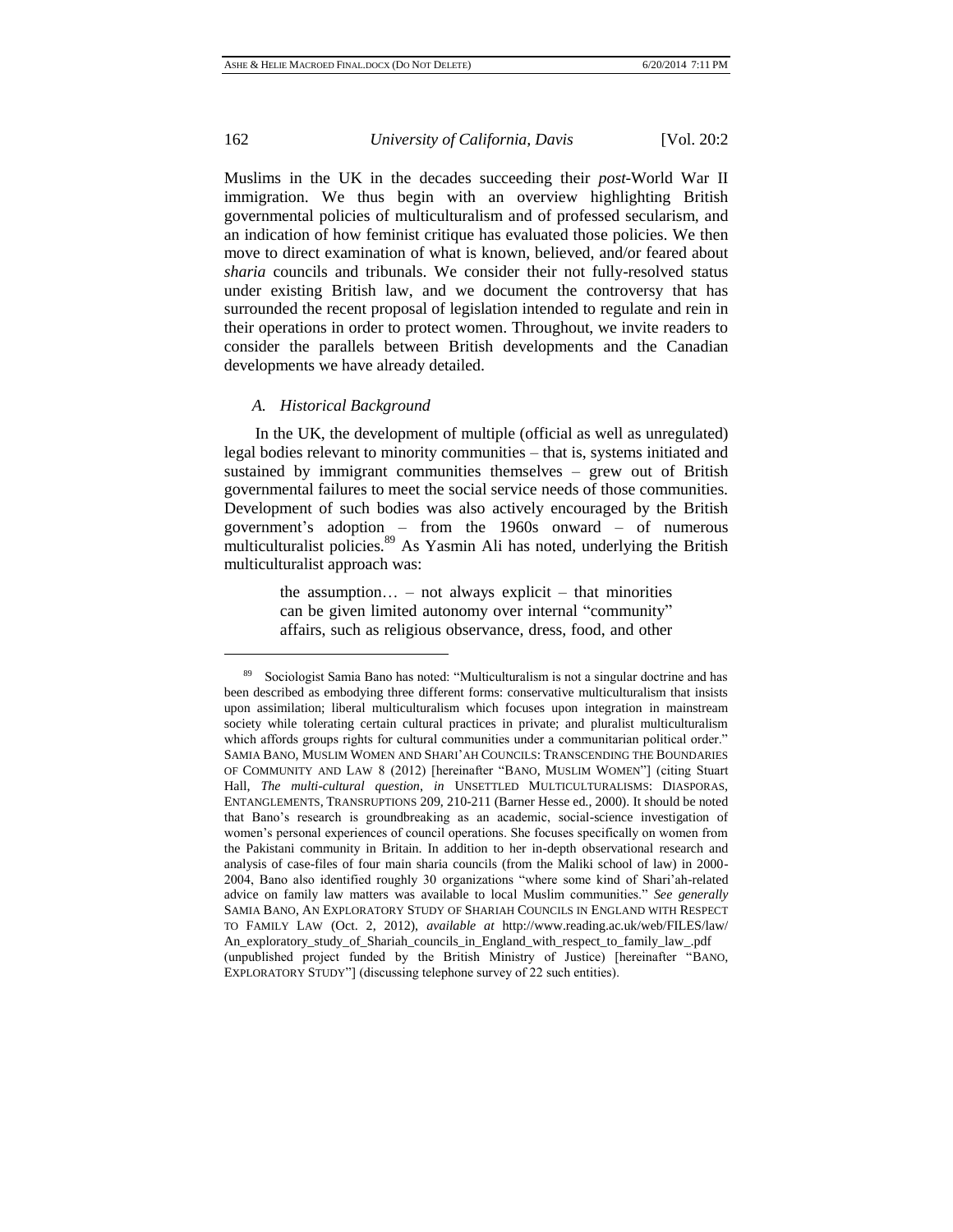Muslims in the UK in the decades succeeding their *post*-World War II immigration. We thus begin with an overview highlighting British governmental policies of multiculturalism and of professed secularism, and an indication of how feminist critique has evaluated those policies. We then move to direct examination of what is known, believed, and/or feared about *sharia* councils and tribunals. We consider their not fully-resolved status under existing British law, and we document the controversy that has surrounded the recent proposal of legislation intended to regulate and rein in their operations in order to protect women. Throughout, we invite readers to consider the parallels between British developments and the Canadian developments we have already detailed.

### *A. Historical Background*

In the UK, the development of multiple (official as well as unregulated) legal bodies relevant to minority communities – that is, systems initiated and sustained by immigrant communities themselves – grew out of British governmental failures to meet the social service needs of those communities. Development of such bodies was also actively encouraged by the British government's adoption – from the 1960s onward – of numerous multiculturalist policies.[89] As Yasmin Ali has noted, underlying the British multiculturalist approach was:

> the assumption… – not always explicit – that minorities can be given limited autonomy over internal "community" affairs, such as religious observance, dress, food, and other

---

[89] Sociologist Samia Bano has noted: "Multiculturalism is not a singular doctrine and has been described as embodying three different forms: conservative multiculturalism that insists upon assimilation; liberal multiculturalism which focuses upon integration in mainstream society while tolerating certain cultural practices in private; and pluralist multiculturalism which affords groups rights for cultural communities under a communitarian political order." SAMIA BANO, MUSLIM WOMEN AND SHARI'AH COUNCILS: TRANSCENDING THE BOUNDARIES OF COMMUNITY AND LAW 8 (2012) [hereinafter "BANO, MUSLIM WOMEN"] (citing Stuart Hall, *The multi-cultural question*, *in* UNSETTLED MULTICULTURALISMS: DIASPORAS, ENTANGLEMENTS, TRANSRUPTIONS 209, 210-211 (Barner Hesse ed., 2000). It should be noted that Bano's research is groundbreaking as an academic, social-science investigation of women's personal experiences of council operations. She focuses specifically on women from the Pakistani community in Britain. In addition to her in-depth observational research and analysis of case-files of four main sharia councils (from the Maliki school of law) in 2000-2004, Bano also identified roughly 30 organizations "where some kind of Shari'ah-related advice on family law matters was available to local Muslim communities." *See generally* SAMIA BANO, AN EXPLORATORY STUDY OF SHARIAH COUNCILS IN ENGLAND WITH RESPECT TO FAMILY LAW (Oct. 2, 2012), *available at* http://www.reading.ac.uk/web/FILES/law/An_exploratory_study_of_Shariah_councils_in_England_with_respect_to_family_law_.pdf (unpublished project funded by the British Ministry of Justice) [hereinafter "BANO, EXPLORATORY STUDY"] (discussing telephone survey of 22 such entities).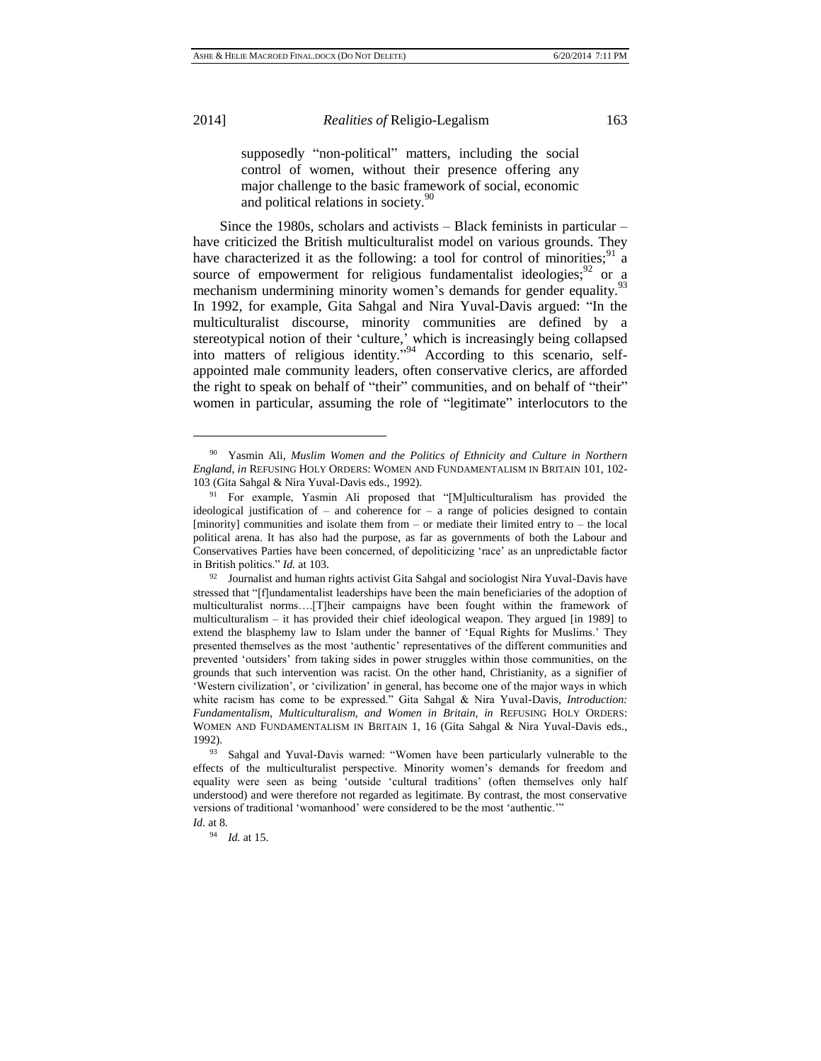> supposedly "non-political" matters, including the social control of women, without their presence offering any major challenge to the basic framework of social, economic and political relations in society.[90]

Since the 1980s, scholars and activists – Black feminists in particular – have criticized the British multiculturalist model on various grounds. They have characterized it as the following: a tool for control of minorities;[91] a source of empowerment for religious fundamentalist ideologies;[92] or a mechanism undermining minority women's demands for gender equality.[93] In 1992, for example, Gita Sahgal and Nira Yuval-Davis argued: "In the multiculturalist discourse, minority communities are defined by a stereotypical notion of their 'culture,' which is increasingly being collapsed into matters of religious identity."[94] According to this scenario, self-appointed male community leaders, often conservative clerics, are afforded the right to speak on behalf of "their" communities, and on behalf of "their" women in particular, assuming the role of "legitimate" interlocutors to the

---

[90] Yasmin Ali, *Muslim Women and the Politics of Ethnicity and Culture in Northern England*, *in* REFUSING HOLY ORDERS: WOMEN AND FUNDAMENTALISM IN BRITAIN 101, 102-103 (Gita Sahgal & Nira Yuval-Davis eds., 1992).

[91] For example, Yasmin Ali proposed that "[M]ulticulturalism has provided the ideological justification of – and coherence for – a range of policies designed to contain [minority] communities and isolate them from – or mediate their limited entry to – the local political arena. It has also had the purpose, as far as governments of both the Labour and Conservatives Parties have been concerned, of depoliticizing 'race' as an unpredictable factor in British politics." *Id.* at 103.

[92] Journalist and human rights activist Gita Sahgal and sociologist Nira Yuval-Davis have stressed that "[f]undamentalist leaderships have been the main beneficiaries of the adoption of multiculturalist norms….[T]heir campaigns have been fought within the framework of multiculturalism – it has provided their chief ideological weapon. They argued [in 1989] to extend the blasphemy law to Islam under the banner of 'Equal Rights for Muslims.' They presented themselves as the most 'authentic' representatives of the different communities and prevented 'outsiders' from taking sides in power struggles within those communities, on the grounds that such intervention was racist. On the other hand, Christianity, as a signifier of 'Western civilization', or 'civilization' in general, has become one of the major ways in which white racism has come to be expressed." Gita Sahgal & Nira Yuval-Davis, *Introduction: Fundamentalism, Multiculturalism, and Women in Britain*, *in* REFUSING HOLY ORDERS: WOMEN AND FUNDAMENTALISM IN BRITAIN 1, 16 (Gita Sahgal & Nira Yuval-Davis eds., 1992).

[93] Sahgal and Yuval-Davis warned: "Women have been particularly vulnerable to the effects of the multiculturalist perspective. Minority women's demands for freedom and equality were seen as being 'outside 'cultural traditions' (often themselves only half understood) and were therefore not regarded as legitimate. By contrast, the most conservative versions of traditional 'womanhood' were considered to be the most 'authentic.'" *Id.* at 8.

[94] *Id.* at 15.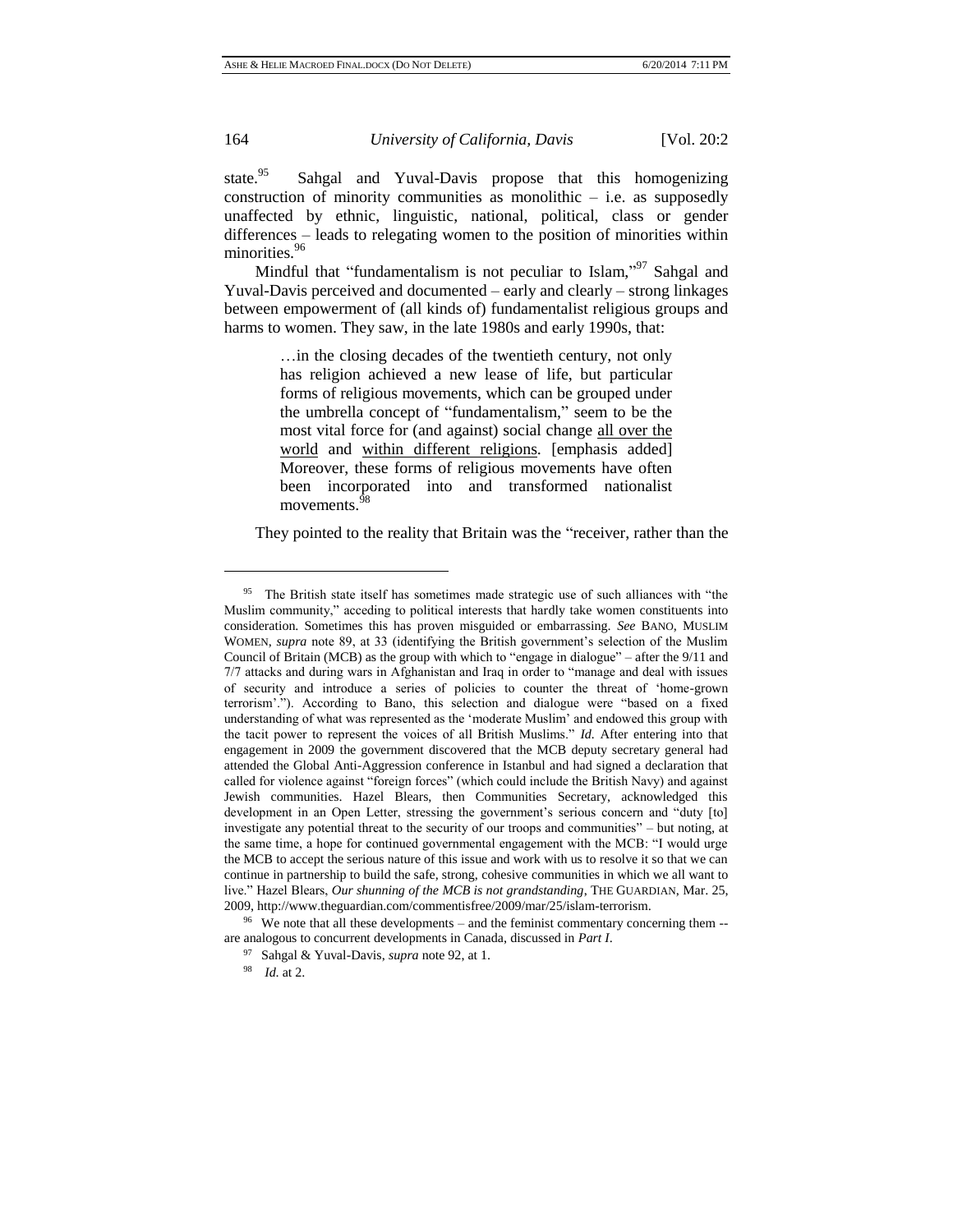state.[95] Sahgal and Yuval-Davis propose that this homogenizing construction of minority communities as monolithic – i.e. as supposedly unaffected by ethnic, linguistic, national, political, class or gender differences – leads to relegating women to the position of minorities within minorities.[96]

Mindful that "fundamentalism is not peculiar to Islam,"[97] Sahgal and Yuval-Davis perceived and documented – early and clearly – strong linkages between empowerment of (all kinds of) fundamentalist religious groups and harms to women. They saw, in the late 1980s and early 1990s, that:

> …in the closing decades of the twentieth century, not only has religion achieved a new lease of life, but particular forms of religious movements, which can be grouped under the umbrella concept of "fundamentalism," seem to be the most vital force for (and against) social change <u>all over the world</u> and <u>within different religions</u>. [emphasis added] Moreover, these forms of religious movements have often been incorporated into and transformed nationalist movements.[98]

They pointed to the reality that Britain was the "receiver, rather than the

---

[95] The British state itself has sometimes made strategic use of such alliances with "the Muslim community," acceding to political interests that hardly take women constituents into consideration. Sometimes this has proven misguided or embarrassing. *See* BANO, MUSLIM WOMEN, *supra* note 89, at 33 (identifying the British government's selection of the Muslim Council of Britain (MCB) as the group with which to "engage in dialogue" – after the 9/11 and 7/7 attacks and during wars in Afghanistan and Iraq in order to "manage and deal with issues of security and introduce a series of policies to counter the threat of 'home-grown terrorism'."). According to Bano, this selection and dialogue were "based on a fixed understanding of what was represented as the 'moderate Muslim' and endowed this group with the tacit power to represent the voices of all British Muslims." *Id.* After entering into that engagement in 2009 the government discovered that the MCB deputy secretary general had attended the Global Anti-Aggression conference in Istanbul and had signed a declaration that called for violence against "foreign forces" (which could include the British Navy) and against Jewish communities. Hazel Blears, then Communities Secretary, acknowledged this development in an Open Letter, stressing the government's serious concern and "duty [to] investigate any potential threat to the security of our troops and communities" – but noting, at the same time, a hope for continued governmental engagement with the MCB: "I would urge the MCB to accept the serious nature of this issue and work with us to resolve it so that we can continue in partnership to build the safe, strong, cohesive communities in which we all want to live." Hazel Blears, *Our shunning of the MCB is not grandstanding*, THE GUARDIAN, Mar. 25, 2009, http://www.theguardian.com/commentisfree/2009/mar/25/islam-terrorism.

[96] We note that all these developments – and the feminist commentary concerning them -- are analogous to concurrent developments in Canada, discussed in *Part I*.

[97] Sahgal & Yuval-Davis, *supra* note 92, at 1.

[98] *Id.* at 2.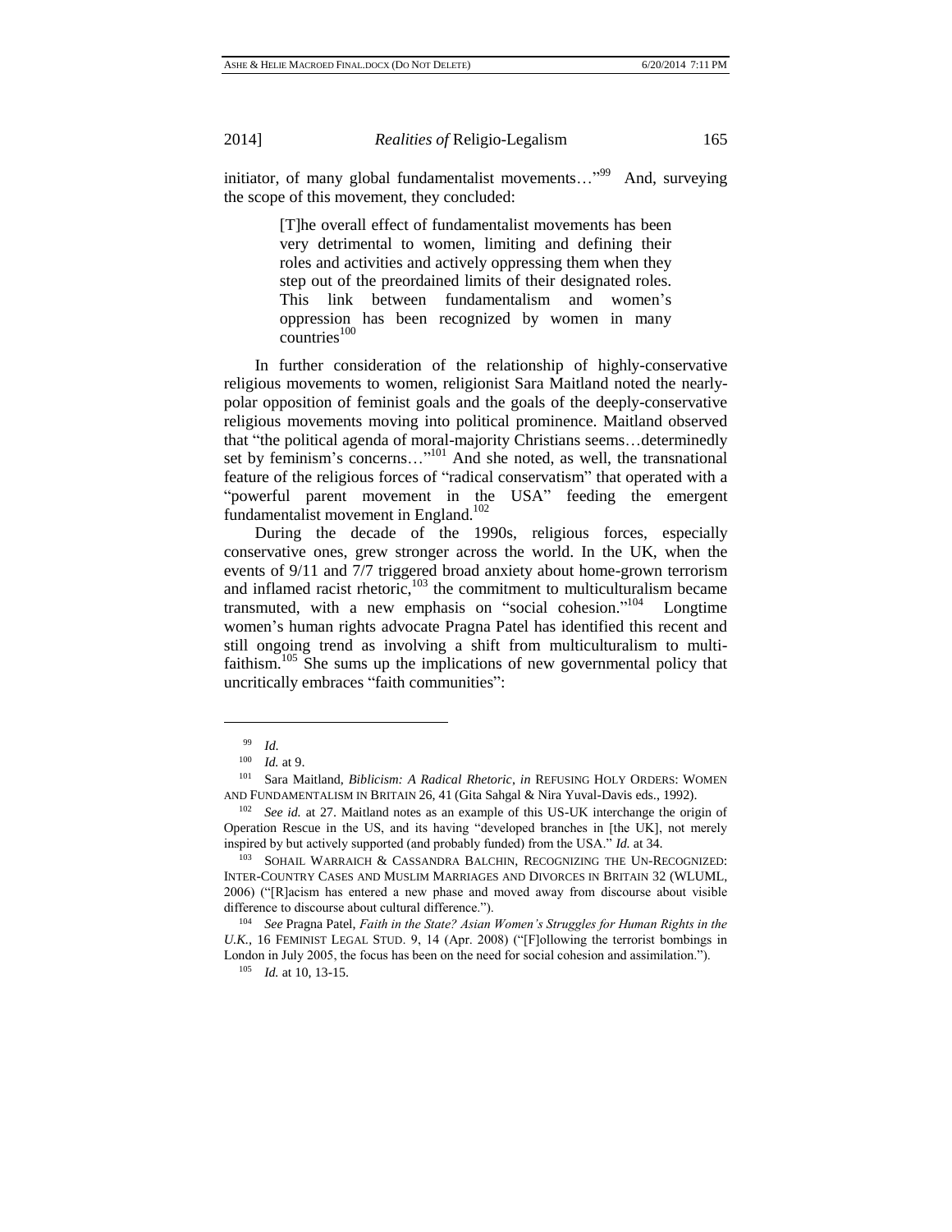initiator, of many global fundamentalist movements…"[99] And, surveying the scope of this movement, they concluded:

> [T]he overall effect of fundamentalist movements has been very detrimental to women, limiting and defining their roles and activities and actively oppressing them when they step out of the preordained limits of their designated roles. This link between fundamentalism and women's oppression has been recognized by women in many countries[100]

In further consideration of the relationship of highly-conservative religious movements to women, religionist Sara Maitland noted the nearly-polar opposition of feminist goals and the goals of the deeply-conservative religious movements moving into political prominence. Maitland observed that "the political agenda of moral-majority Christians seems…determinedly set by feminism's concerns…"[101] And she noted, as well, the transnational feature of the religious forces of "radical conservatism" that operated with a "powerful parent movement in the USA" feeding the emergent fundamentalist movement in England.[102]

During the decade of the 1990s, religious forces, especially conservative ones, grew stronger across the world. In the UK, when the events of 9/11 and 7/7 triggered broad anxiety about home-grown terrorism and inflamed racist rhetoric,[103] the commitment to multiculturalism became transmuted, with a new emphasis on "social cohesion."[104] Longtime women's human rights advocate Pragna Patel has identified this recent and still ongoing trend as involving a shift from multiculturalism to multi-faithism.[105] She sums up the implications of new governmental policy that uncritically embraces "faith communities":

---

[99] *Id.*

[100] *Id.* at 9.

[101] Sara Maitland, *Biblicism: A Radical Rhetoric*, *in* REFUSING HOLY ORDERS: WOMEN AND FUNDAMENTALISM IN BRITAIN 26, 41 (Gita Sahgal & Nira Yuval-Davis eds., 1992).

[102] *See id.* at 27. Maitland notes as an example of this US-UK interchange the origin of Operation Rescue in the US, and its having "developed branches in [the UK], not merely inspired by but actively supported (and probably funded) from the USA." *Id.* at 34.

[103] SOHAIL WARRAICH & CASSANDRA BALCHIN, RECOGNIZING THE UN-RECOGNIZED: INTER-COUNTRY CASES AND MUSLIM MARRIAGES AND DIVORCES IN BRITAIN 32 (WLUML, 2006) ("[R]acism has entered a new phase and moved away from discourse about visible difference to discourse about cultural difference.").

[104] *See* Pragna Patel, *Faith in the State? Asian Women's Struggles for Human Rights in the U.K.*, 16 FEMINIST LEGAL STUD. 9, 14 (Apr. 2008) ("[F]ollowing the terrorist bombings in London in July 2005, the focus has been on the need for social cohesion and assimilation.").

[105] *Id.* at 10, 13-15.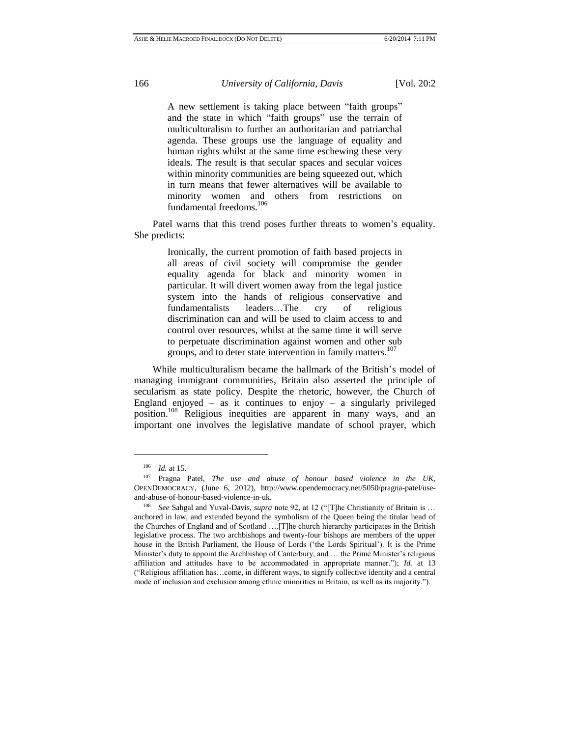> A new settlement is taking place between "faith groups" and the state in which "faith groups" use the terrain of multiculturalism to further an authoritarian and patriarchal agenda. These groups use the language of equality and human rights whilst at the same time eschewing these very ideals. The result is that secular spaces and secular voices within minority communities are being squeezed out, which in turn means that fewer alternatives will be available to minority women and others from restrictions on fundamental freedoms.[106]

Patel warns that this trend poses further threats to women's equality. She predicts:

> Ironically, the current promotion of faith based projects in all areas of civil society will compromise the gender equality agenda for black and minority women in particular. It will divert women away from the legal justice system into the hands of religious conservative and fundamentalists leaders…The cry of religious discrimination can and will be used to claim access to and control over resources, whilst at the same time it will serve to perpetuate discrimination against women and other sub groups, and to deter state intervention in family matters.[107]

While multiculturalism became the hallmark of the British's model of managing immigrant communities, Britain also asserted the principle of secularism as state policy. Despite the rhetoric, however, the Church of England enjoyed – as it continues to enjoy – a singularly privileged position.[108] Religious inequities are apparent in many ways, and an important one involves the legislative mandate of school prayer, which

---

[106] *Id.* at 15.

[107] Pragna Patel, *The use and abuse of honour based violence in the UK*, OPENDEMOCRACY, (June 6, 2012), http://www.opendemocracy.net/5050/pragna-patel/use-and-abuse-of-honour-based-violence-in-uk.

[108] *See* Sahgal and Yuval-Davis, *supra* note 92, at 12 ("[T]he Christianity of Britain is … anchored in law, and extended beyond the symbolism of the Queen being the titular head of the Churches of England and of Scotland ….[T]he church hierarchy participates in the British legislative process. The two archbishops and twenty-four bishops are members of the upper house in the British Parliament, the House of Lords ('the Lords Spiritual'). It is the Prime Minister's duty to appoint the Archbishop of Canterbury, and … the Prime Minister's religious affiliation and attitudes have to be accommodated in appropriate manner."); *Id.* at 13 ("Religious affiliation has…come, in different ways, to signify collective identity and a central mode of inclusion and exclusion among ethnic minorities in Britain, as well as its majority.").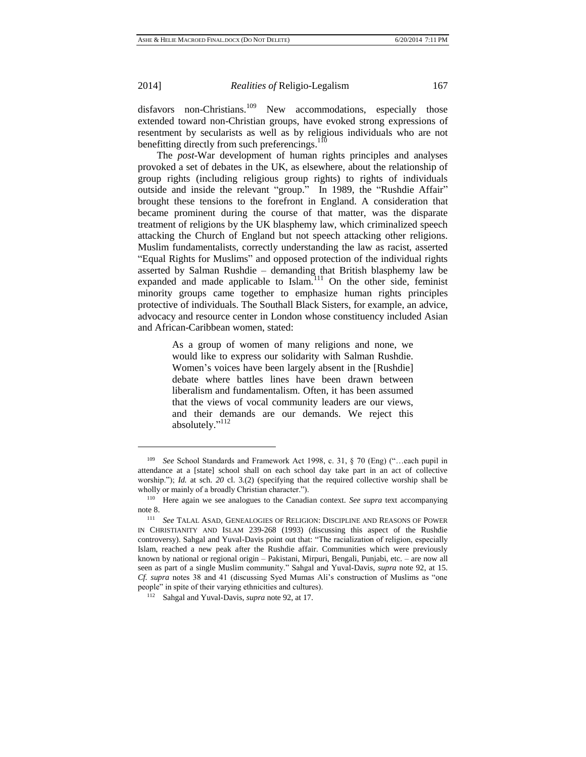disfavors non-Christians.[109] New accommodations, especially those extended toward non-Christian groups, have evoked strong expressions of resentment by secularists as well as by religious individuals who are not benefitting directly from such preferencings.[110]

The *post*-War development of human rights principles and analyses provoked a set of debates in the UK, as elsewhere, about the relationship of group rights (including religious group rights) to rights of individuals outside and inside the relevant "group." In 1989, the "Rushdie Affair" brought these tensions to the forefront in England. A consideration that became prominent during the course of that matter, was the disparate treatment of religions by the UK blasphemy law, which criminalized speech attacking the Church of England but not speech attacking other religions. Muslim fundamentalists, correctly understanding the law as racist, asserted "Equal Rights for Muslims" and opposed protection of the individual rights asserted by Salman Rushdie – demanding that British blasphemy law be expanded and made applicable to Islam.[111] On the other side, feminist minority groups came together to emphasize human rights principles protective of individuals. The Southall Black Sisters, for example, an advice, advocacy and resource center in London whose constituency included Asian and African-Caribbean women, stated:

> As a group of women of many religions and none, we would like to express our solidarity with Salman Rushdie. Women's voices have been largely absent in the [Rushdie] debate where battles lines have been drawn between liberalism and fundamentalism. Often, it has been assumed that the views of vocal community leaders are our views, and their demands are our demands. We reject this absolutely."[112]

---

[109] *See* School Standards and Framework Act 1998, c. 31, § 70 (Eng) ("…each pupil in attendance at a [state] school shall on each school day take part in an act of collective worship."); *Id.* at sch. *20* cl. 3.(2) (specifying that the required collective worship shall be wholly or mainly of a broadly Christian character.").

[110] Here again we see analogues to the Canadian context. *See supra* text accompanying note 8.

[111] *See* TALAL ASAD, GENEALOGIES OF RELIGION: DISCIPLINE AND REASONS OF POWER IN CHRISTIANITY AND ISLAM 239-268 (1993) (discussing this aspect of the Rushdie controversy). Sahgal and Yuval-Davis point out that: "The racialization of religion, especially Islam, reached a new peak after the Rushdie affair. Communities which were previously known by national or regional origin – Pakistani, Mirpuri, Bengali, Punjabi, etc. – are now all seen as part of a single Muslim community." Sahgal and Yuval-Davis, *supra* note 92, at 15. *Cf. supra* notes 38 and 41 (discussing Syed Mumas Ali's construction of Muslims as "one people" in spite of their varying ethnicities and cultures).

[112] Sahgal and Yuval-Davis, *supra* note 92, at 17.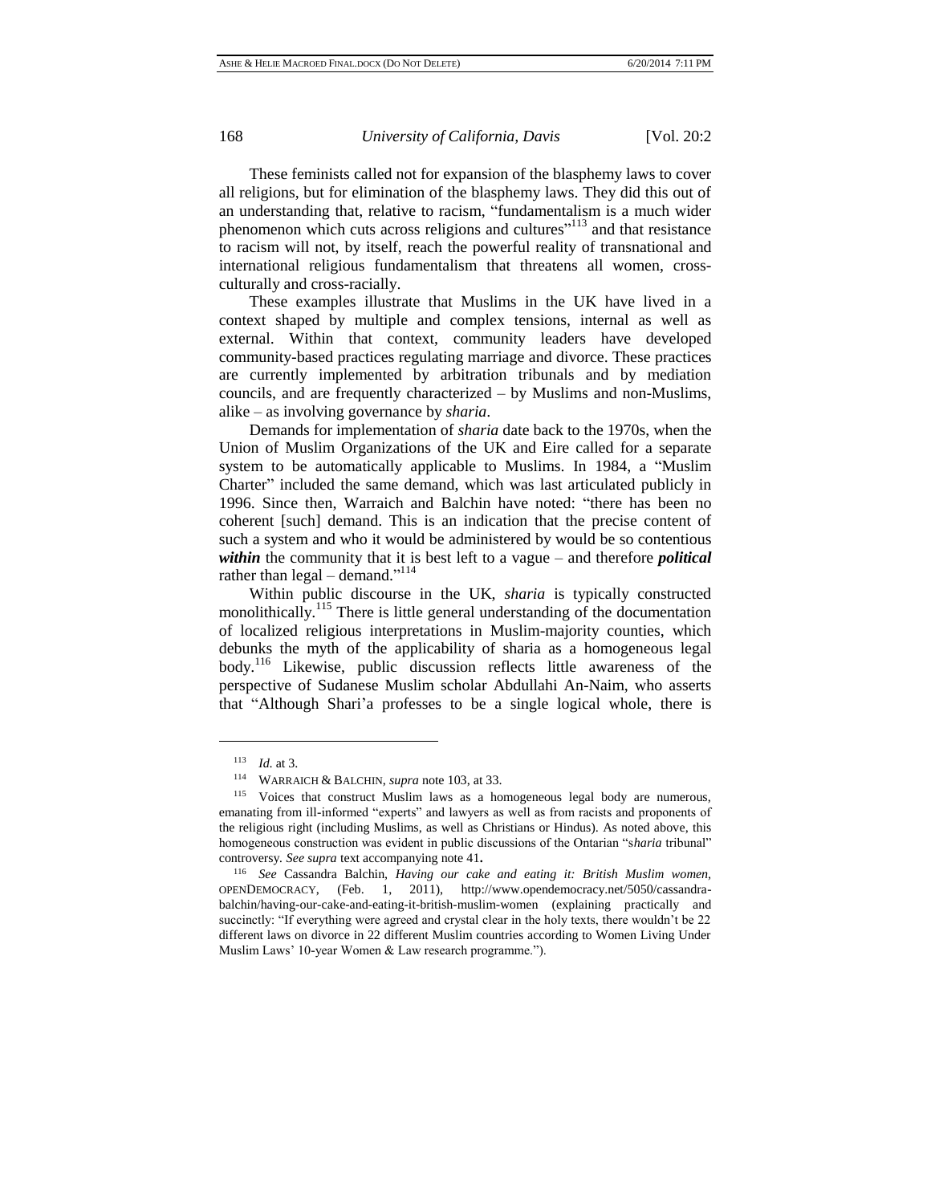These feminists called not for expansion of the blasphemy laws to cover all religions, but for elimination of the blasphemy laws. They did this out of an understanding that, relative to racism, "fundamentalism is a much wider phenomenon which cuts across religions and cultures"[113] and that resistance to racism will not, by itself, reach the powerful reality of transnational and international religious fundamentalism that threatens all women, cross-culturally and cross-racially.

These examples illustrate that Muslims in the UK have lived in a context shaped by multiple and complex tensions, internal as well as external. Within that context, community leaders have developed community-based practices regulating marriage and divorce. These practices are currently implemented by arbitration tribunals and by mediation councils, and are frequently characterized – by Muslims and non-Muslims, alike – as involving governance by *sharia*.

Demands for implementation of *sharia* date back to the 1970s, when the Union of Muslim Organizations of the UK and Eire called for a separate system to be automatically applicable to Muslims. In 1984, a "Muslim Charter" included the same demand, which was last articulated publicly in 1996. Since then, Warraich and Balchin have noted: "there has been no coherent [such] demand. This is an indication that the precise content of such a system and who it would be administered by would be so contentious ***within*** the community that it is best left to a vague – and therefore ***political*** rather than legal – demand."[114]

Within public discourse in the UK, *sharia* is typically constructed monolithically.[115] There is little general understanding of the documentation of localized religious interpretations in Muslim-majority counties, which debunks the myth of the applicability of sharia as a homogeneous legal body.[116] Likewise, public discussion reflects little awareness of the perspective of Sudanese Muslim scholar Abdullahi An-Naim, who asserts that "Although Shari'a professes to be a single logical whole, there is

---

[113] *Id.* at 3.

[114] WARRAICH & BALCHIN, *supra* note 103, at 33.

[115] Voices that construct Muslim laws as a homogeneous legal body are numerous, emanating from ill-informed "experts" and lawyers as well as from racists and proponents of the religious right (including Muslims, as well as Christians or Hindus). As noted above, this homogeneous construction was evident in public discussions of the Ontarian "s*haria* tribunal" controversy. *See supra* text accompanying note 41**.**

[116] *See* Cassandra Balchin, *Having our cake and eating it: British Muslim women*, OPENDEMOCRACY, (Feb. 1, 2011), http://www.opendemocracy.net/5050/cassandra-balchin/having-our-cake-and-eating-it-british-muslim-women (explaining practically and succinctly: "If everything were agreed and crystal clear in the holy texts, there wouldn't be 22 different laws on divorce in 22 different Muslim countries according to Women Living Under Muslim Laws' 10-year Women & Law research programme.").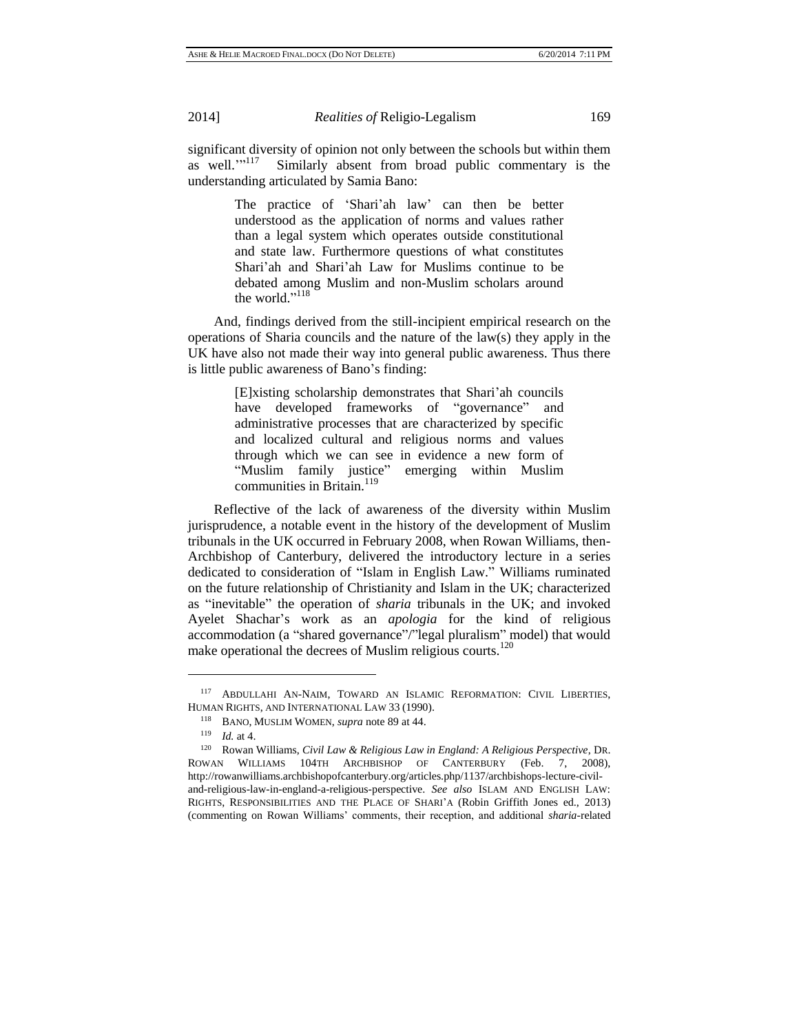significant diversity of opinion not only between the schools but within them as well.'"[117] Similarly absent from broad public commentary is the understanding articulated by Samia Bano:

> The practice of 'Shari'ah law' can then be better understood as the application of norms and values rather than a legal system which operates outside constitutional and state law. Furthermore questions of what constitutes Shari'ah and Shari'ah Law for Muslims continue to be debated among Muslim and non-Muslim scholars around the world."[118]

And, findings derived from the still-incipient empirical research on the operations of Sharia councils and the nature of the law(s) they apply in the UK have also not made their way into general public awareness. Thus there is little public awareness of Bano's finding:

> [E]xisting scholarship demonstrates that Shari'ah councils have developed frameworks of "governance" and administrative processes that are characterized by specific and localized cultural and religious norms and values through which we can see in evidence a new form of "Muslim family justice" emerging within Muslim communities in Britain.[119]

Reflective of the lack of awareness of the diversity within Muslim jurisprudence, a notable event in the history of the development of Muslim tribunals in the UK occurred in February 2008, when Rowan Williams, then-Archbishop of Canterbury, delivered the introductory lecture in a series dedicated to consideration of "Islam in English Law." Williams ruminated on the future relationship of Christianity and Islam in the UK; characterized as "inevitable" the operation of *sharia* tribunals in the UK; and invoked Ayelet Shachar's work as an *apologia* for the kind of religious accommodation (a "shared governance"/"legal pluralism" model) that would make operational the decrees of Muslim religious courts.[120]

---

[117] ABDULLAHI AN-NAIM, TOWARD AN ISLAMIC REFORMATION: CIVIL LIBERTIES, HUMAN RIGHTS, AND INTERNATIONAL LAW 33 (1990).

[118] BANO, MUSLIM WOMEN, *supra* note 89 at 44.

[119] *Id.* at 4.

[120] Rowan Williams, *Civil Law & Religious Law in England: A Religious Perspective*, DR. ROWAN WILLIAMS 104TH ARCHBISHOP OF CANTERBURY (Feb. 7, 2008), http://rowanwilliams.archbishopofcanterbury.org/articles.php/1137/archbishops-lecture-civil-and-religious-law-in-england-a-religious-perspective. *See also* ISLAM AND ENGLISH LAW: RIGHTS, RESPONSIBILITIES AND THE PLACE OF SHARI'A (Robin Griffith Jones ed., 2013) (commenting on Rowan Williams' comments, their reception, and additional *sharia*-related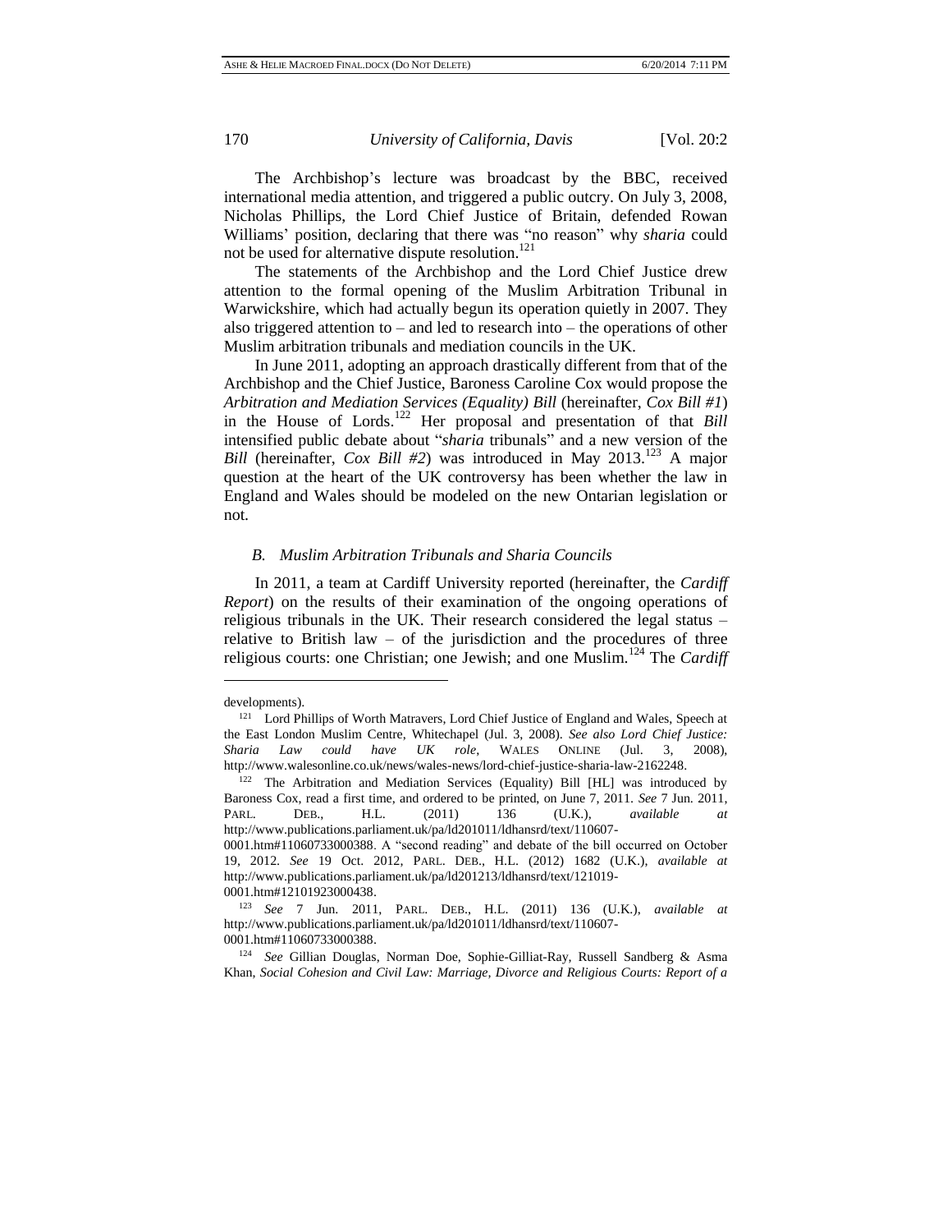The Archbishop's lecture was broadcast by the BBC, received international media attention, and triggered a public outcry. On July 3, 2008, Nicholas Phillips, the Lord Chief Justice of Britain, defended Rowan Williams' position, declaring that there was "no reason" why *sharia* could not be used for alternative dispute resolution.[121]

The statements of the Archbishop and the Lord Chief Justice drew attention to the formal opening of the Muslim Arbitration Tribunal in Warwickshire, which had actually begun its operation quietly in 2007. They also triggered attention to – and led to research into – the operations of other Muslim arbitration tribunals and mediation councils in the UK.

In June 2011, adopting an approach drastically different from that of the Archbishop and the Chief Justice, Baroness Caroline Cox would propose the *Arbitration and Mediation Services (Equality) Bill* (hereinafter, *Cox Bill #1*) in the House of Lords.[122] Her proposal and presentation of that *Bill* intensified public debate about "*sharia* tribunals" and a new version of the *Bill* (hereinafter, *Cox Bill #2*) was introduced in May 2013.[123] A major question at the heart of the UK controversy has been whether the law in England and Wales should be modeled on the new Ontarian legislation or not.

### *B. Muslim Arbitration Tribunals and Sharia Councils*

In 2011, a team at Cardiff University reported (hereinafter, the *Cardiff Report*) on the results of their examination of the ongoing operations of religious tribunals in the UK. Their research considered the legal status – relative to British law – of the jurisdiction and the procedures of three religious courts: one Christian; one Jewish; and one Muslim.[124] The *Cardiff*

---

developments).

[121] Lord Phillips of Worth Matravers, Lord Chief Justice of England and Wales, Speech at the East London Muslim Centre, Whitechapel (Jul. 3, 2008). *See also Lord Chief Justice: Sharia Law could have UK role*, WALES ONLINE (Jul. 3, 2008), http://www.walesonline.co.uk/news/wales-news/lord-chief-justice-sharia-law-2162248.

[122] The Arbitration and Mediation Services (Equality) Bill [HL] was introduced by Baroness Cox, read a first time, and ordered to be printed, on June 7, 2011. *See* 7 Jun. 2011, PARL. DEB., H.L. (2011) 136 (U.K.), *available at* http://www.publications.parliament.uk/pa/ld201011/ldhansrd/text/110607-0001.htm#11060733000388. A "second reading" and debate of the bill occurred on October 19, 2012. *See* 19 Oct. 2012, PARL. DEB., H.L. (2012) 1682 (U.K.), *available at* http://www.publications.parliament.uk/pa/ld201213/ldhansrd/text/121019-0001.htm#12101923000438.

[123] *See* 7 Jun. 2011, PARL. DEB., H.L. (2011) 136 (U.K.), *available at* http://www.publications.parliament.uk/pa/ld201011/ldhansrd/text/110607-0001.htm#11060733000388.

[124] *See* Gillian Douglas, Norman Doe, Sophie-Gilliat-Ray, Russell Sandberg & Asma Khan, *Social Cohesion and Civil Law: Marriage, Divorce and Religious Courts: Report of a*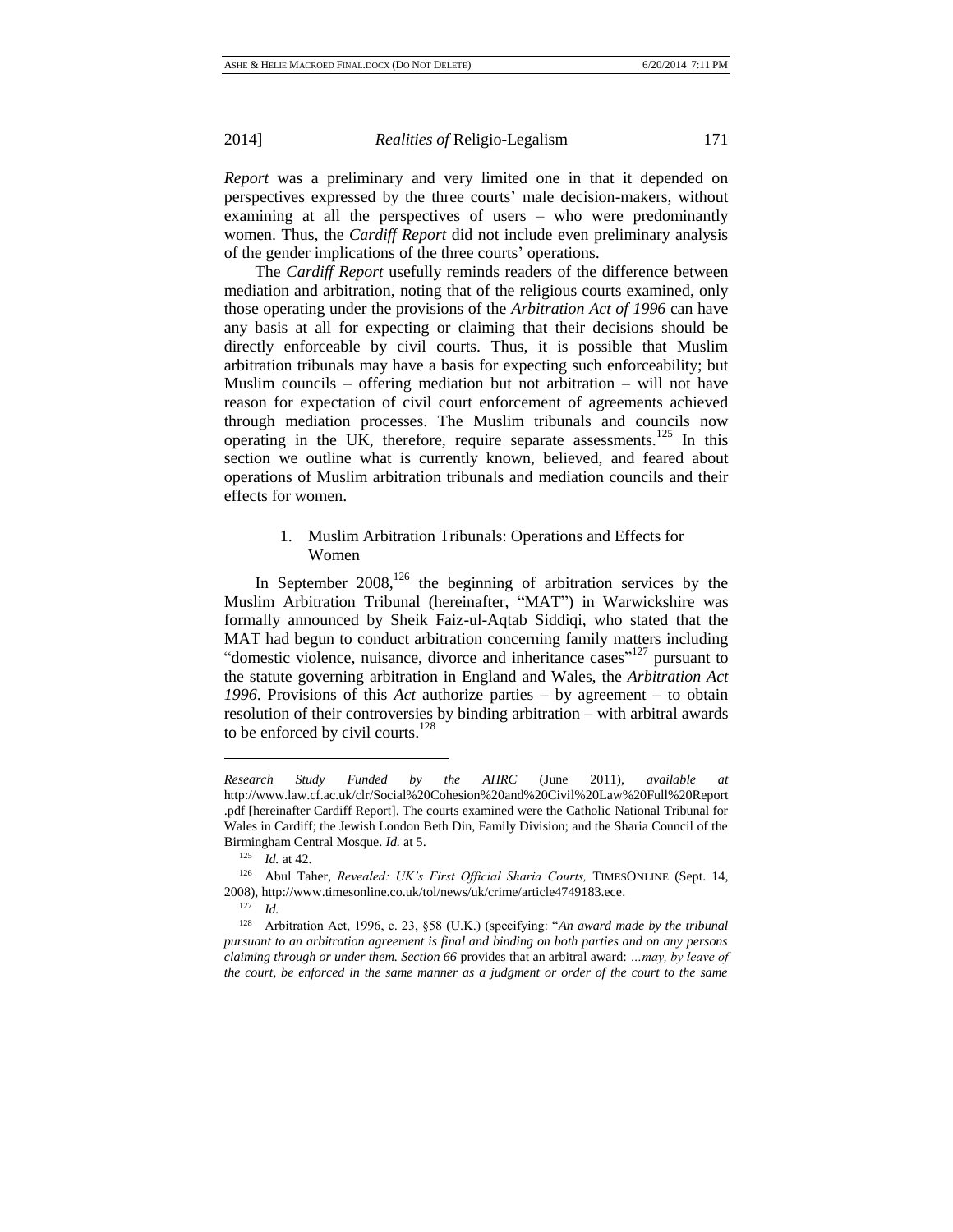*Report* was a preliminary and very limited one in that it depended on perspectives expressed by the three courts' male decision-makers, without examining at all the perspectives of users – who were predominantly women. Thus, the *Cardiff Report* did not include even preliminary analysis of the gender implications of the three courts' operations.

The *Cardiff Report* usefully reminds readers of the difference between mediation and arbitration, noting that of the religious courts examined, only those operating under the provisions of the *Arbitration Act of 1996* can have any basis at all for expecting or claiming that their decisions should be directly enforceable by civil courts. Thus, it is possible that Muslim arbitration tribunals may have a basis for expecting such enforceability; but Muslim councils – offering mediation but not arbitration – will not have reason for expectation of civil court enforcement of agreements achieved through mediation processes. The Muslim tribunals and councils now operating in the UK, therefore, require separate assessments.[125] In this section we outline what is currently known, believed, and feared about operations of Muslim arbitration tribunals and mediation councils and their effects for women.

### 1. Muslim Arbitration Tribunals: Operations and Effects for Women

In September 2008,[126] the beginning of arbitration services by the Muslim Arbitration Tribunal (hereinafter, "MAT") in Warwickshire was formally announced by Sheik Faiz-ul-Aqtab Siddiqi, who stated that the MAT had begun to conduct arbitration concerning family matters including "domestic violence, nuisance, divorce and inheritance cases"[127] pursuant to the statute governing arbitration in England and Wales, the *Arbitration Act 1996*. Provisions of this *Act* authorize parties – by agreement – to obtain resolution of their controversies by binding arbitration – with arbitral awards to be enforced by civil courts.[128]

---

*Research Study Funded by the AHRC* (June 2011), *available at* http://www.law.cf.ac.uk/clr/Social%20Cohesion%20and%20Civil%20Law%20Full%20Report.pdf [hereinafter Cardiff Report]. The courts examined were the Catholic National Tribunal for Wales in Cardiff; the Jewish London Beth Din, Family Division; and the Sharia Council of the Birmingham Central Mosque. *Id.* at 5.

[125] *Id.* at 42.

[126] Abul Taher, *Revealed: UK's First Official Sharia Courts,* TIMESONLINE (Sept. 14, 2008), http://www.timesonline.co.uk/tol/news/uk/crime/article4749183.ece.

[127] *Id.*

[128] Arbitration Act, 1996, c. 23, §58 (U.K.) (specifying: "*An award made by the tribunal pursuant to an arbitration agreement is final and binding on both parties and on any persons claiming through or under them. Section 66* provides that an arbitral award: *...may, by leave of the court, be enforced in the same manner as a judgment or order of the court to the same*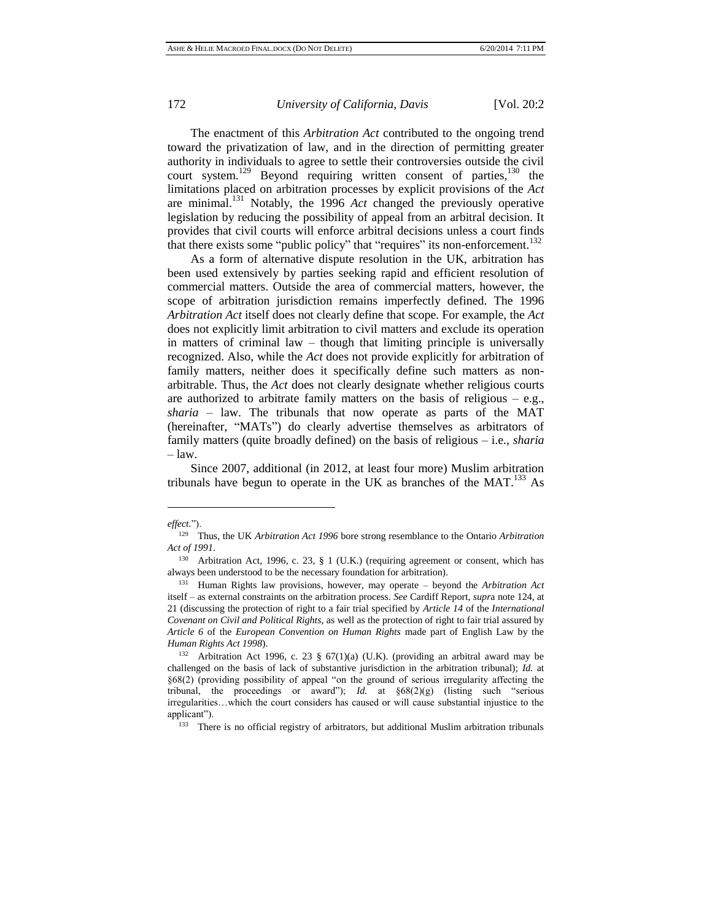The enactment of this *Arbitration Act* contributed to the ongoing trend toward the privatization of law, and in the direction of permitting greater authority in individuals to agree to settle their controversies outside the civil court system.[129] Beyond requiring written consent of parties,[130] the limitations placed on arbitration processes by explicit provisions of the *Act* are minimal.[131] Notably, the 1996 *Act* changed the previously operative legislation by reducing the possibility of appeal from an arbitral decision. It provides that civil courts will enforce arbitral decisions unless a court finds that there exists some "public policy" that "requires" its non-enforcement.[132]

As a form of alternative dispute resolution in the UK, arbitration has been used extensively by parties seeking rapid and efficient resolution of commercial matters. Outside the area of commercial matters, however, the scope of arbitration jurisdiction remains imperfectly defined. The 1996 *Arbitration Act* itself does not clearly define that scope. For example, the *Act* does not explicitly limit arbitration to civil matters and exclude its operation in matters of criminal law – though that limiting principle is universally recognized. Also, while the *Act* does not provide explicitly for arbitration of family matters, neither does it specifically define such matters as non-arbitrable. Thus, the *Act* does not clearly designate whether religious courts are authorized to arbitrate family matters on the basis of religious – e.g., *sharia* – law. The tribunals that now operate as parts of the MAT (hereinafter, "MATs") do clearly advertise themselves as arbitrators of family matters (quite broadly defined) on the basis of religious – i.e., *sharia* – law.

Since 2007, additional (in 2012, at least four more) Muslim arbitration tribunals have begun to operate in the UK as branches of the MAT.[133] As

---

*effect.*").

[129] Thus, the UK *Arbitration Act 1996* bore strong resemblance to the Ontario *Arbitration Act of 1991*.

[130] Arbitration Act, 1996, c. 23, § 1 (U.K.) (requiring agreement or consent, which has always been understood to be the necessary foundation for arbitration).

[131] Human Rights law provisions, however, may operate – beyond the *Arbitration Act* itself – as external constraints on the arbitration process. *See* Cardiff Report, *supra* note 124, at 21 (discussing the protection of right to a fair trial specified by *Article 14* of the *International Covenant on Civil and Political Rights*, as well as the protection of right to fair trial assured by *Article 6* of the *European Convention on Human Rights* made part of English Law by the *Human Rights Act 1998*).

[132] Arbitration Act 1996, c. 23 § 67(1)(a) (U.K). (providing an arbitral award may be challenged on the basis of lack of substantive jurisdiction in the arbitration tribunal); *Id.* at §68(2) (providing possibility of appeal "on the ground of serious irregularity affecting the tribunal, the proceedings or award"); *Id.* at §68(2)(g) (listing such "serious irregularities…which the court considers has caused or will cause substantial injustice to the applicant").

[133] There is no official registry of arbitrators, but additional Muslim arbitration tribunals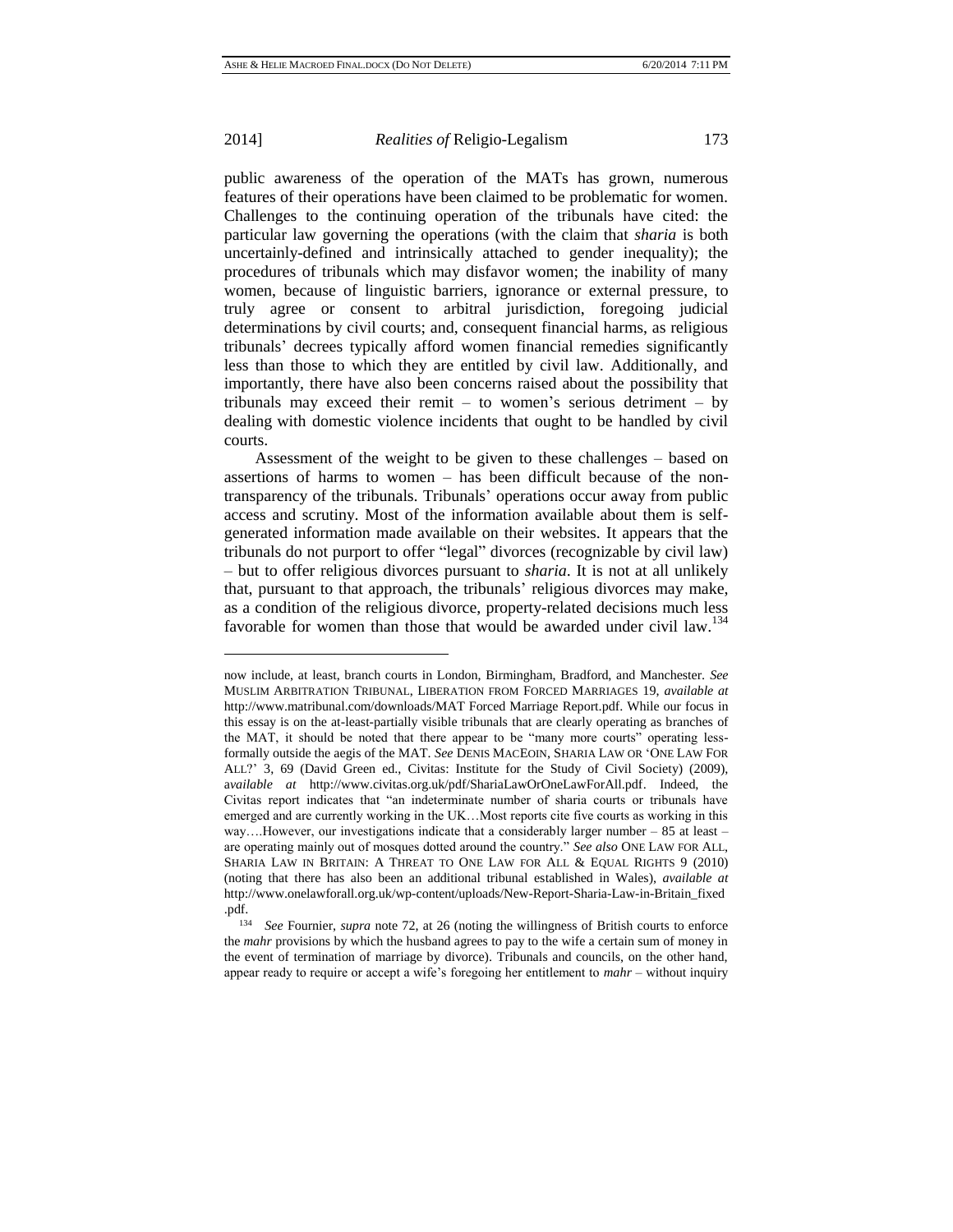public awareness of the operation of the MATs has grown, numerous features of their operations have been claimed to be problematic for women. Challenges to the continuing operation of the tribunals have cited: the particular law governing the operations (with the claim that *sharia* is both uncertainly-defined and intrinsically attached to gender inequality); the procedures of tribunals which may disfavor women; the inability of many women, because of linguistic barriers, ignorance or external pressure, to truly agree or consent to arbitral jurisdiction, foregoing judicial determinations by civil courts; and, consequent financial harms, as religious tribunals' decrees typically afford women financial remedies significantly less than those to which they are entitled by civil law. Additionally, and importantly, there have also been concerns raised about the possibility that tribunals may exceed their remit – to women's serious detriment – by dealing with domestic violence incidents that ought to be handled by civil courts.

Assessment of the weight to be given to these challenges – based on assertions of harms to women – has been difficult because of the non-transparency of the tribunals. Tribunals' operations occur away from public access and scrutiny. Most of the information available about them is self-generated information made available on their websites. It appears that the tribunals do not purport to offer "legal" divorces (recognizable by civil law) – but to offer religious divorces pursuant to *sharia*. It is not at all unlikely that, pursuant to that approach, the tribunals' religious divorces may make, as a condition of the religious divorce, property-related decisions much less favorable for women than those that would be awarded under civil law.[134]

---

now include, at least, branch courts in London, Birmingham, Bradford, and Manchester. *See* MUSLIM ARBITRATION TRIBUNAL, LIBERATION FROM FORCED MARRIAGES 19, *available at* http://www.matribunal.com/downloads/MAT Forced Marriage Report.pdf. While our focus in this essay is on the at-least-partially visible tribunals that are clearly operating as branches of the MAT, it should be noted that there appear to be "many more courts" operating less-formally outside the aegis of the MAT. *See* DENIS MACEOIN, SHARIA LAW OR 'ONE LAW FOR ALL?' 3, 69 (David Green ed., Civitas: Institute for the Study of Civil Society) (2009), a*vailable at* http://www.civitas.org.uk/pdf/ShariaLawOrOneLawForAll.pdf. Indeed, the Civitas report indicates that "an indeterminate number of sharia courts or tribunals have emerged and are currently working in the UK…Most reports cite five courts as working in this way….However, our investigations indicate that a considerably larger number – 85 at least – are operating mainly out of mosques dotted around the country." *See also* ONE LAW FOR ALL, SHARIA LAW IN BRITAIN: A THREAT TO ONE LAW FOR ALL & EQUAL RIGHTS 9 (2010) (noting that there has also been an additional tribunal established in Wales), *available at* http://www.onelawforall.org.uk/wp-content/uploads/New-Report-Sharia-Law-in-Britain_fixed.pdf.

[134] *See* Fournier, *supra* note 72, at 26 (noting the willingness of British courts to enforce the *mahr* provisions by which the husband agrees to pay to the wife a certain sum of money in the event of termination of marriage by divorce). Tribunals and councils, on the other hand, appear ready to require or accept a wife's foregoing her entitlement to *mahr* – without inquiry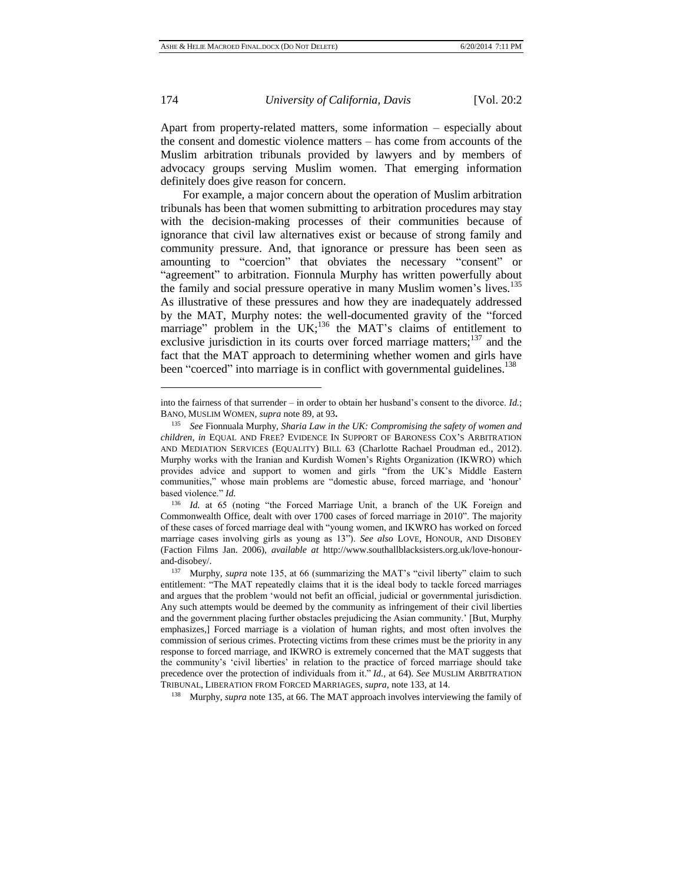Apart from property-related matters, some information – especially about the consent and domestic violence matters – has come from accounts of the Muslim arbitration tribunals provided by lawyers and by members of advocacy groups serving Muslim women. That emerging information definitely does give reason for concern.

For example, a major concern about the operation of Muslim arbitration tribunals has been that women submitting to arbitration procedures may stay with the decision-making processes of their communities because of ignorance that civil law alternatives exist or because of strong family and community pressure. And, that ignorance or pressure has been seen as amounting to "coercion" that obviates the necessary "consent" or "agreement" to arbitration. Fionnula Murphy has written powerfully about the family and social pressure operative in many Muslim women's lives.[135] As illustrative of these pressures and how they are inadequately addressed by the MAT, Murphy notes: the well-documented gravity of the "forced marriage" problem in the UK;[136] the MAT's claims of entitlement to exclusive jurisdiction in its courts over forced marriage matters;[137] and the fact that the MAT approach to determining whether women and girls have been "coerced" into marriage is in conflict with governmental guidelines.[138]

---

into the fairness of that surrender – in order to obtain her husband's consent to the divorce. *Id.*; BANO, MUSLIM WOMEN, *supra* note 89, at 93**.**

[135] *See* Fionnuala Murphy, *Sharia Law in the UK: Compromising the safety of women and children*, *in* EQUAL AND FREE? EVIDENCE IN SUPPORT OF BARONESS COX'S ARBITRATION AND MEDIATION SERVICES (EQUALITY) BILL 63 (Charlotte Rachael Proudman ed., 2012). Murphy works with the Iranian and Kurdish Women's Rights Organization (IKWRO) which provides advice and support to women and girls "from the UK's Middle Eastern communities," whose main problems are "domestic abuse, forced marriage, and 'honour' based violence." *Id.*

[136] *Id.* at 65 (noting "the Forced Marriage Unit, a branch of the UK Foreign and Commonwealth Office, dealt with over 1700 cases of forced marriage in 2010". The majority of these cases of forced marriage deal with "young women, and IKWRO has worked on forced marriage cases involving girls as young as 13"). *See also* LOVE, HONOUR, AND DISOBEY (Faction Films Jan. 2006), *available at* http://www.southallblacksisters.org.uk/love-honour-and-disobey/.

[137] Murphy, *supra* note 135, at 66 (summarizing the MAT's "civil liberty" claim to such entitlement: "The MAT repeatedly claims that it is the ideal body to tackle forced marriages and argues that the problem 'would not befit an official, judicial or governmental jurisdiction. Any such attempts would be deemed by the community as infringement of their civil liberties and the government placing further obstacles prejudicing the Asian community.' [But, Murphy emphasizes,] Forced marriage is a violation of human rights, and most often involves the commission of serious crimes. Protecting victims from these crimes must be the priority in any response to forced marriage, and IKWRO is extremely concerned that the MAT suggests that the community's 'civil liberties' in relation to the practice of forced marriage should take precedence over the protection of individuals from it." *Id.*, at 64). *See* MUSLIM ARBITRATION TRIBUNAL, LIBERATION FROM FORCED MARRIAGES, *supra*, note 133, at 14.

[138] Murphy, *supra* note 135, at 66. The MAT approach involves interviewing the family of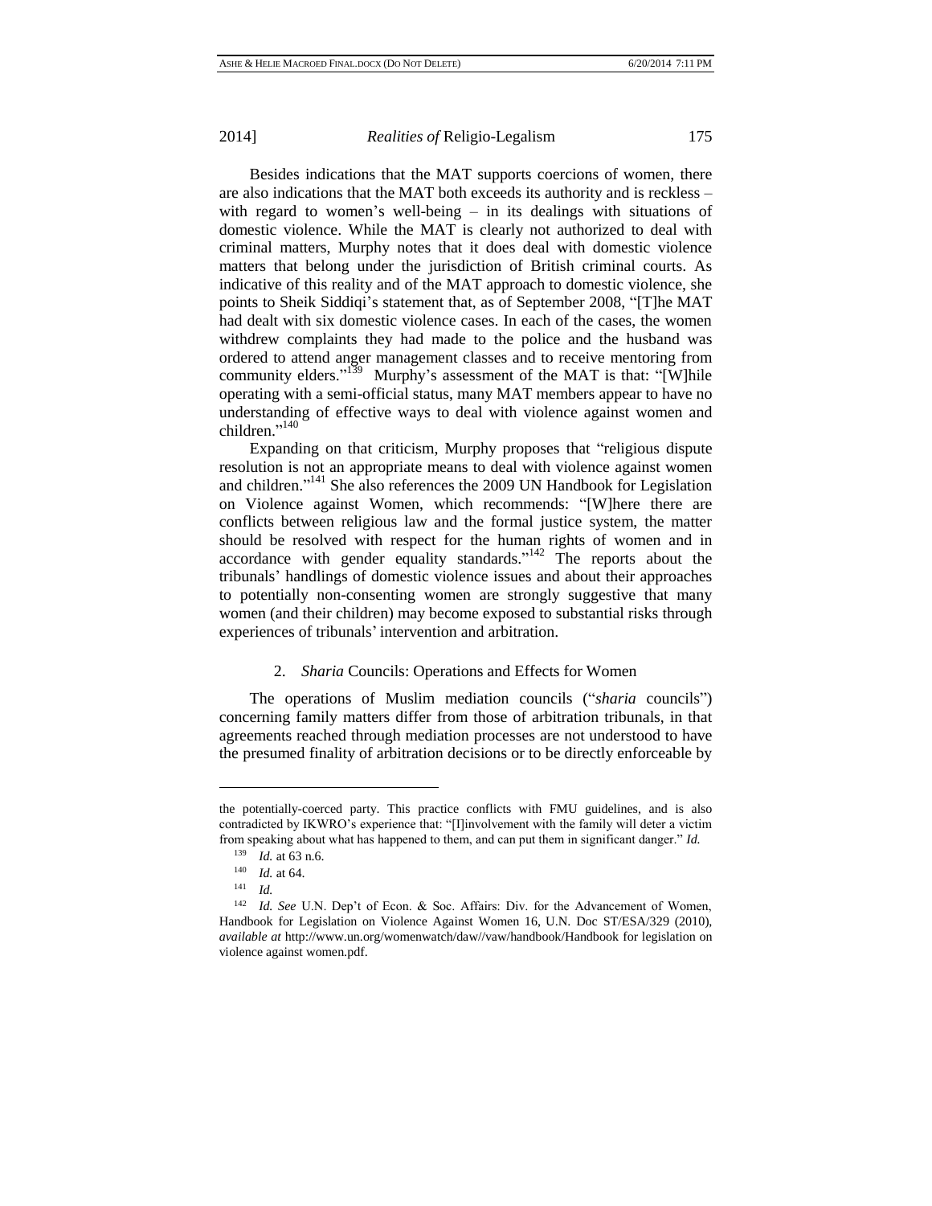Besides indications that the MAT supports coercions of women, there are also indications that the MAT both exceeds its authority and is reckless – with regard to women's well-being – in its dealings with situations of domestic violence. While the MAT is clearly not authorized to deal with criminal matters, Murphy notes that it does deal with domestic violence matters that belong under the jurisdiction of British criminal courts. As indicative of this reality and of the MAT approach to domestic violence, she points to Sheik Siddiqi's statement that, as of September 2008, "[T]he MAT had dealt with six domestic violence cases. In each of the cases, the women withdrew complaints they had made to the police and the husband was ordered to attend anger management classes and to receive mentoring from community elders."[139] Murphy's assessment of the MAT is that: "[W]hile operating with a semi-official status, many MAT members appear to have no understanding of effective ways to deal with violence against women and children."[140]

Expanding on that criticism, Murphy proposes that "religious dispute resolution is not an appropriate means to deal with violence against women and children."[141] She also references the 2009 UN Handbook for Legislation on Violence against Women, which recommends: "[W]here there are conflicts between religious law and the formal justice system, the matter should be resolved with respect for the human rights of women and in accordance with gender equality standards."[142] The reports about the tribunals' handlings of domestic violence issues and about their approaches to potentially non-consenting women are strongly suggestive that many women (and their children) may become exposed to substantial risks through experiences of tribunals' intervention and arbitration.

### 2. *Sharia* Councils: Operations and Effects for Women

The operations of Muslim mediation councils ("*sharia* councils") concerning family matters differ from those of arbitration tribunals, in that agreements reached through mediation processes are not understood to have the presumed finality of arbitration decisions or to be directly enforceable by

---

the potentially-coerced party. This practice conflicts with FMU guidelines, and is also contradicted by IKWRO's experience that: "[I]involvement with the family will deter a victim from speaking about what has happened to them, and can put them in significant danger." *Id.*

[139] *Id.* at 63 n.6.

[140] *Id.* at 64.

[141] *Id.*

[142] *Id. See* U.N. Dep't of Econ. & Soc. Affairs: Div. for the Advancement of Women, Handbook for Legislation on Violence Against Women 16, U.N. Doc ST/ESA/329 (2010), *available at* http://www.un.org/womenwatch/daw//vaw/handbook/Handbook for legislation on violence against women.pdf.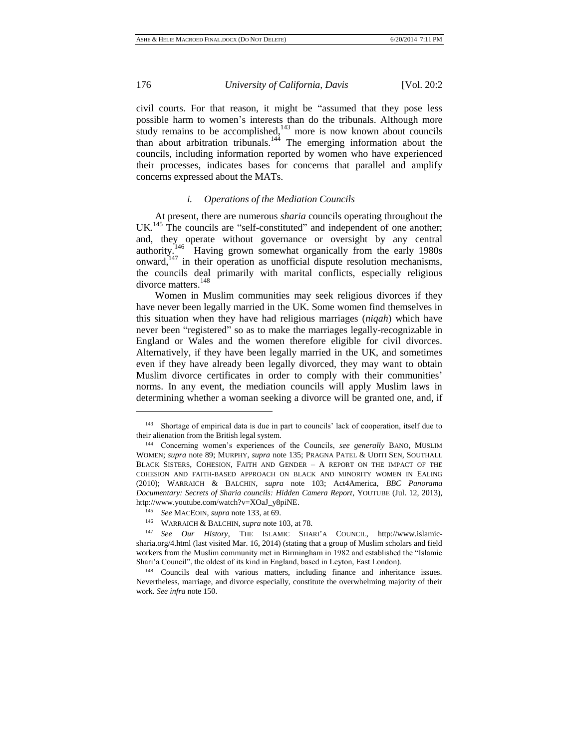civil courts. For that reason, it might be "assumed that they pose less possible harm to women's interests than do the tribunals. Although more study remains to be accomplished,[143] more is now known about councils than about arbitration tribunals.[144] The emerging information about the councils, including information reported by women who have experienced their processes, indicates bases for concerns that parallel and amplify concerns expressed about the MATs.

### *i. Operations of the Mediation Councils*

At present, there are numerous *sharia* councils operating throughout the UK.[145] The councils are "self-constituted" and independent of one another; and, they operate without governance or oversight by any central authority.[146] Having grown somewhat organically from the early 1980s onward,[147] in their operation as unofficial dispute resolution mechanisms, the councils deal primarily with marital conflicts, especially religious divorce matters.[148]

Women in Muslim communities may seek religious divorces if they have never been legally married in the UK. Some women find themselves in this situation when they have had religious marriages (*niqah*) which have never been "registered" so as to make the marriages legally-recognizable in England or Wales and the women therefore eligible for civil divorces. Alternatively, if they have been legally married in the UK, and sometimes even if they have already been legally divorced, they may want to obtain Muslim divorce certificates in order to comply with their communities' norms. In any event, the mediation councils will apply Muslim laws in determining whether a woman seeking a divorce will be granted one, and, if

---

[143] Shortage of empirical data is due in part to councils' lack of cooperation, itself due to their alienation from the British legal system.

[144] Concerning women's experiences of the Councils, *see generally* BANO, MUSLIM WOMEN; *supra* note 89; MURPHY, *supra* note 135; PRAGNA PATEL & UDITI SEN, SOUTHALL BLACK SISTERS, COHESION, FAITH AND GENDER – A REPORT ON THE IMPACT OF THE COHESION AND FAITH-BASED APPROACH ON BLACK AND MINORITY WOMEN IN EALING (2010); WARRAICH & BALCHIN, *supra* note 103; Act4America, *BBC Panorama Documentary: Secrets of Sharia councils: Hidden Camera Report*, YOUTUBE (Jul. 12, 2013), http://www.youtube.com/watch?v=XOaJ_y8piNE.

[145] *See* MACEOIN, *supra* note 133, at 69.

[146] WARRAICH & BALCHIN, *supra* note 103, at 78.

[147] *See Our History*, THE ISLAMIC SHARI'A COUNCIL, http://www.islamic-sharia.org/4.html (last visited Mar. 16, 2014) (stating that a group of Muslim scholars and field workers from the Muslim community met in Birmingham in 1982 and established the "Islamic Shari'a Council", the oldest of its kind in England, based in Leyton, East London).

[148] Councils deal with various matters, including finance and inheritance issues. Nevertheless, marriage, and divorce especially, constitute the overwhelming majority of their work. *See infra* note 150.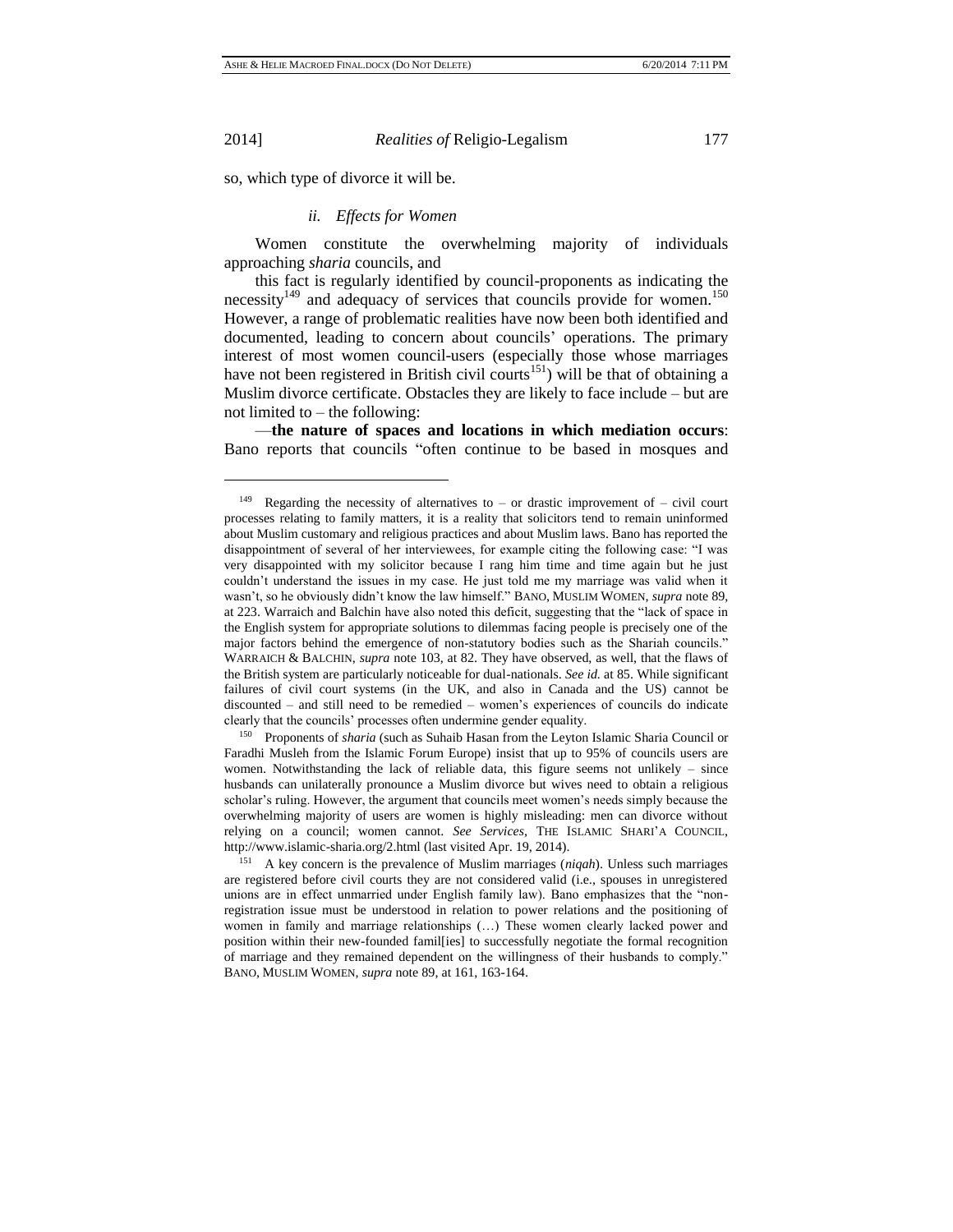so, which type of divorce it will be.

### *ii. Effects for Women*

Women constitute the overwhelming majority of individuals approaching *sharia* councils, and

this fact is regularly identified by council-proponents as indicating the necessity[149] and adequacy of services that councils provide for women.[150] However, a range of problematic realities have now been both identified and documented, leading to concern about councils' operations. The primary interest of most women council-users (especially those whose marriages have not been registered in British civil courts[151]) will be that of obtaining a Muslim divorce certificate. Obstacles they are likely to face include – but are not limited to – the following:

—**the nature of spaces and locations in which mediation occurs**: Bano reports that councils "often continue to be based in mosques and

---

[149] Regarding the necessity of alternatives to – or drastic improvement of – civil court processes relating to family matters, it is a reality that solicitors tend to remain uninformed about Muslim customary and religious practices and about Muslim laws. Bano has reported the disappointment of several of her interviewees, for example citing the following case: "I was very disappointed with my solicitor because I rang him time and time again but he just couldn't understand the issues in my case. He just told me my marriage was valid when it wasn't, so he obviously didn't know the law himself." BANO, MUSLIM WOMEN, *supra* note 89, at 223. Warraich and Balchin have also noted this deficit, suggesting that the "lack of space in the English system for appropriate solutions to dilemmas facing people is precisely one of the major factors behind the emergence of non-statutory bodies such as the Shariah councils." WARRAICH & BALCHIN, *supra* note 103, at 82. They have observed, as well, that the flaws of the British system are particularly noticeable for dual-nationals. *See id.* at 85. While significant failures of civil court systems (in the UK, and also in Canada and the US) cannot be discounted – and still need to be remedied – women's experiences of councils do indicate clearly that the councils' processes often undermine gender equality.

[150] Proponents of *sharia* (such as Suhaib Hasan from the Leyton Islamic Sharia Council or Faradhi Musleh from the Islamic Forum Europe) insist that up to 95% of councils users are women. Notwithstanding the lack of reliable data, this figure seems not unlikely – since husbands can unilaterally pronounce a Muslim divorce but wives need to obtain a religious scholar's ruling. However, the argument that councils meet women's needs simply because the overwhelming majority of users are women is highly misleading: men can divorce without relying on a council; women cannot. *See Services*, THE ISLAMIC SHARI'A COUNCIL, http://www.islamic-sharia.org/2.html (last visited Apr. 19, 2014).

[151] A key concern is the prevalence of Muslim marriages (*niqah*). Unless such marriages are registered before civil courts they are not considered valid (i.e., spouses in unregistered unions are in effect unmarried under English family law). Bano emphasizes that the "non-registration issue must be understood in relation to power relations and the positioning of women in family and marriage relationships (…) These women clearly lacked power and position within their new-founded famil[ies] to successfully negotiate the formal recognition of marriage and they remained dependent on the willingness of their husbands to comply." BANO, MUSLIM WOMEN, *supra* note 89, at 161, 163-164.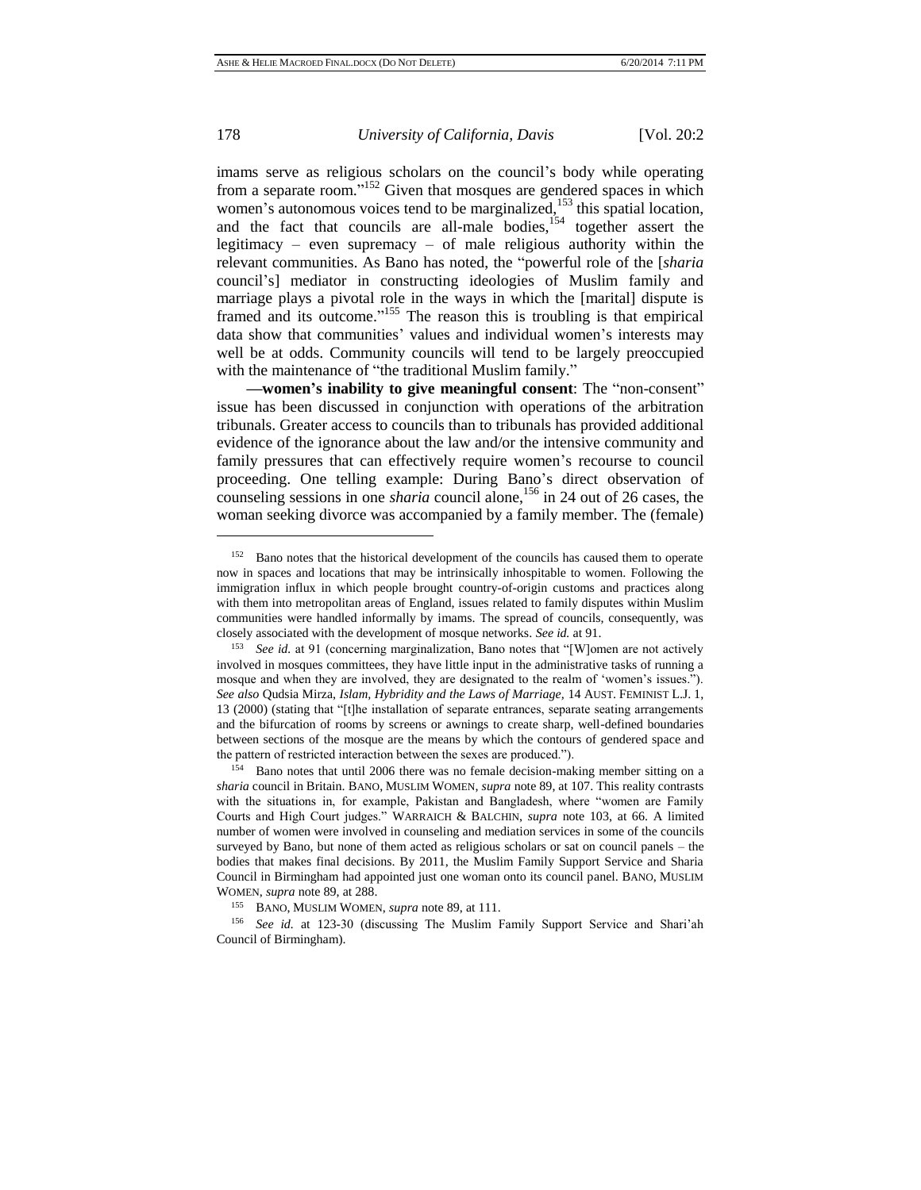imams serve as religious scholars on the council's body while operating from a separate room."[152] Given that mosques are gendered spaces in which women's autonomous voices tend to be marginalized,[153] this spatial location, and the fact that councils are all-male bodies,[154] together assert the legitimacy – even supremacy – of male religious authority within the relevant communities. As Bano has noted, the "powerful role of the [*sharia* council's] mediator in constructing ideologies of Muslim family and marriage plays a pivotal role in the ways in which the [marital] dispute is framed and its outcome."[155] The reason this is troubling is that empirical data show that communities' values and individual women's interests may well be at odds. Community councils will tend to be largely preoccupied with the maintenance of "the traditional Muslim family."

**—women's inability to give meaningful consent**: The "non-consent" issue has been discussed in conjunction with operations of the arbitration tribunals. Greater access to councils than to tribunals has provided additional evidence of the ignorance about the law and/or the intensive community and family pressures that can effectively require women's recourse to council proceeding. One telling example: During Bano's direct observation of counseling sessions in one *sharia* council alone,[156] in 24 out of 26 cases, the woman seeking divorce was accompanied by a family member. The (female)

---

[152] Bano notes that the historical development of the councils has caused them to operate now in spaces and locations that may be intrinsically inhospitable to women. Following the immigration influx in which people brought country-of-origin customs and practices along with them into metropolitan areas of England, issues related to family disputes within Muslim communities were handled informally by imams. The spread of councils, consequently, was closely associated with the development of mosque networks. *See id.* at 91.

[153] *See id.* at 91 (concerning marginalization, Bano notes that "[W]omen are not actively involved in mosques committees, they have little input in the administrative tasks of running a mosque and when they are involved, they are designated to the realm of 'women's issues."). *See also* Qudsia Mirza, *Islam, Hybridity and the Laws of Marriage,* 14 AUST. FEMINIST L.J. 1, 13 (2000) (stating that "[t]he installation of separate entrances, separate seating arrangements and the bifurcation of rooms by screens or awnings to create sharp, well-defined boundaries between sections of the mosque are the means by which the contours of gendered space and the pattern of restricted interaction between the sexes are produced.").

[154] Bano notes that until 2006 there was no female decision-making member sitting on a *sharia* council in Britain. BANO, MUSLIM WOMEN, *supra* note 89, at 107. This reality contrasts with the situations in, for example, Pakistan and Bangladesh, where "women are Family Courts and High Court judges." WARRAICH & BALCHIN, *supra* note 103, at 66. A limited number of women were involved in counseling and mediation services in some of the councils surveyed by Bano, but none of them acted as religious scholars or sat on council panels – the bodies that makes final decisions. By 2011, the Muslim Family Support Service and Sharia Council in Birmingham had appointed just one woman onto its council panel. BANO, MUSLIM WOMEN, *supra* note 89, at 288.

[155] BANO, MUSLIM WOMEN, *supra* note 89, at 111.

[156] *See id.* at 123-30 (discussing The Muslim Family Support Service and Shari'ah Council of Birmingham).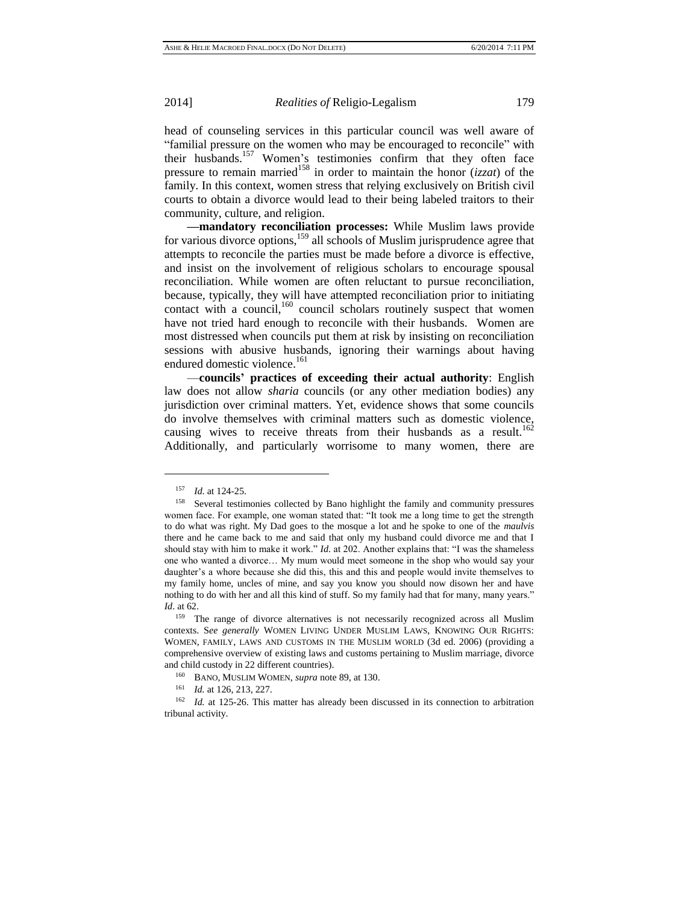head of counseling services in this particular council was well aware of "familial pressure on the women who may be encouraged to reconcile" with their husbands.[157] Women's testimonies confirm that they often face pressure to remain married[158] in order to maintain the honor (*izzat*) of the family. In this context, women stress that relying exclusively on British civil courts to obtain a divorce would lead to their being labeled traitors to their community, culture, and religion.

—**mandatory reconciliation processes:** While Muslim laws provide for various divorce options,[159] all schools of Muslim jurisprudence agree that attempts to reconcile the parties must be made before a divorce is effective, and insist on the involvement of religious scholars to encourage spousal reconciliation. While women are often reluctant to pursue reconciliation, because, typically, they will have attempted reconciliation prior to initiating contact with a council,[160] council scholars routinely suspect that women have not tried hard enough to reconcile with their husbands. Women are most distressed when councils put them at risk by insisting on reconciliation sessions with abusive husbands, ignoring their warnings about having endured domestic violence.[161]

—**councils' practices of exceeding their actual authority**: English law does not allow *sharia* councils (or any other mediation bodies) any jurisdiction over criminal matters. Yet, evidence shows that some councils do involve themselves with criminal matters such as domestic violence, causing wives to receive threats from their husbands as a result.[162] Additionally, and particularly worrisome to many women, there are

---

[157] *Id.* at 124-25.

[158] Several testimonies collected by Bano highlight the family and community pressures women face. For example, one woman stated that: "It took me a long time to get the strength to do what was right. My Dad goes to the mosque a lot and he spoke to one of the *maulvis* there and he came back to me and said that only my husband could divorce me and that I should stay with him to make it work." *Id.* at 202. Another explains that: "I was the shameless one who wanted a divorce… My mum would meet someone in the shop who would say your daughter's a whore because she did this, this and this and people would invite themselves to my family home, uncles of mine, and say you know you should now disown her and have nothing to do with her and all this kind of stuff. So my family had that for many, many years." *Id*. at 62.

[159] The range of divorce alternatives is not necessarily recognized across all Muslim contexts. S*ee generally* WOMEN LIVING UNDER MUSLIM LAWS, KNOWING OUR RIGHTS: WOMEN, FAMILY, LAWS AND CUSTOMS IN THE MUSLIM WORLD (3d ed. 2006) (providing a comprehensive overview of existing laws and customs pertaining to Muslim marriage, divorce and child custody in 22 different countries).

[160] BANO, MUSLIM WOMEN, *supra* note 89, at 130.

[161] *Id.* at 126, 213, 227.

[162] *Id.* at 125-26. This matter has already been discussed in its connection to arbitration tribunal activity.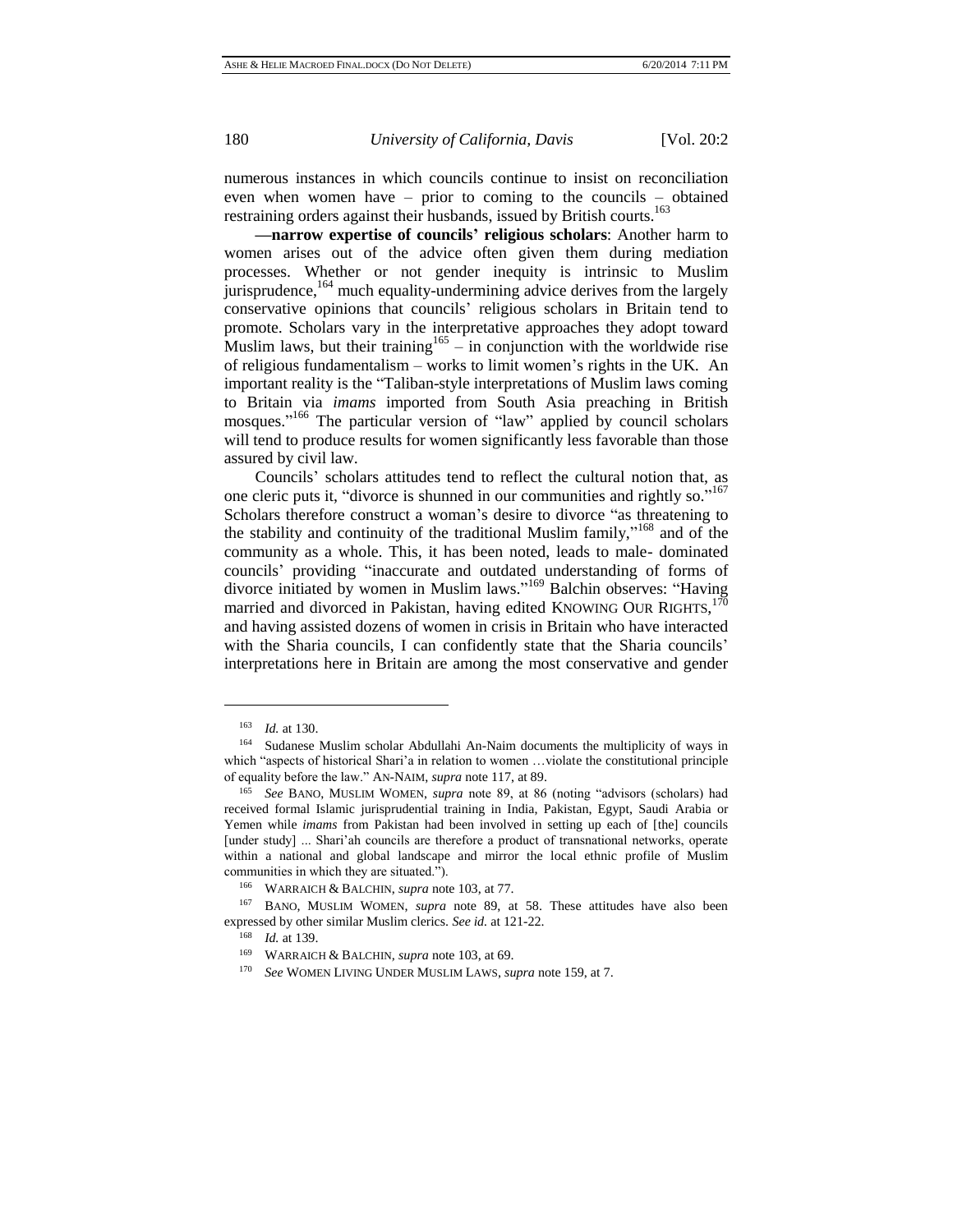numerous instances in which councils continue to insist on reconciliation even when women have – prior to coming to the councils – obtained restraining orders against their husbands, issued by British courts.[163]

**—narrow expertise of councils' religious scholars**: Another harm to women arises out of the advice often given them during mediation processes. Whether or not gender inequity is intrinsic to Muslim jurisprudence,[164] much equality-undermining advice derives from the largely conservative opinions that councils' religious scholars in Britain tend to promote. Scholars vary in the interpretative approaches they adopt toward Muslim laws, but their training[165] – in conjunction with the worldwide rise of religious fundamentalism – works to limit women's rights in the UK. An important reality is the "Taliban-style interpretations of Muslim laws coming to Britain via *imams* imported from South Asia preaching in British mosques."[166] The particular version of "law" applied by council scholars will tend to produce results for women significantly less favorable than those assured by civil law.

Councils' scholars attitudes tend to reflect the cultural notion that, as one cleric puts it, "divorce is shunned in our communities and rightly so."[167] Scholars therefore construct a woman's desire to divorce "as threatening to the stability and continuity of the traditional Muslim family,"[168] and of the community as a whole. This, it has been noted, leads to male- dominated councils' providing "inaccurate and outdated understanding of forms of divorce initiated by women in Muslim laws."[169] Balchin observes: "Having married and divorced in Pakistan, having edited KNOWING OUR RIGHTS,[170] and having assisted dozens of women in crisis in Britain who have interacted with the Sharia councils, I can confidently state that the Sharia councils' interpretations here in Britain are among the most conservative and gender

---

[163] *Id.* at 130.

[164] Sudanese Muslim scholar Abdullahi An-Naim documents the multiplicity of ways in which "aspects of historical Shari'a in relation to women …violate the constitutional principle of equality before the law." AN-NAIM, *supra* note 117, at 89.

[165] *See* BANO, MUSLIM WOMEN, *supra* note 89, at 86 (noting "advisors (scholars) had received formal Islamic jurisprudential training in India, Pakistan, Egypt, Saudi Arabia or Yemen while *imams* from Pakistan had been involved in setting up each of [the] councils [under study] ... Shari'ah councils are therefore a product of transnational networks, operate within a national and global landscape and mirror the local ethnic profile of Muslim communities in which they are situated.").

[166] WARRAICH & BALCHIN, *supra* note 103, at 77.

[167] BANO, MUSLIM WOMEN, *supra* note 89, at 58. These attitudes have also been expressed by other similar Muslim clerics. *See id.* at 121-22.

[168] *Id.* at 139.

[169] WARRAICH & BALCHIN, *supra* note 103, at 69.

[170] *See* WOMEN LIVING UNDER MUSLIM LAWS, *supra* note 159, at 7.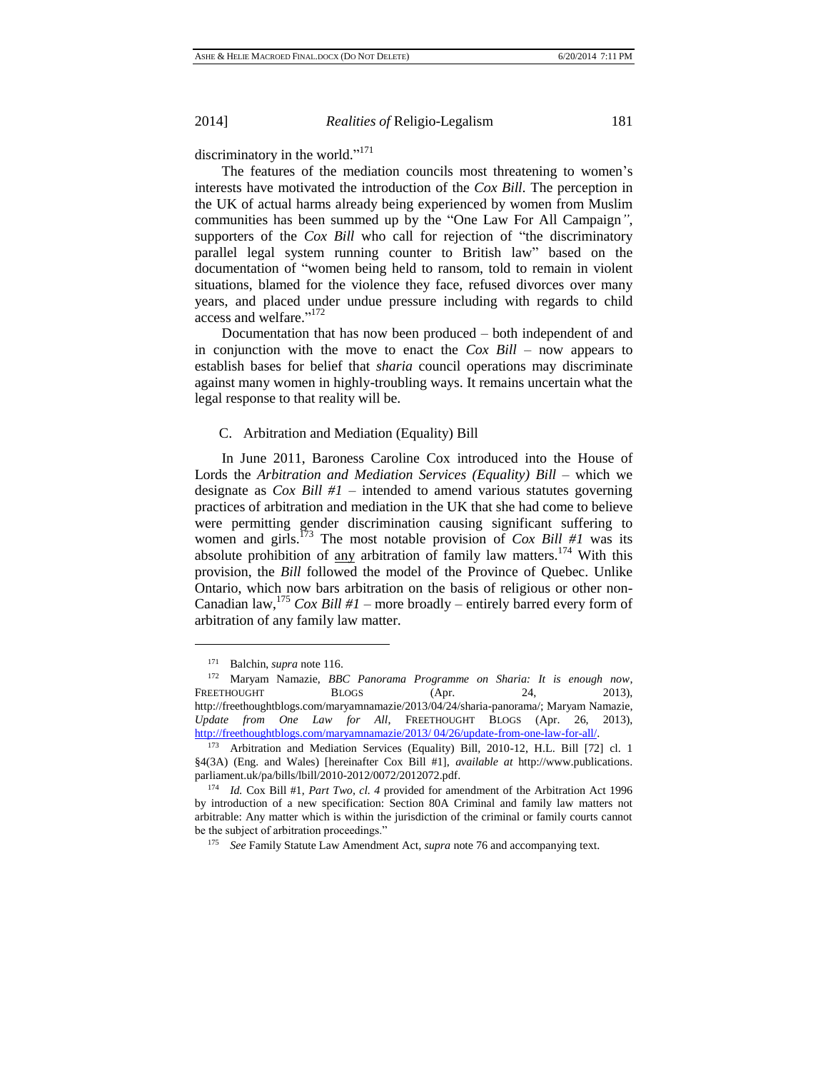discriminatory in the world."[171]

The features of the mediation councils most threatening to women's interests have motivated the introduction of the *Cox Bill*. The perception in the UK of actual harms already being experienced by women from Muslim communities has been summed up by the "One Law For All Campaign*"*, supporters of the *Cox Bill* who call for rejection of "the discriminatory parallel legal system running counter to British law" based on the documentation of "women being held to ransom, told to remain in violent situations, blamed for the violence they face, refused divorces over many years, and placed under undue pressure including with regards to child access and welfare."[172]

Documentation that has now been produced – both independent of and in conjunction with the move to enact the *Cox Bill* – now appears to establish bases for belief that *sharia* council operations may discriminate against many women in highly-troubling ways. It remains uncertain what the legal response to that reality will be.

### C. Arbitration and Mediation (Equality) Bill

In June 2011, Baroness Caroline Cox introduced into the House of Lords the *Arbitration and Mediation Services (Equality) Bill* – which we designate as *Cox Bill #1* – intended to amend various statutes governing practices of arbitration and mediation in the UK that she had come to believe were permitting gender discrimination causing significant suffering to women and girls.[173] The most notable provision of *Cox Bill #1* was its absolute prohibition of <u>any</u> arbitration of family law matters.[174] With this provision, the *Bill* followed the model of the Province of Quebec. Unlike Ontario, which now bars arbitration on the basis of religious or other non-Canadian law,[175] *Cox Bill #1* – more broadly – entirely barred every form of arbitration of any family law matter.

---

[171] Balchin, *supra* note 116.

[172] Maryam Namazie, *BBC Panorama Programme on Sharia: It is enough now*, FREETHOUGHT BLOGS (Apr. 24, 2013), http://freethoughtblogs.com/maryamnamazie/2013/04/24/sharia-panorama/; Maryam Namazie, *Update from One Law for All*, FREETHOUGHT BLOGS (Apr. 26, 2013), http://freethoughtblogs.com/maryamnamazie/2013/ 04/26/update-from-one-law-for-all/.

[173] Arbitration and Mediation Services (Equality) Bill, 2010-12, H.L. Bill [72] cl. 1 §4(3A) (Eng. and Wales) [hereinafter Cox Bill #1], *available at* http://www.publications.parliament.uk/pa/bills/lbill/2010-2012/0072/2012072.pdf.

[174] *Id.* Cox Bill #1, *Part Two, cl. 4* provided for amendment of the Arbitration Act 1996 by introduction of a new specification: Section 80A Criminal and family law matters not arbitrable: Any matter which is within the jurisdiction of the criminal or family courts cannot be the subject of arbitration proceedings."

[175] *See* Family Statute Law Amendment Act, *supra* note 76 and accompanying text.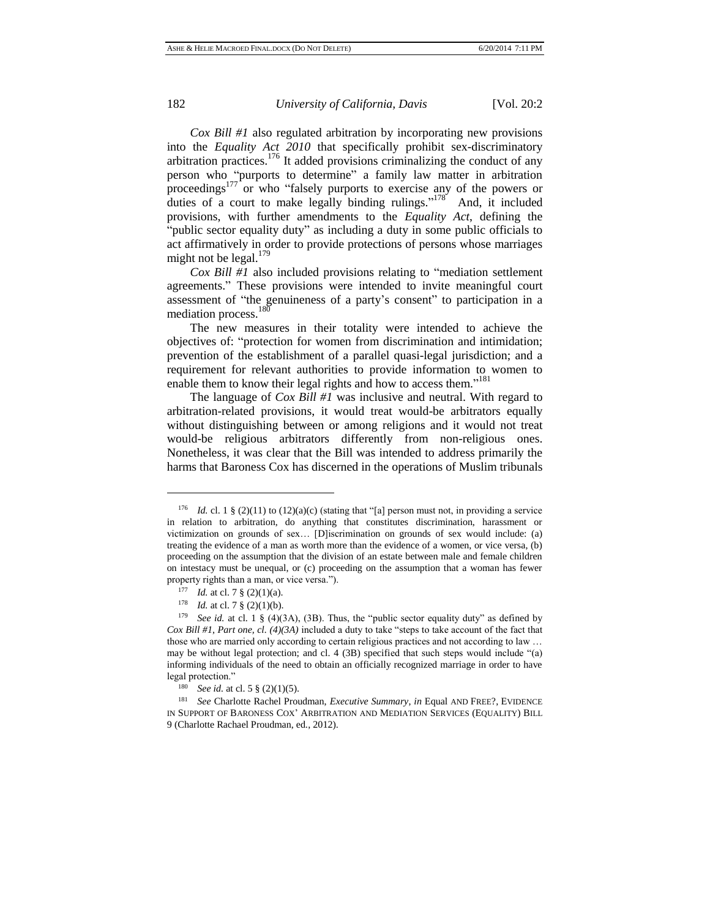*Cox Bill #1* also regulated arbitration by incorporating new provisions into the *Equality Act 2010* that specifically prohibit sex-discriminatory arbitration practices.[176] It added provisions criminalizing the conduct of any person who "purports to determine" a family law matter in arbitration proceedings[177] or who "falsely purports to exercise any of the powers or duties of a court to make legally binding rulings."[178] And, it included provisions, with further amendments to the *Equality Act*, defining the "public sector equality duty" as including a duty in some public officials to act affirmatively in order to provide protections of persons whose marriages might not be legal.[179]

*Cox Bill #1* also included provisions relating to "mediation settlement agreements." These provisions were intended to invite meaningful court assessment of "the genuineness of a party's consent" to participation in a mediation process.[180]

The new measures in their totality were intended to achieve the objectives of: "protection for women from discrimination and intimidation; prevention of the establishment of a parallel quasi-legal jurisdiction; and a requirement for relevant authorities to provide information to women to enable them to know their legal rights and how to access them."[181]

The language of *Cox Bill #1* was inclusive and neutral. With regard to arbitration-related provisions, it would treat would-be arbitrators equally without distinguishing between or among religions and it would not treat would-be religious arbitrators differently from non-religious ones. Nonetheless, it was clear that the Bill was intended to address primarily the harms that Baroness Cox has discerned in the operations of Muslim tribunals

---

[176] *Id.* cl. 1 § (2)(11) to (12)(a)(c) (stating that "[a] person must not, in providing a service in relation to arbitration, do anything that constitutes discrimination, harassment or victimization on grounds of sex… [D]iscrimination on grounds of sex would include: (a) treating the evidence of a man as worth more than the evidence of a women, or vice versa, (b) proceeding on the assumption that the division of an estate between male and female children on intestacy must be unequal, or (c) proceeding on the assumption that a woman has fewer property rights than a man, or vice versa.").

[177] *Id.* at cl. 7 § (2)(1)(a).

[178] *Id.* at cl. 7 § (2)(1)(b).

[179] *See id.* at cl. 1 § (4)(3A), (3B). Thus, the "public sector equality duty" as defined by *Cox Bill #1, Part one, cl. (4)(3A)* included a duty to take "steps to take account of the fact that those who are married only according to certain religious practices and not according to law … may be without legal protection; and cl. 4 (3B) specified that such steps would include "(a) informing individuals of the need to obtain an officially recognized marriage in order to have legal protection."

[180] *See id.* at cl. 5 § (2)(1)(5).

[181] *See* Charlotte Rachel Proudman, *Executive Summary*, *in* Equal AND FREE?, EVIDENCE IN SUPPORT OF BARONESS COX' ARBITRATION AND MEDIATION SERVICES (EQUALITY) BILL 9 (Charlotte Rachael Proudman, ed., 2012).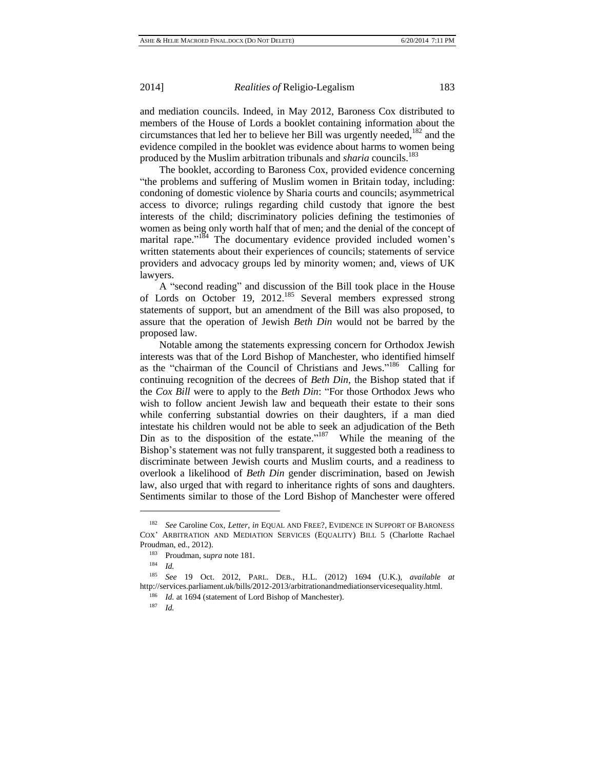and mediation councils. Indeed, in May 2012, Baroness Cox distributed to members of the House of Lords a booklet containing information about the circumstances that led her to believe her Bill was urgently needed,[182] and the evidence compiled in the booklet was evidence about harms to women being produced by the Muslim arbitration tribunals and *sharia* councils.[183]

The booklet, according to Baroness Cox, provided evidence concerning "the problems and suffering of Muslim women in Britain today, including: condoning of domestic violence by Sharia courts and councils; asymmetrical access to divorce; rulings regarding child custody that ignore the best interests of the child; discriminatory policies defining the testimonies of women as being only worth half that of men; and the denial of the concept of marital rape."[184] The documentary evidence provided included women's written statements about their experiences of councils; statements of service providers and advocacy groups led by minority women; and, views of UK lawyers.

A "second reading" and discussion of the Bill took place in the House of Lords on October 19, 2012.[185] Several members expressed strong statements of support, but an amendment of the Bill was also proposed, to assure that the operation of Jewish *Beth Din* would not be barred by the proposed law.

Notable among the statements expressing concern for Orthodox Jewish interests was that of the Lord Bishop of Manchester, who identified himself as the "chairman of the Council of Christians and Jews."[186] Calling for continuing recognition of the decrees of *Beth Din*, the Bishop stated that if the *Cox Bill* were to apply to the *Beth Din*: "For those Orthodox Jews who wish to follow ancient Jewish law and bequeath their estate to their sons while conferring substantial dowries on their daughters, if a man died intestate his children would not be able to seek an adjudication of the Beth Din as to the disposition of the estate."[187] While the meaning of the Bishop's statement was not fully transparent, it suggested both a readiness to discriminate between Jewish courts and Muslim courts, and a readiness to overlook a likelihood of *Beth Din* gender discrimination, based on Jewish law, also urged that with regard to inheritance rights of sons and daughters. Sentiments similar to those of the Lord Bishop of Manchester were offered

---

[182] *See* Caroline Cox, *Letter*, *in* EQUAL AND FREE?, EVIDENCE IN SUPPORT OF BARONESS COX' ARBITRATION AND MEDIATION SERVICES (EQUALITY) BILL 5 (Charlotte Rachael Proudman, ed., 2012).

[183] Proudman, s*upra* note 181.

[184] *Id.*

[185] *See* 19 Oct. 2012, PARL. DEB., H.L. (2012) 1694 (U.K.), *available at* http://services.parliament.uk/bills/2012-2013/arbitrationandmediationservicesequality.html.

[186] *Id.* at 1694 (statement of Lord Bishop of Manchester).

[187] *Id.*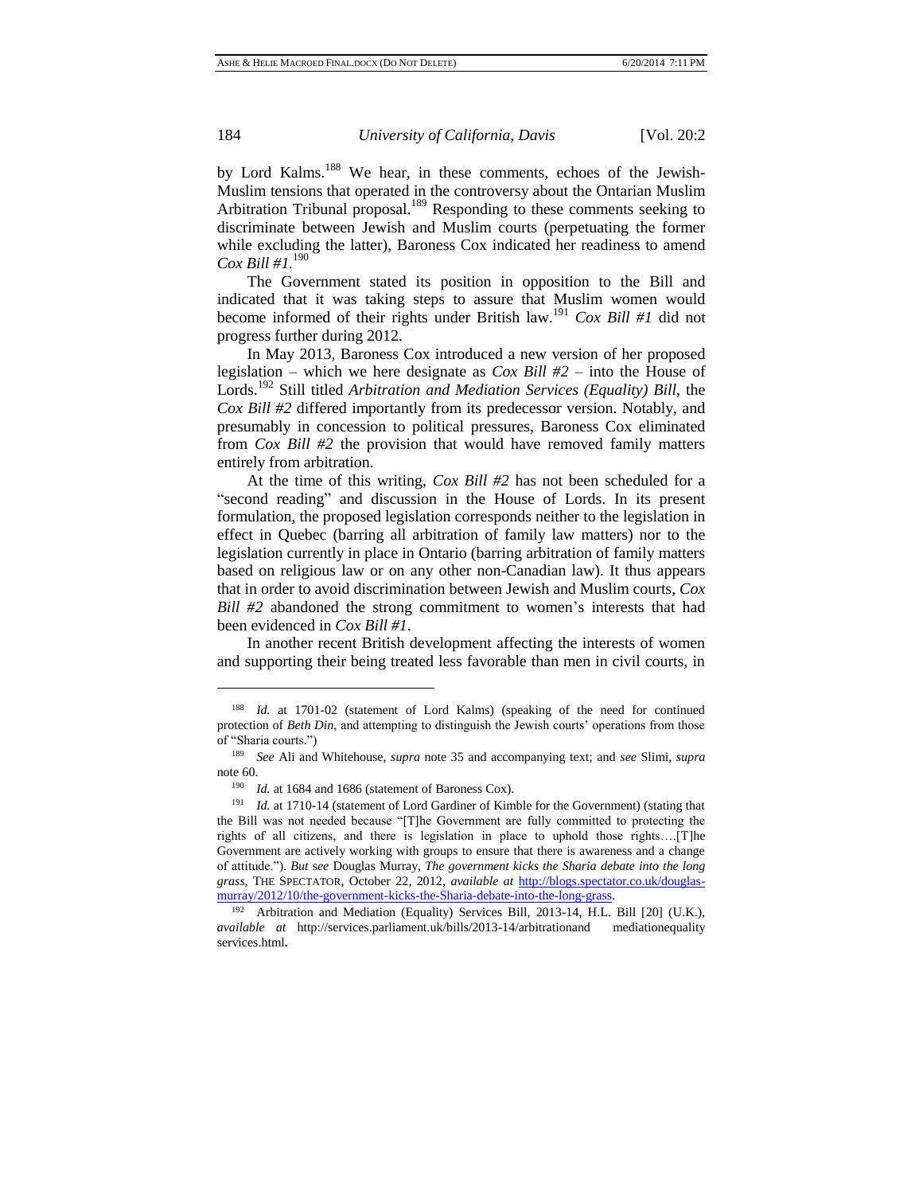by Lord Kalms.[188] We hear, in these comments, echoes of the Jewish-Muslim tensions that operated in the controversy about the Ontarian Muslim Arbitration Tribunal proposal.[189] Responding to these comments seeking to discriminate between Jewish and Muslim courts (perpetuating the former while excluding the latter), Baroness Cox indicated her readiness to amend *Cox Bill #1*.[190]

The Government stated its position in opposition to the Bill and indicated that it was taking steps to assure that Muslim women would become informed of their rights under British law.[191] *Cox Bill #1* did not progress further during 2012.

In May 2013, Baroness Cox introduced a new version of her proposed legislation – which we here designate as *Cox Bill #2* – into the House of Lords.[192] Still titled *Arbitration and Mediation Services (Equality) Bill*, the *Cox Bill #2* differed importantly from its predecessor version. Notably, and presumably in concession to political pressures, Baroness Cox eliminated from *Cox Bill #2* the provision that would have removed family matters entirely from arbitration.

At the time of this writing, *Cox Bill #2* has not been scheduled for a "second reading" and discussion in the House of Lords. In its present formulation, the proposed legislation corresponds neither to the legislation in effect in Quebec (barring all arbitration of family law matters) nor to the legislation currently in place in Ontario (barring arbitration of family matters based on religious law or on any other non-Canadian law). It thus appears that in order to avoid discrimination between Jewish and Muslim courts, *Cox Bill #2* abandoned the strong commitment to women's interests that had been evidenced in *Cox Bill #1*.

In another recent British development affecting the interests of women and supporting their being treated less favorable than men in civil courts, in

---

[188] *Id.* at 1701-02 (statement of Lord Kalms) (speaking of the need for continued protection of *Beth Din*, and attempting to distinguish the Jewish courts' operations from those of "Sharia courts.")

[189] *See* Ali and Whitehouse, *supra* note 35 and accompanying text; and *see* Slimi, *supra* note 60.

[190] *Id.* at 1684 and 1686 (statement of Baroness Cox).

[191] *Id.* at 1710-14 (statement of Lord Gardiner of Kimble for the Government) (stating that the Bill was not needed because "[T]he Government are fully committed to protecting the rights of all citizens, and there is legislation in place to uphold those rights….[T]he Government are actively working with groups to ensure that there is awareness and a change of attitude."). *But see* Douglas Murray, *The government kicks the Sharia debate into the long grass*, THE SPECTATOR, October 22, 2012, *available at* http://blogs.spectator.co.uk/douglas-murray/2012/10/the-government-kicks-the-Sharia-debate-into-the-long-grass.

[192] Arbitration and Mediation (Equality) Services Bill, 2013-14, H.L. Bill [20] (U.K.), *available at* http://services.parliament.uk/bills/2013-14/arbitrationand mediationequality services.html.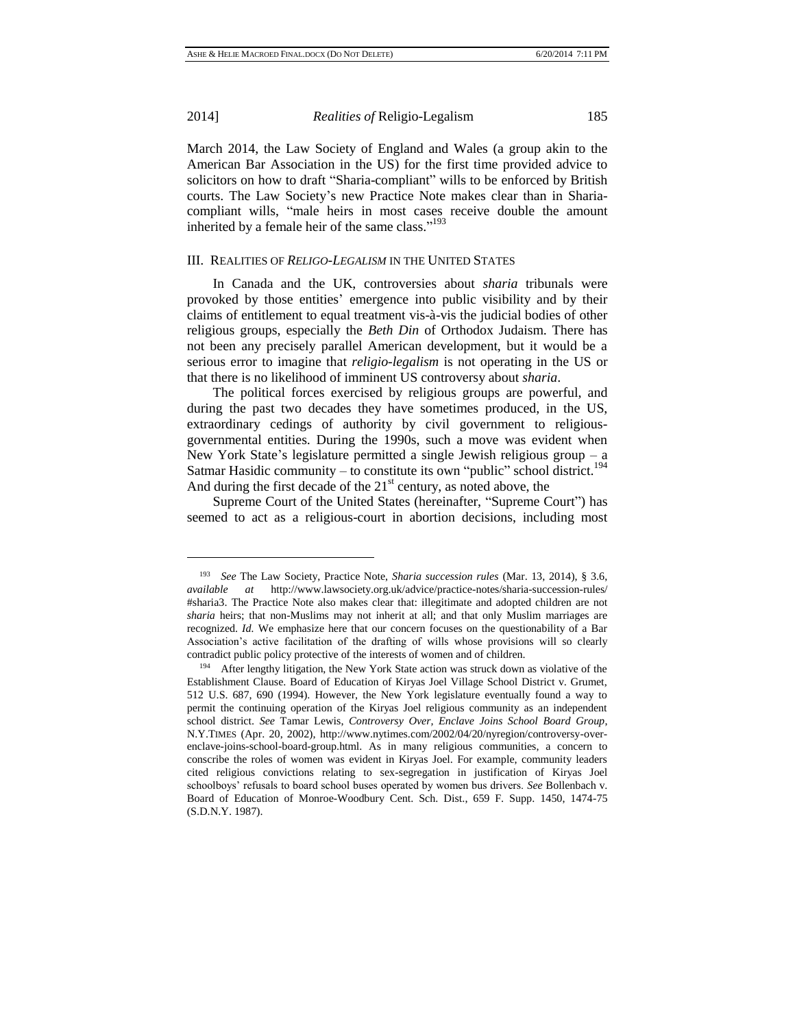March 2014, the Law Society of England and Wales (a group akin to the American Bar Association in the US) for the first time provided advice to solicitors on how to draft "Sharia-compliant" wills to be enforced by British courts. The Law Society's new Practice Note makes clear than in Sharia-compliant wills, "male heirs in most cases receive double the amount inherited by a female heir of the same class."[193]

## III. Realities of *Religo-Legalism* in the United States

In Canada and the UK, controversies about *sharia* tribunals were provoked by those entities' emergence into public visibility and by their claims of entitlement to equal treatment vis-à-vis the judicial bodies of other religious groups, especially the *Beth Din* of Orthodox Judaism. There has not been any precisely parallel American development, but it would be a serious error to imagine that *religio-legalism* is not operating in the US or that there is no likelihood of imminent US controversy about *sharia*.

The political forces exercised by religious groups are powerful, and during the past two decades they have sometimes produced, in the US, extraordinary cedings of authority by civil government to religious-governmental entities. During the 1990s, such a move was evident when New York State's legislature permitted a single Jewish religious group – a Satmar Hasidic community – to constitute its own "public" school district.[194] And during the first decade of the 21st century, as noted above, the

Supreme Court of the United States (hereinafter, "Supreme Court") has seemed to act as a religious-court in abortion decisions, including most

---

[193] *See* The Law Society, Practice Note, *Sharia succession rules* (Mar. 13, 2014), § 3.6, *available at* http://www.lawsociety.org.uk/advice/practice-notes/sharia-succession-rules/#sharia3. The Practice Note also makes clear that: illegitimate and adopted children are not *sharia* heirs; that non-Muslims may not inherit at all; and that only Muslim marriages are recognized. *Id.* We emphasize here that our concern focuses on the questionability of a Bar Association's active facilitation of the drafting of wills whose provisions will so clearly contradict public policy protective of the interests of women and of children.

[194] After lengthy litigation, the New York State action was struck down as violative of the Establishment Clause. Board of Education of Kiryas Joel Village School District v. Grumet, 512 U.S. 687, 690 (1994). However, the New York legislature eventually found a way to permit the continuing operation of the Kiryas Joel religious community as an independent school district. *See* Tamar Lewis, *Controversy Over, Enclave Joins School Board Group*, N.Y.TIMES (Apr. 20, 2002), http://www.nytimes.com/2002/04/20/nyregion/controversy-over-enclave-joins-school-board-group.html. As in many religious communities, a concern to conscribe the roles of women was evident in Kiryas Joel. For example, community leaders cited religious convictions relating to sex-segregation in justification of Kiryas Joel schoolboys' refusals to board school buses operated by women bus drivers. *See* Bollenbach v. Board of Education of Monroe-Woodbury Cent. Sch. Dist., 659 F. Supp. 1450, 1474-75 (S.D.N.Y. 1987).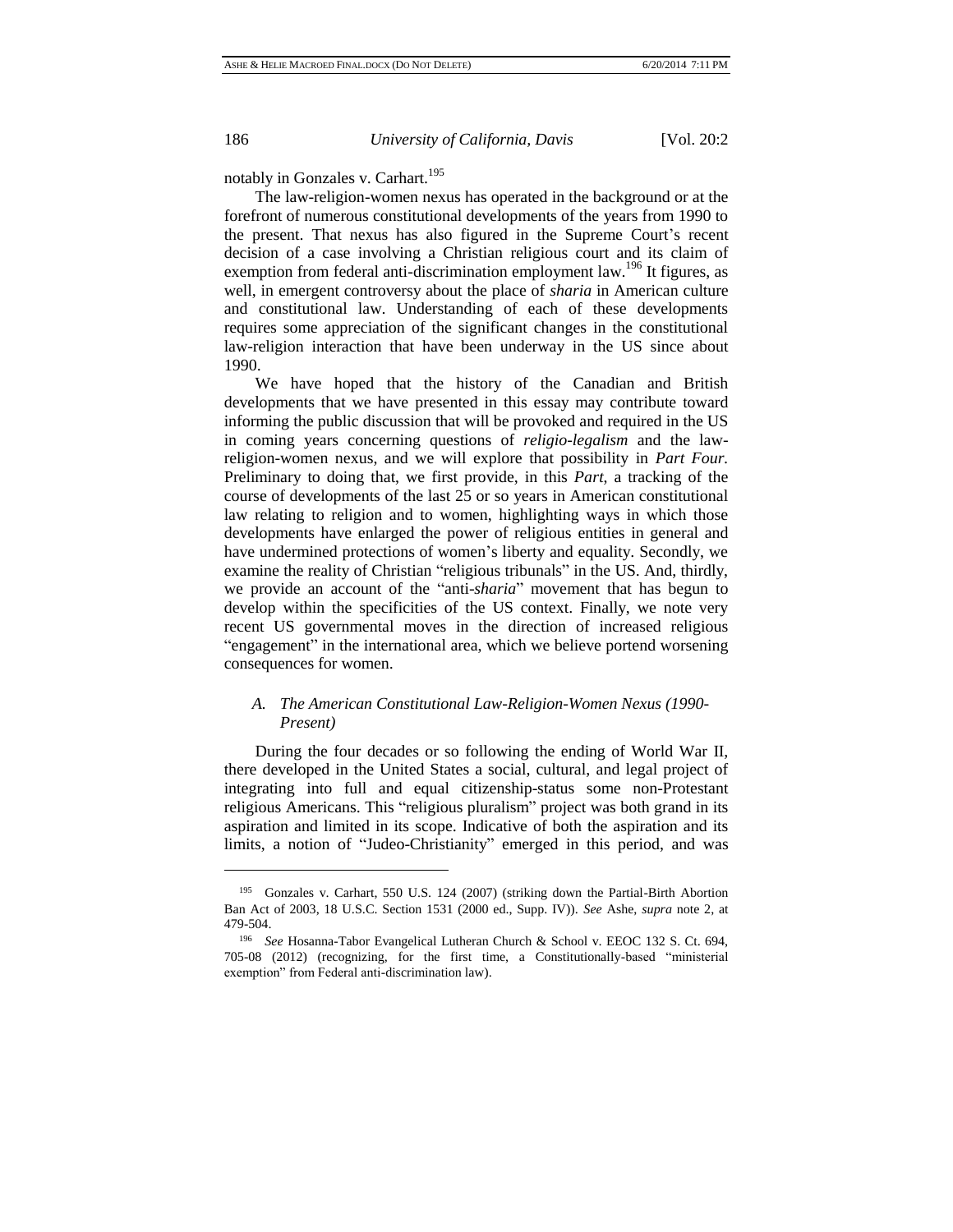notably in Gonzales v. Carhart.[195]

The law-religion-women nexus has operated in the background or at the forefront of numerous constitutional developments of the years from 1990 to the present. That nexus has also figured in the Supreme Court's recent decision of a case involving a Christian religious court and its claim of exemption from federal anti-discrimination employment law.[196] It figures, as well, in emergent controversy about the place of *sharia* in American culture and constitutional law. Understanding of each of these developments requires some appreciation of the significant changes in the constitutional law-religion interaction that have been underway in the US since about 1990.

We have hoped that the history of the Canadian and British developments that we have presented in this essay may contribute toward informing the public discussion that will be provoked and required in the US in coming years concerning questions of *religio-legalism* and the law-religion-women nexus, and we will explore that possibility in *Part Four.* Preliminary to doing that, we first provide, in this *Part*, a tracking of the course of developments of the last 25 or so years in American constitutional law relating to religion and to women, highlighting ways in which those developments have enlarged the power of religious entities in general and have undermined protections of women's liberty and equality. Secondly, we examine the reality of Christian "religious tribunals" in the US. And, thirdly, we provide an account of the "anti-*sharia*" movement that has begun to develop within the specificities of the US context. Finally, we note very recent US governmental moves in the direction of increased religious "engagement" in the international area, which we believe portend worsening consequences for women.

### *A. The American Constitutional Law-Religion-Women Nexus (1990-Present)*

During the four decades or so following the ending of World War II, there developed in the United States a social, cultural, and legal project of integrating into full and equal citizenship-status some non-Protestant religious Americans. This "religious pluralism" project was both grand in its aspiration and limited in its scope. Indicative of both the aspiration and its limits, a notion of "Judeo-Christianity" emerged in this period, and was

---

[195] Gonzales v. Carhart, 550 U.S. 124 (2007) (striking down the Partial-Birth Abortion Ban Act of 2003, 18 U.S.C. Section 1531 (2000 ed., Supp. IV)). *See* Ashe, *supra* note 2, at 479-504.

[196] *See* Hosanna-Tabor Evangelical Lutheran Church & School v. EEOC 132 S. Ct. 694, 705-08 (2012) (recognizing, for the first time, a Constitutionally-based "ministerial exemption" from Federal anti-discrimination law).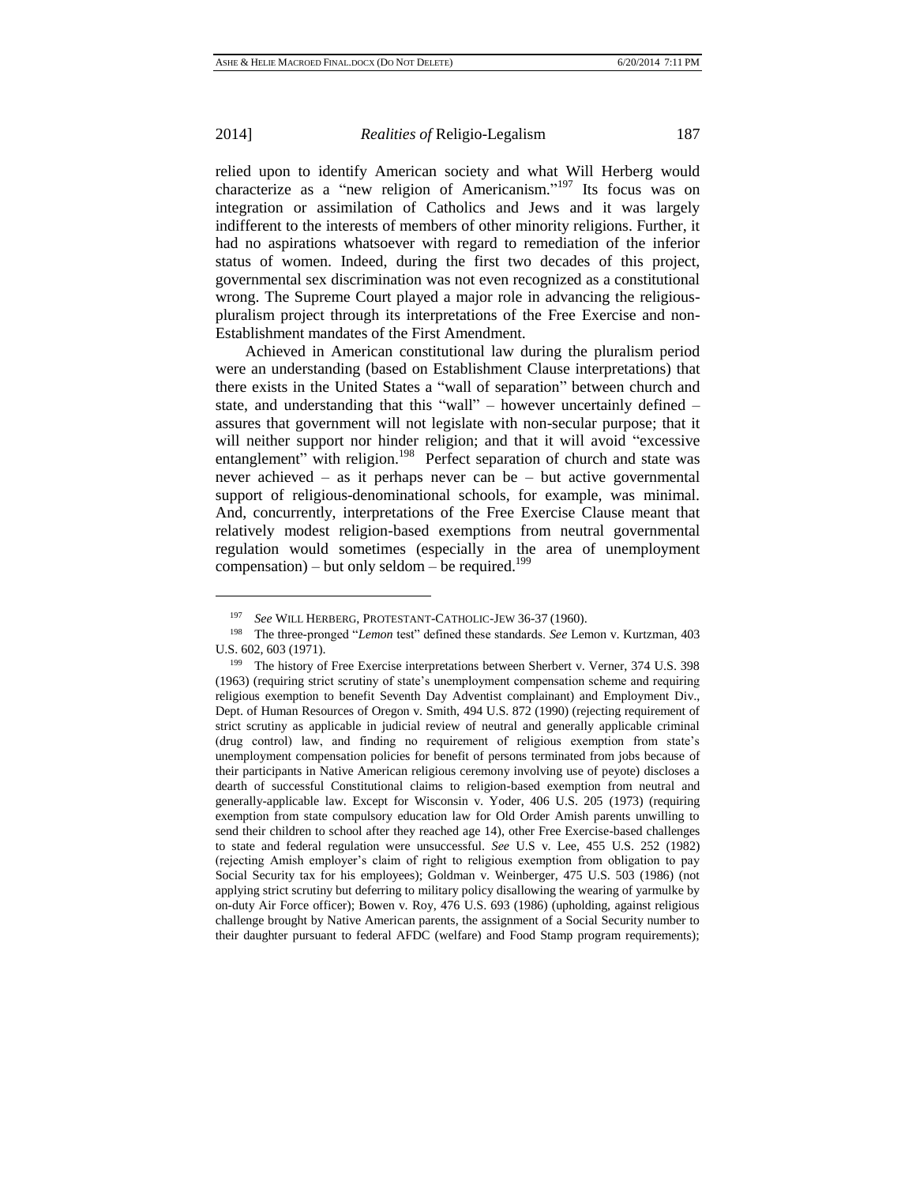relied upon to identify American society and what Will Herberg would characterize as a "new religion of Americanism."[197] Its focus was on integration or assimilation of Catholics and Jews and it was largely indifferent to the interests of members of other minority religions. Further, it had no aspirations whatsoever with regard to remediation of the inferior status of women. Indeed, during the first two decades of this project, governmental sex discrimination was not even recognized as a constitutional wrong. The Supreme Court played a major role in advancing the religious-pluralism project through its interpretations of the Free Exercise and non-Establishment mandates of the First Amendment.

Achieved in American constitutional law during the pluralism period were an understanding (based on Establishment Clause interpretations) that there exists in the United States a "wall of separation" between church and state, and understanding that this "wall" – however uncertainly defined – assures that government will not legislate with non-secular purpose; that it will neither support nor hinder religion; and that it will avoid "excessive entanglement" with religion.[198] Perfect separation of church and state was never achieved – as it perhaps never can be – but active governmental support of religious-denominational schools, for example, was minimal. And, concurrently, interpretations of the Free Exercise Clause meant that relatively modest religion-based exemptions from neutral governmental regulation would sometimes (especially in the area of unemployment compensation) – but only seldom – be required.[199]

---

[197] *See* WILL HERBERG, PROTESTANT-CATHOLIC-JEW 36-37 (1960).

[198] The three-pronged "*Lemon* test" defined these standards. *See* Lemon v. Kurtzman, 403 U.S. 602, 603 (1971).

[199] The history of Free Exercise interpretations between Sherbert v. Verner, 374 U.S. 398 (1963) (requiring strict scrutiny of state's unemployment compensation scheme and requiring religious exemption to benefit Seventh Day Adventist complainant) and Employment Div., Dept. of Human Resources of Oregon v. Smith, 494 U.S. 872 (1990) (rejecting requirement of strict scrutiny as applicable in judicial review of neutral and generally applicable criminal (drug control) law, and finding no requirement of religious exemption from state's unemployment compensation policies for benefit of persons terminated from jobs because of their participants in Native American religious ceremony involving use of peyote) discloses a dearth of successful Constitutional claims to religion-based exemption from neutral and generally-applicable law. Except for Wisconsin v. Yoder, 406 U.S. 205 (1973) (requiring exemption from state compulsory education law for Old Order Amish parents unwilling to send their children to school after they reached age 14), other Free Exercise-based challenges to state and federal regulation were unsuccessful. *See* U.S v. Lee, 455 U.S. 252 (1982) (rejecting Amish employer's claim of right to religious exemption from obligation to pay Social Security tax for his employees); Goldman v. Weinberger, 475 U.S. 503 (1986) (not applying strict scrutiny but deferring to military policy disallowing the wearing of yarmulke by on-duty Air Force officer); Bowen v. Roy, 476 U.S. 693 (1986) (upholding, against religious challenge brought by Native American parents, the assignment of a Social Security number to their daughter pursuant to federal AFDC (welfare) and Food Stamp program requirements);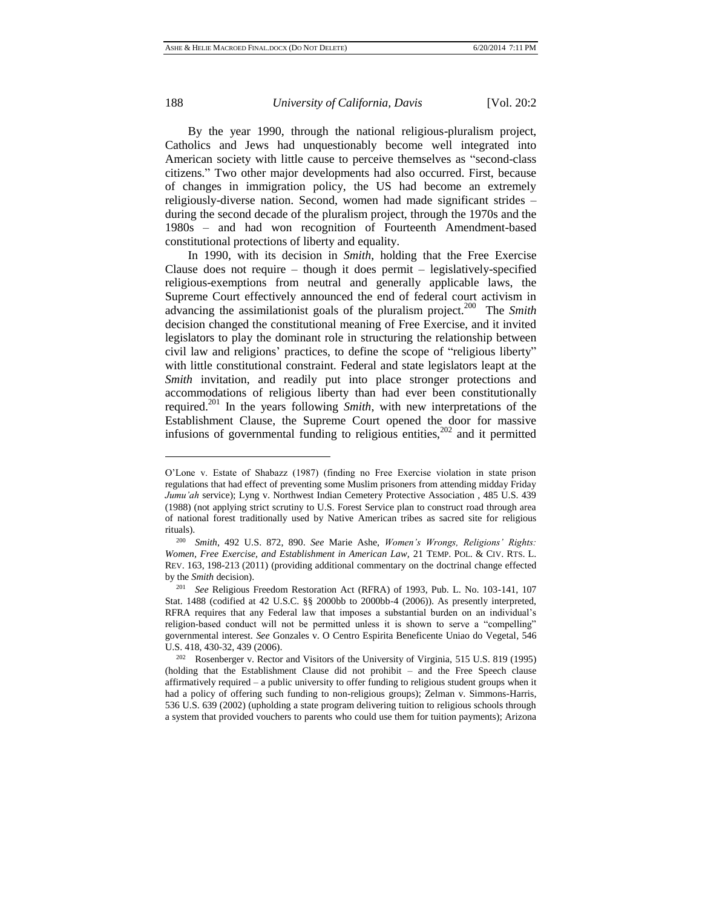By the year 1990, through the national religious-pluralism project, Catholics and Jews had unquestionably become well integrated into American society with little cause to perceive themselves as "second-class citizens." Two other major developments had also occurred. First, because of changes in immigration policy, the US had become an extremely religiously-diverse nation. Second, women had made significant strides – during the second decade of the pluralism project, through the 1970s and the 1980s – and had won recognition of Fourteenth Amendment-based constitutional protections of liberty and equality.

In 1990, with its decision in *Smith*, holding that the Free Exercise Clause does not require – though it does permit – legislatively-specified religious-exemptions from neutral and generally applicable laws, the Supreme Court effectively announced the end of federal court activism in advancing the assimilationist goals of the pluralism project.[200] The *Smith* decision changed the constitutional meaning of Free Exercise, and it invited legislators to play the dominant role in structuring the relationship between civil law and religions' practices, to define the scope of "religious liberty" with little constitutional constraint. Federal and state legislators leapt at the *Smith* invitation, and readily put into place stronger protections and accommodations of religious liberty than had ever been constitutionally required.[201] In the years following *Smith*, with new interpretations of the Establishment Clause, the Supreme Court opened the door for massive infusions of governmental funding to religious entities,[202] and it permitted

---

O'Lone v. Estate of Shabazz (1987) (finding no Free Exercise violation in state prison regulations that had effect of preventing some Muslim prisoners from attending midday Friday *Jumu'ah* service); Lyng v. Northwest Indian Cemetery Protective Association , 485 U.S. 439 (1988) (not applying strict scrutiny to U.S. Forest Service plan to construct road through area of national forest traditionally used by Native American tribes as sacred site for religious rituals).

[200] *Smith*, 492 U.S. 872, 890. *See* Marie Ashe, *Women's Wrongs, Religions' Rights: Women, Free Exercise, and Establishment in American Law*, 21 TEMP. POL. & CIV. RTS. L. REV. 163, 198-213 (2011) (providing additional commentary on the doctrinal change effected by the *Smith* decision).

[201] *See* Religious Freedom Restoration Act (RFRA) of 1993, Pub. L. No. 103-141, 107 Stat. 1488 (codified at 42 U.S.C. §§ 2000bb to 2000bb-4 (2006)). As presently interpreted, RFRA requires that any Federal law that imposes a substantial burden on an individual's religion-based conduct will not be permitted unless it is shown to serve a "compelling" governmental interest. *See* Gonzales v. O Centro Espirita Beneficente Uniao do Vegetal, 546 U.S. 418, 430-32, 439 (2006).

[202] Rosenberger v. Rector and Visitors of the University of Virginia, 515 U.S. 819 (1995) (holding that the Establishment Clause did not prohibit – and the Free Speech clause affirmatively required – a public university to offer funding to religious student groups when it had a policy of offering such funding to non-religious groups); Zelman v. Simmons-Harris, 536 U.S. 639 (2002) (upholding a state program delivering tuition to religious schools through a system that provided vouchers to parents who could use them for tuition payments); Arizona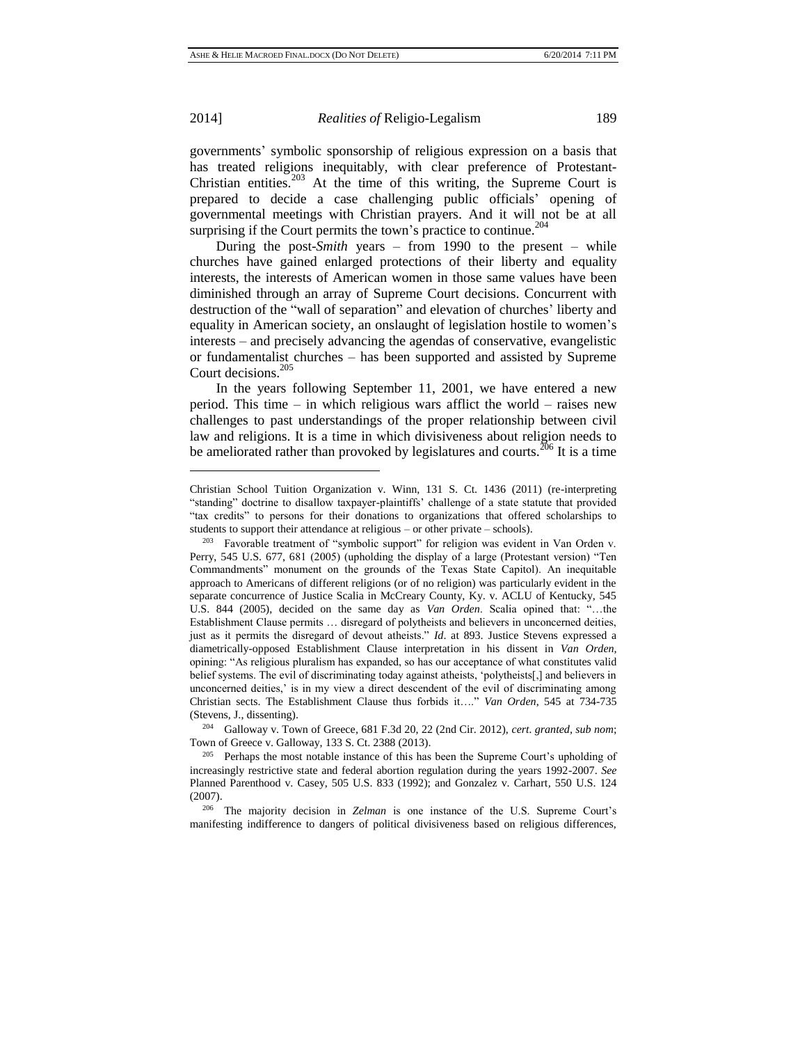governments' symbolic sponsorship of religious expression on a basis that has treated religions inequitably, with clear preference of Protestant-Christian entities.[203] At the time of this writing, the Supreme Court is prepared to decide a case challenging public officials' opening of governmental meetings with Christian prayers. And it will not be at all surprising if the Court permits the town's practice to continue.[204]

During the post-*Smith* years – from 1990 to the present – while churches have gained enlarged protections of their liberty and equality interests, the interests of American women in those same values have been diminished through an array of Supreme Court decisions. Concurrent with destruction of the "wall of separation" and elevation of churches' liberty and equality in American society, an onslaught of legislation hostile to women's interests – and precisely advancing the agendas of conservative, evangelistic or fundamentalist churches – has been supported and assisted by Supreme Court decisions.[205]

In the years following September 11, 2001, we have entered a new period. This time – in which religious wars afflict the world – raises new challenges to past understandings of the proper relationship between civil law and religions. It is a time in which divisiveness about religion needs to be ameliorated rather than provoked by legislatures and courts.[206] It is a time

---

Christian School Tuition Organization v. Winn, 131 S. Ct. 1436 (2011) (re-interpreting "standing" doctrine to disallow taxpayer-plaintiffs' challenge of a state statute that provided "tax credits" to persons for their donations to organizations that offered scholarships to students to support their attendance at religious – or other private – schools).

[203] Favorable treatment of "symbolic support" for religion was evident in Van Orden v. Perry, 545 U.S. 677, 681 (2005) (upholding the display of a large (Protestant version) "Ten Commandments" monument on the grounds of the Texas State Capitol). An inequitable approach to Americans of different religions (or of no religion) was particularly evident in the separate concurrence of Justice Scalia in McCreary County, Ky. v. ACLU of Kentucky, 545 U.S. 844 (2005), decided on the same day as *Van Orden*. Scalia opined that: "…the Establishment Clause permits … disregard of polytheists and believers in unconcerned deities, just as it permits the disregard of devout atheists." *Id*. at 893. Justice Stevens expressed a diametrically-opposed Establishment Clause interpretation in his dissent in *Van Orden*, opining: "As religious pluralism has expanded, so has our acceptance of what constitutes valid belief systems. The evil of discriminating today against atheists, 'polytheists[,] and believers in unconcerned deities,' is in my view a direct descendent of the evil of discriminating among Christian sects. The Establishment Clause thus forbids it…." *Van Orden*, 545 at 734-735 (Stevens, J., dissenting).

[204] Galloway v. Town of Greece, 681 F.3d 20, 22 (2nd Cir. 2012), *cert. granted*, *sub nom*; Town of Greece v. Galloway, 133 S. Ct. 2388 (2013).

[205] Perhaps the most notable instance of this has been the Supreme Court's upholding of increasingly restrictive state and federal abortion regulation during the years 1992-2007. *See* Planned Parenthood v. Casey, 505 U.S. 833 (1992); and Gonzalez v. Carhart, 550 U.S. 124 (2007).

[206] The majority decision in *Zelman* is one instance of the U.S. Supreme Court's manifesting indifference to dangers of political divisiveness based on religious differences,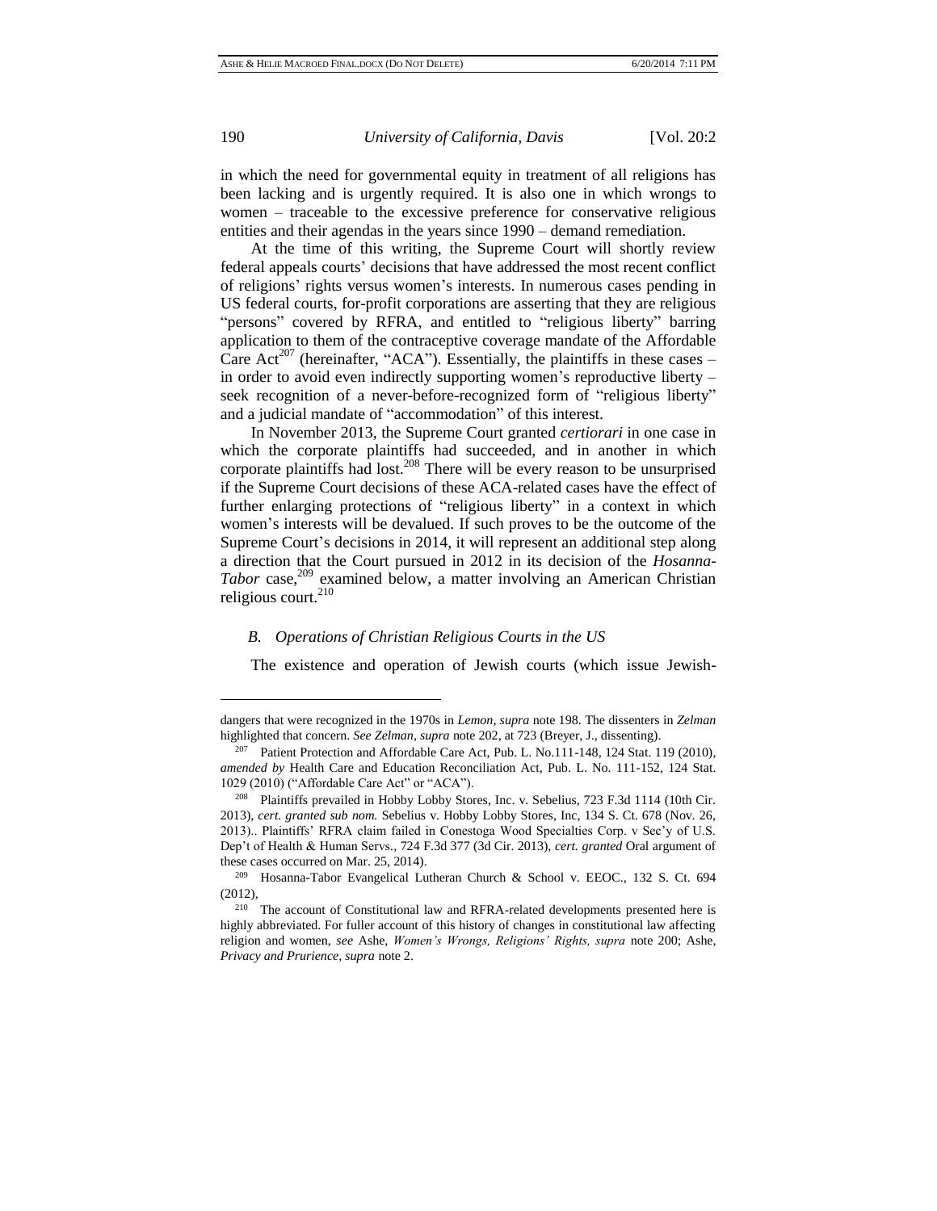in which the need for governmental equity in treatment of all religions has been lacking and is urgently required. It is also one in which wrongs to women – traceable to the excessive preference for conservative religious entities and their agendas in the years since 1990 – demand remediation.

At the time of this writing, the Supreme Court will shortly review federal appeals courts' decisions that have addressed the most recent conflict of religions' rights versus women's interests. In numerous cases pending in US federal courts, for-profit corporations are asserting that they are religious "persons" covered by RFRA, and entitled to "religious liberty" barring application to them of the contraceptive coverage mandate of the Affordable Care Act[207] (hereinafter, "ACA"). Essentially, the plaintiffs in these cases – in order to avoid even indirectly supporting women's reproductive liberty – seek recognition of a never-before-recognized form of "religious liberty" and a judicial mandate of "accommodation" of this interest.

In November 2013, the Supreme Court granted *certiorari* in one case in which the corporate plaintiffs had succeeded, and in another in which corporate plaintiffs had lost.[208] There will be every reason to be unsurprised if the Supreme Court decisions of these ACA-related cases have the effect of further enlarging protections of "religious liberty" in a context in which women's interests will be devalued. If such proves to be the outcome of the Supreme Court's decisions in 2014, it will represent an additional step along a direction that the Court pursued in 2012 in its decision of the *Hosanna-Tabor* case,[209] examined below, a matter involving an American Christian religious court.[210]

### *B. Operations of Christian Religious Courts in the US*

The existence and operation of Jewish courts (which issue Jewish-

---

dangers that were recognized in the 1970s in *Lemon, supra* note 198. The dissenters in *Zelman* highlighted that concern. *See Zelman, supra* note 202, at 723 (Breyer, J., dissenting).

[207] Patient Protection and Affordable Care Act, Pub. L. No.111-148, 124 Stat. 119 (2010), *amended by* Health Care and Education Reconciliation Act, Pub. L. No. 111-152, 124 Stat. 1029 (2010) ("Affordable Care Act" or "ACA").

[208] Plaintiffs prevailed in Hobby Lobby Stores, Inc. v. Sebelius, 723 F.3d 1114 (10th Cir. 2013), *cert. granted sub nom.* Sebelius v. Hobby Lobby Stores, Inc, 134 S. Ct. 678 (Nov. 26, 2013).. Plaintiffs' RFRA claim failed in Conestoga Wood Specialties Corp. v Sec'y of U.S. Dep't of Health & Human Servs., 724 F.3d 377 (3d Cir. 2013), *cert. granted* Oral argument of these cases occurred on Mar. 25, 2014).

[209] Hosanna-Tabor Evangelical Lutheran Church & School v. EEOC., 132 S. Ct. 694 (2012),

[210] The account of Constitutional law and RFRA-related developments presented here is highly abbreviated. For fuller account of this history of changes in constitutional law affecting religion and women, *see* Ashe, *Women's Wrongs, Religions' Rights, supra* note 200; Ashe, *Privacy and Prurience, supra* note 2.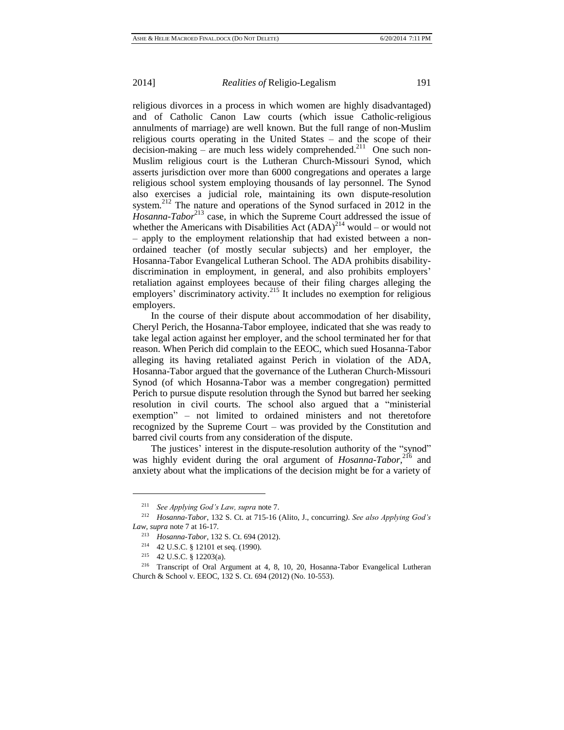religious divorces in a process in which women are highly disadvantaged) and of Catholic Canon Law courts (which issue Catholic-religious annulments of marriage) are well known. But the full range of non-Muslim religious courts operating in the United States – and the scope of their decision-making – are much less widely comprehended.[211] One such non-Muslim religious court is the Lutheran Church-Missouri Synod, which asserts jurisdiction over more than 6000 congregations and operates a large religious school system employing thousands of lay personnel. The Synod also exercises a judicial role, maintaining its own dispute-resolution system.[212] The nature and operations of the Synod surfaced in 2012 in the *Hosanna-Tabor*[213] case, in which the Supreme Court addressed the issue of whether the Americans with Disabilities Act (ADA)[214] would – or would not – apply to the employment relationship that had existed between a non-ordained teacher (of mostly secular subjects) and her employer, the Hosanna-Tabor Evangelical Lutheran School. The ADA prohibits disability-discrimination in employment, in general, and also prohibits employers' retaliation against employees because of their filing charges alleging the employers' discriminatory activity.[215] It includes no exemption for religious employers.

In the course of their dispute about accommodation of her disability, Cheryl Perich, the Hosanna-Tabor employee, indicated that she was ready to take legal action against her employer, and the school terminated her for that reason. When Perich did complain to the EEOC, which sued Hosanna-Tabor alleging its having retaliated against Perich in violation of the ADA, Hosanna-Tabor argued that the governance of the Lutheran Church-Missouri Synod (of which Hosanna-Tabor was a member congregation) permitted Perich to pursue dispute resolution through the Synod but barred her seeking resolution in civil courts. The school also argued that a "ministerial exemption" – not limited to ordained ministers and not theretofore recognized by the Supreme Court – was provided by the Constitution and barred civil courts from any consideration of the dispute.

The justices' interest in the dispute-resolution authority of the "synod" was highly evident during the oral argument of *Hosanna-Tabor*,[216] and anxiety about what the implications of the decision might be for a variety of

---

[211] *See Applying God's Law, supra* note 7.

[212] *Hosanna-Tabor*, 132 S. Ct. at 715-16 (Alito, J., concurring). *See also Applying God's Law*, *supra* note 7 at 16-17.

[213] *Hosanna-Tabor*, 132 S. Ct. 694 (2012).

[214] 42 U.S.C. § 12101 et seq. (1990).

[215] 42 U.S.C. § 12203(a).

[216] Transcript of Oral Argument at 4, 8, 10, 20, Hosanna-Tabor Evangelical Lutheran Church & School v. EEOC, 132 S. Ct. 694 (2012) (No. 10-553).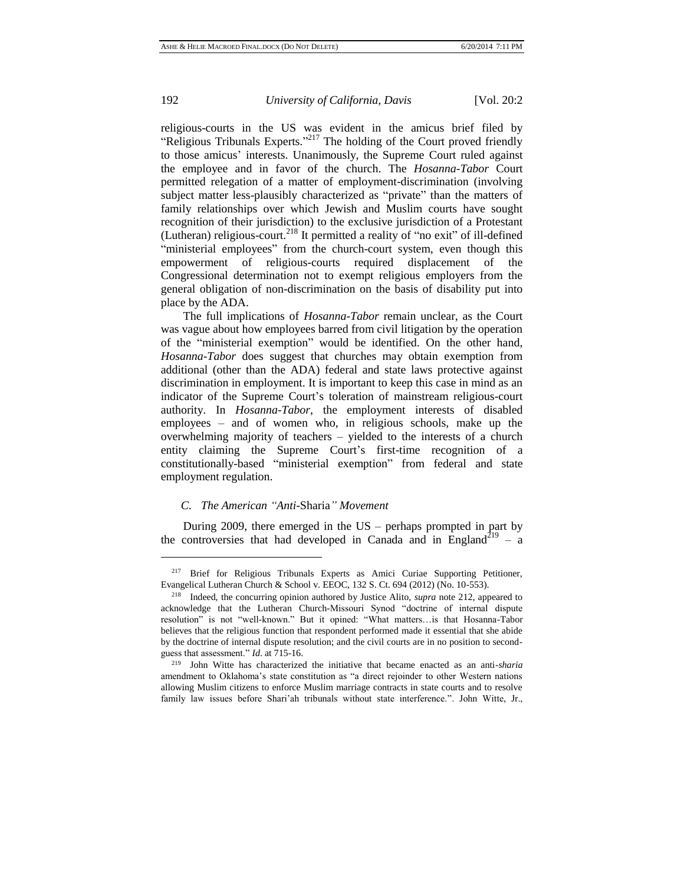religious-courts in the US was evident in the amicus brief filed by "Religious Tribunals Experts."[217] The holding of the Court proved friendly to those amicus' interests. Unanimously, the Supreme Court ruled against the employee and in favor of the church. The *Hosanna-Tabor* Court permitted relegation of a matter of employment-discrimination (involving subject matter less-plausibly characterized as "private" than the matters of family relationships over which Jewish and Muslim courts have sought recognition of their jurisdiction) to the exclusive jurisdiction of a Protestant (Lutheran) religious-court.[218] It permitted a reality of "no exit" of ill-defined "ministerial employees" from the church-court system, even though this empowerment of religious-courts required displacement of the Congressional determination not to exempt religious employers from the general obligation of non-discrimination on the basis of disability put into place by the ADA.

The full implications of *Hosanna-Tabor* remain unclear, as the Court was vague about how employees barred from civil litigation by the operation of the "ministerial exemption" would be identified. On the other hand, *Hosanna-Tabor* does suggest that churches may obtain exemption from additional (other than the ADA) federal and state laws protective against discrimination in employment. It is important to keep this case in mind as an indicator of the Supreme Court's toleration of mainstream religious-court authority. In *Hosanna-Tabor*, the employment interests of disabled employees – and of women who, in religious schools, make up the overwhelming majority of teachers – yielded to the interests of a church entity claiming the Supreme Court's first-time recognition of a constitutionally-based "ministerial exemption" from federal and state employment regulation.

### *C. The American "Anti-*Sharia*" Movement*

During 2009, there emerged in the US – perhaps prompted in part by the controversies that had developed in Canada and in England[219] – a

---

[217] Brief for Religious Tribunals Experts as Amici Curiae Supporting Petitioner, Evangelical Lutheran Church & School v. EEOC, 132 S. Ct. 694 (2012) (No. 10-553).

[218] Indeed, the concurring opinion authored by Justice Alito, *supra* note 212, appeared to acknowledge that the Lutheran Church-Missouri Synod "doctrine of internal dispute resolution" is not "well-known." But it opined: "What matters…is that Hosanna-Tabor believes that the religious function that respondent performed made it essential that she abide by the doctrine of internal dispute resolution; and the civil courts are in no position to second-guess that assessment." *Id.* at 715-16.

[219] John Witte has characterized the initiative that became enacted as an anti-*sharia* amendment to Oklahoma's state constitution as "a direct rejoinder to other Western nations allowing Muslim citizens to enforce Muslim marriage contracts in state courts and to resolve family law issues before Shari'ah tribunals without state interference.". John Witte, Jr.,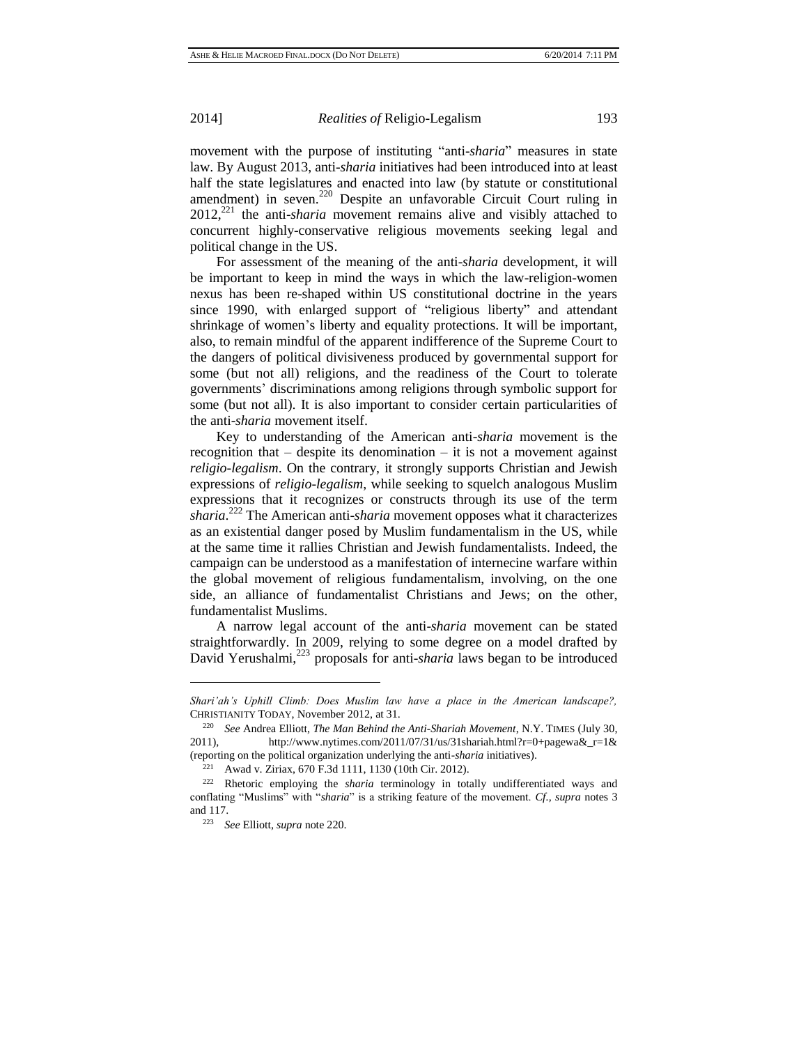movement with the purpose of instituting "anti-*sharia*" measures in state law. By August 2013, anti-*sharia* initiatives had been introduced into at least half the state legislatures and enacted into law (by statute or constitutional amendment) in seven.[220] Despite an unfavorable Circuit Court ruling in 2012,[221] the anti-*sharia* movement remains alive and visibly attached to concurrent highly-conservative religious movements seeking legal and political change in the US.

For assessment of the meaning of the anti-*sharia* development, it will be important to keep in mind the ways in which the law-religion-women nexus has been re-shaped within US constitutional doctrine in the years since 1990, with enlarged support of "religious liberty" and attendant shrinkage of women's liberty and equality protections. It will be important, also, to remain mindful of the apparent indifference of the Supreme Court to the dangers of political divisiveness produced by governmental support for some (but not all) religions, and the readiness of the Court to tolerate governments' discriminations among religions through symbolic support for some (but not all). It is also important to consider certain particularities of the anti-*sharia* movement itself.

Key to understanding of the American anti-*sharia* movement is the recognition that – despite its denomination – it is not a movement against *religio-legalism*. On the contrary, it strongly supports Christian and Jewish expressions of *religio-legalism*, while seeking to squelch analogous Muslim expressions that it recognizes or constructs through its use of the term *sharia*.[222] The American anti-*sharia* movement opposes what it characterizes as an existential danger posed by Muslim fundamentalism in the US, while at the same time it rallies Christian and Jewish fundamentalists. Indeed, the campaign can be understood as a manifestation of internecine warfare within the global movement of religious fundamentalism, involving, on the one side, an alliance of fundamentalist Christians and Jews; on the other, fundamentalist Muslims.

A narrow legal account of the anti-*sharia* movement can be stated straightforwardly. In 2009, relying to some degree on a model drafted by David Yerushalmi,[223] proposals for anti-*sharia* laws began to be introduced

---

*Shari'ah's Uphill Climb: Does Muslim law have a place in the American landscape?,* CHRISTIANITY TODAY, November 2012, at 31.

[220] *See* Andrea Elliott, *The Man Behind the Anti-Shariah Movement*, N.Y. TIMES (July 30, 2011), http://www.nytimes.com/2011/07/31/us/31shariah.html?r=0+pagewa&_r=1& (reporting on the political organization underlying the anti-*sharia* initiatives).

[221] Awad v. Ziriax, 670 F.3d 1111, 1130 (10th Cir. 2012).

[222] Rhetoric employing the *sharia* terminology in totally undifferentiated ways and conflating "Muslims" with "*sharia*" is a striking feature of the movement. *Cf.*, *supra* notes 3 and 117.

[223] *See* Elliott, *supra* note 220.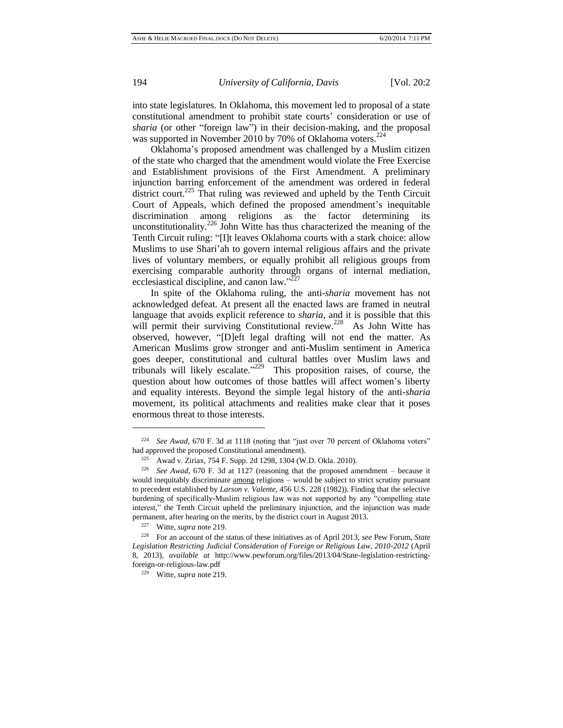into state legislatures. In Oklahoma, this movement led to proposal of a state constitutional amendment to prohibit state courts' consideration or use of *sharia* (or other "foreign law") in their decision-making, and the proposal was supported in November 2010 by 70% of Oklahoma voters.[224]

Oklahoma's proposed amendment was challenged by a Muslim citizen of the state who charged that the amendment would violate the Free Exercise and Establishment provisions of the First Amendment. A preliminary injunction barring enforcement of the amendment was ordered in federal district court.[225] That ruling was reviewed and upheld by the Tenth Circuit Court of Appeals, which defined the proposed amendment's inequitable discrimination among religions as the factor determining its unconstitutionality.[226] John Witte has thus characterized the meaning of the Tenth Circuit ruling: "[I]t leaves Oklahoma courts with a stark choice: allow Muslims to use Shari'ah to govern internal religious affairs and the private lives of voluntary members, or equally prohibit all religious groups from exercising comparable authority through organs of internal mediation, ecclesiastical discipline, and canon law."[227]

In spite of the Oklahoma ruling, the anti-*sharia* movement has not acknowledged defeat. At present all the enacted laws are framed in neutral language that avoids explicit reference to *sharia*, and it is possible that this will permit their surviving Constitutional review.[228] As John Witte has observed, however, "[D]eft legal drafting will not end the matter. As American Muslims grow stronger and anti-Muslim sentiment in America goes deeper, constitutional and cultural battles over Muslim laws and tribunals will likely escalate."[229] This proposition raises, of course, the question about how outcomes of those battles will affect women's liberty and equality interests. Beyond the simple legal history of the anti-*sharia* movement, its political attachments and realities make clear that it poses enormous threat to those interests.

---

[224] *See Awad*, 670 F. 3d at 1118 (noting that "just over 70 percent of Oklahoma voters" had approved the proposed Constitutional amendment).

[225] Awad v. Ziriax, 754 F. Supp. 2d 1298, 1304 (W.D. Okla. 2010).

[226] *See Awad*, 670 F. 3d at 1127 (reasoning that the proposed amendment – because it would inequitably discriminate among religions – would be subject to strict scrutiny pursuant to precedent established by *Larson v. Valente*, 456 U.S. 228 (1982)). Finding that the selective burdening of specifically-Muslim religious law was not supported by any "compelling state interest," the Tenth Circuit upheld the preliminary injunction, and the injunction was made permanent, after hearing on the merits, by the district court in August 2013.

[227] Witte, *supra* note 219.

[228] For an account of the status of these initiatives as of April 2013, *see* Pew Forum, *State Legislation Restricting Judicial Consideration of Foreign or Religious Law, 2010-2012* (April 8, 2013), *available at* http://www.pewforum.org/files/2013/04/State-legislation-restricting-foreign-or-religious-law.pdf

[229] Witte, *supra* note 219.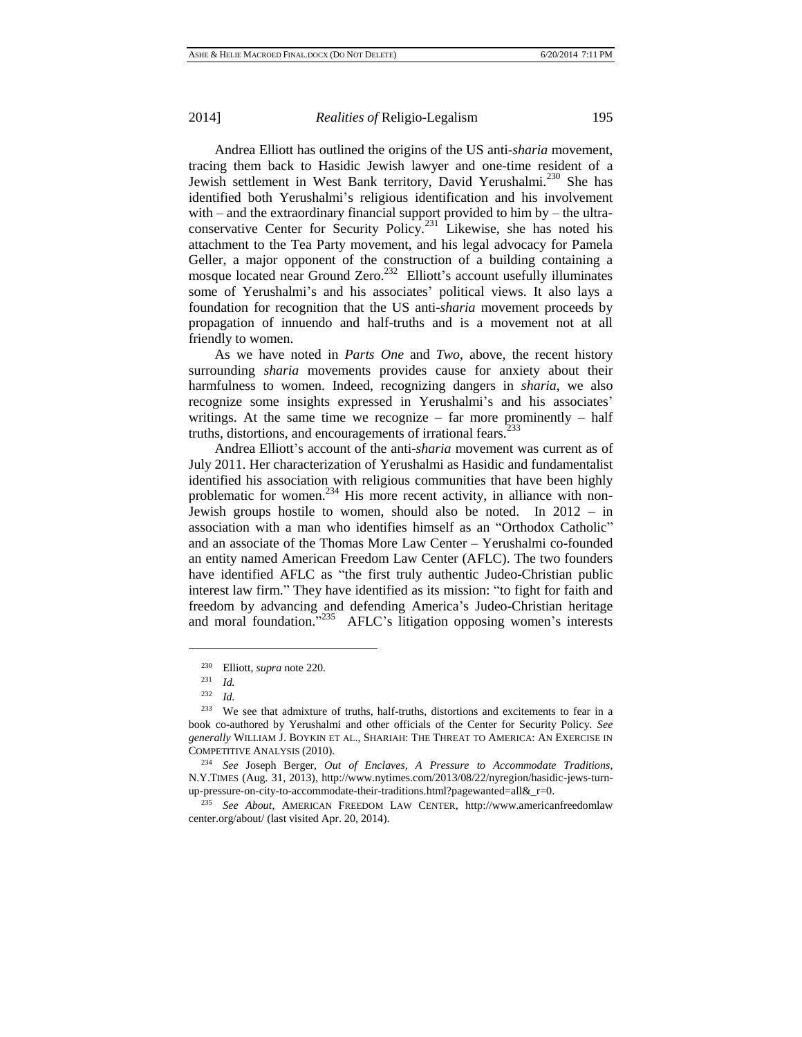Andrea Elliott has outlined the origins of the US anti-*sharia* movement, tracing them back to Hasidic Jewish lawyer and one-time resident of a Jewish settlement in West Bank territory, David Yerushalmi.[230] She has identified both Yerushalmi's religious identification and his involvement with – and the extraordinary financial support provided to him by – the ultra-conservative Center for Security Policy.[231] Likewise, she has noted his attachment to the Tea Party movement, and his legal advocacy for Pamela Geller, a major opponent of the construction of a building containing a mosque located near Ground Zero.[232] Elliott's account usefully illuminates some of Yerushalmi's and his associates' political views. It also lays a foundation for recognition that the US anti-*sharia* movement proceeds by propagation of innuendo and half-truths and is a movement not at all friendly to women.

As we have noted in *Parts One* and *Two*, above, the recent history surrounding *sharia* movements provides cause for anxiety about their harmfulness to women. Indeed, recognizing dangers in *sharia*, we also recognize some insights expressed in Yerushalmi's and his associates' writings. At the same time we recognize – far more prominently – half truths, distortions, and encouragements of irrational fears.[233]

Andrea Elliott's account of the anti-*sharia* movement was current as of July 2011. Her characterization of Yerushalmi as Hasidic and fundamentalist identified his association with religious communities that have been highly problematic for women.[234] His more recent activity, in alliance with non-Jewish groups hostile to women, should also be noted. In 2012 – in association with a man who identifies himself as an "Orthodox Catholic" and an associate of the Thomas More Law Center – Yerushalmi co-founded an entity named American Freedom Law Center (AFLC). The two founders have identified AFLC as "the first truly authentic Judeo-Christian public interest law firm." They have identified as its mission: "to fight for faith and freedom by advancing and defending America's Judeo-Christian heritage and moral foundation."[235] AFLC's litigation opposing women's interests

---

[230] Elliott, *supra* note 220.

[231] *Id.*

[232] *Id.*

[233] We see that admixture of truths, half-truths, distortions and excitements to fear in a book co-authored by Yerushalmi and other officials of the Center for Security Policy. *See generally* WILLIAM J. BOYKIN ET AL., SHARIAH: THE THREAT TO AMERICA: AN EXERCISE IN COMPETITIVE ANALYSIS (2010).

[234] *See* Joseph Berger, *Out of Enclaves, A Pressure to Accommodate Traditions*, N.Y.TIMES (Aug. 31, 2013), http://www.nytimes.com/2013/08/22/nyregion/hasidic-jews-turn-up-pressure-on-city-to-accommodate-their-traditions.html?pagewanted=all&_r=0.

[235] *See About*, AMERICAN FREEDOM LAW CENTER, http://www.americanfreedomlaw center.org/about/ (last visited Apr. 20, 2014).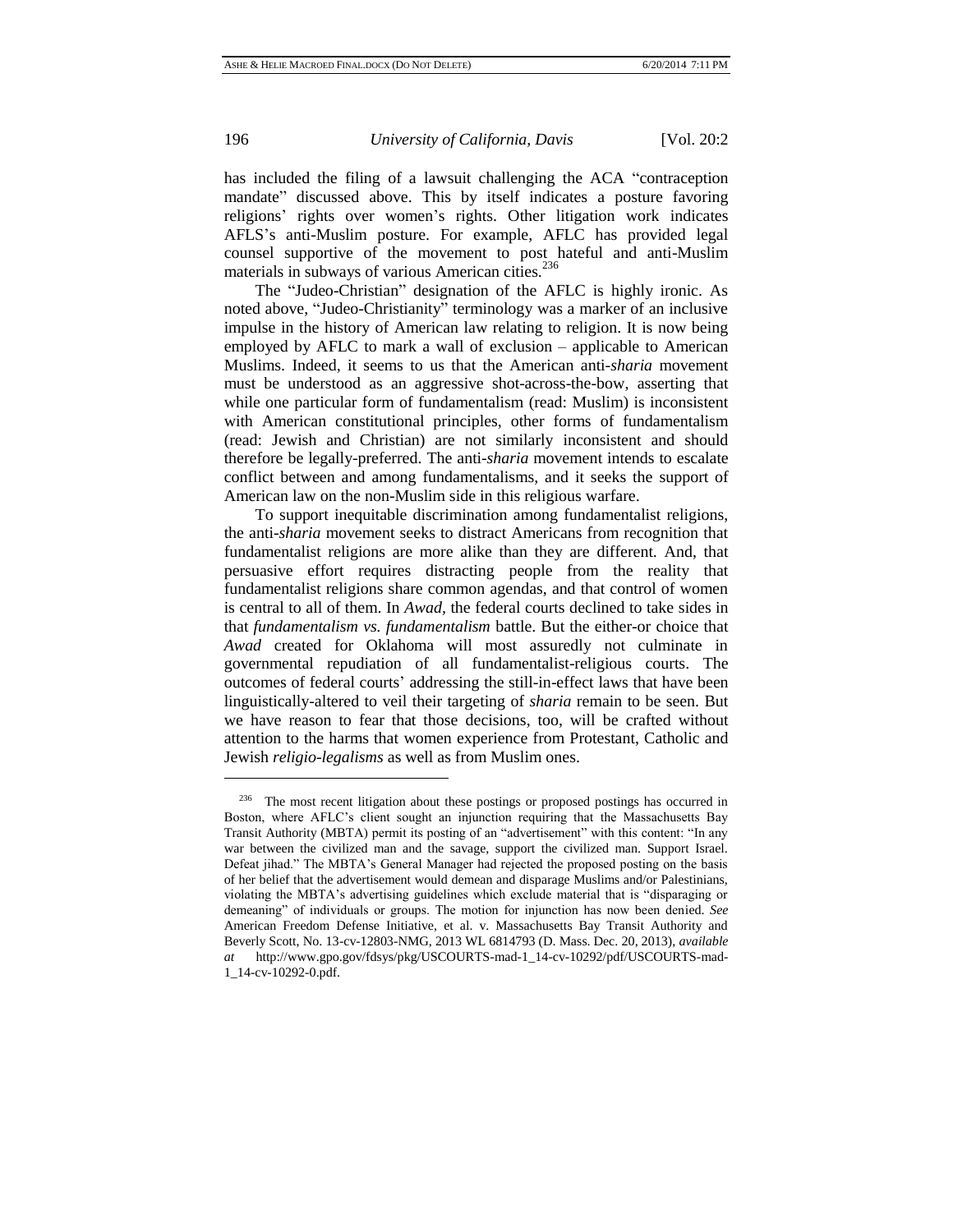has included the filing of a lawsuit challenging the ACA "contraception mandate" discussed above. This by itself indicates a posture favoring religions' rights over women's rights. Other litigation work indicates AFLS's anti-Muslim posture. For example, AFLC has provided legal counsel supportive of the movement to post hateful and anti-Muslim materials in subways of various American cities.[236]

The "Judeo-Christian" designation of the AFLC is highly ironic. As noted above, "Judeo-Christianity" terminology was a marker of an inclusive impulse in the history of American law relating to religion. It is now being employed by AFLC to mark a wall of exclusion – applicable to American Muslims. Indeed, it seems to us that the American anti-*sharia* movement must be understood as an aggressive shot-across-the-bow, asserting that while one particular form of fundamentalism (read: Muslim) is inconsistent with American constitutional principles, other forms of fundamentalism (read: Jewish and Christian) are not similarly inconsistent and should therefore be legally-preferred. The anti-*sharia* movement intends to escalate conflict between and among fundamentalisms, and it seeks the support of American law on the non-Muslim side in this religious warfare.

To support inequitable discrimination among fundamentalist religions, the anti-*sharia* movement seeks to distract Americans from recognition that fundamentalist religions are more alike than they are different. And, that persuasive effort requires distracting people from the reality that fundamentalist religions share common agendas, and that control of women is central to all of them. In *Awad*, the federal courts declined to take sides in that *fundamentalism vs. fundamentalism* battle. But the either-or choice that *Awad* created for Oklahoma will most assuredly not culminate in governmental repudiation of all fundamentalist-religious courts. The outcomes of federal courts' addressing the still-in-effect laws that have been linguistically-altered to veil their targeting of *sharia* remain to be seen. But we have reason to fear that those decisions, too, will be crafted without attention to the harms that women experience from Protestant, Catholic and Jewish *religio-legalisms* as well as from Muslim ones.

---

[236] The most recent litigation about these postings or proposed postings has occurred in Boston, where AFLC's client sought an injunction requiring that the Massachusetts Bay Transit Authority (MBTA) permit its posting of an "advertisement" with this content: "In any war between the civilized man and the savage, support the civilized man. Support Israel. Defeat jihad." The MBTA's General Manager had rejected the proposed posting on the basis of her belief that the advertisement would demean and disparage Muslims and/or Palestinians, violating the MBTA's advertising guidelines which exclude material that is "disparaging or demeaning" of individuals or groups. The motion for injunction has now been denied. *See* American Freedom Defense Initiative, et al. v. Massachusetts Bay Transit Authority and Beverly Scott, No. 13-cv-12803-NMG, 2013 WL 6814793 (D. Mass. Dec. 20, 2013), *available at* http://www.gpo.gov/fdsys/pkg/USCOURTS-mad-1_14-cv-10292/pdf/USCOURTS-mad-1_14-cv-10292-0.pdf.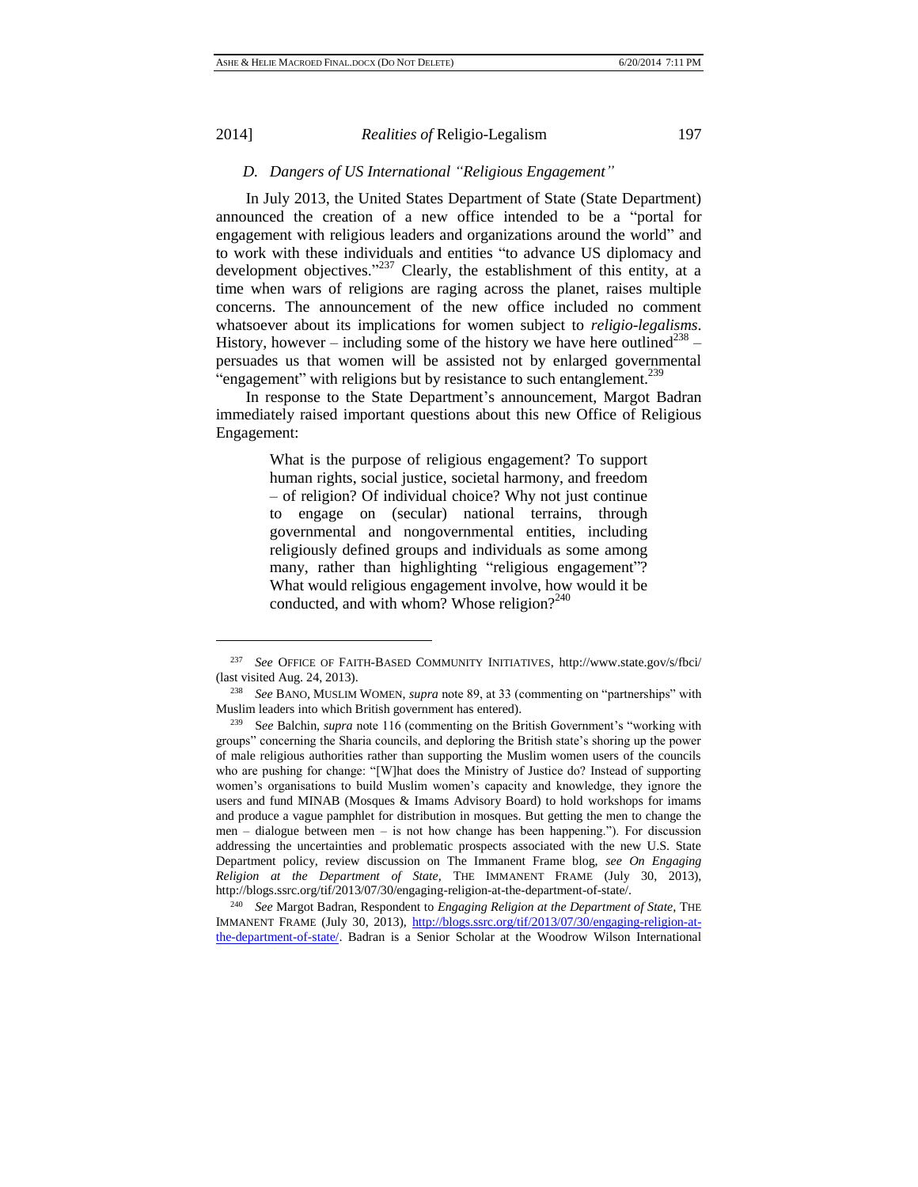### *D. Dangers of US International "Religious Engagement"*

In July 2013, the United States Department of State (State Department) announced the creation of a new office intended to be a "portal for engagement with religious leaders and organizations around the world" and to work with these individuals and entities "to advance US diplomacy and development objectives."[237] Clearly, the establishment of this entity, at a time when wars of religions are raging across the planet, raises multiple concerns. The announcement of the new office included no comment whatsoever about its implications for women subject to *religio-legalisms*. History, however – including some of the history we have here outlined[238] – persuades us that women will be assisted not by enlarged governmental "engagement" with religions but by resistance to such entanglement.[239]

In response to the State Department's announcement, Margot Badran immediately raised important questions about this new Office of Religious Engagement:

> What is the purpose of religious engagement? To support human rights, social justice, societal harmony, and freedom – of religion? Of individual choice? Why not just continue to engage on (secular) national terrains, through governmental and nongovernmental entities, including religiously defined groups and individuals as some among many, rather than highlighting "religious engagement"? What would religious engagement involve, how would it be conducted, and with whom? Whose religion?[240]

---

[237] *See* OFFICE OF FAITH-BASED COMMUNITY INITIATIVES, http://www.state.gov/s/fbci/ (last visited Aug. 24, 2013).

[238] *See* BANO, MUSLIM WOMEN, *supra* note 89, at 33 (commenting on "partnerships" with Muslim leaders into which British government has entered).

[239] S*ee* Balchin, *supra* note 116 (commenting on the British Government's "working with groups" concerning the Sharia councils, and deploring the British state's shoring up the power of male religious authorities rather than supporting the Muslim women users of the councils who are pushing for change: "[W]hat does the Ministry of Justice do? Instead of supporting women's organisations to build Muslim women's capacity and knowledge, they ignore the users and fund MINAB (Mosques & Imams Advisory Board) to hold workshops for imams and produce a vague pamphlet for distribution in mosques. But getting the men to change the men – dialogue between men – is not how change has been happening."). For discussion addressing the uncertainties and problematic prospects associated with the new U.S. State Department policy, review discussion on The Immanent Frame blog, *see On Engaging Religion at the Department of State*, THE IMMANENT FRAME (July 30, 2013), http://blogs.ssrc.org/tif/2013/07/30/engaging-religion-at-the-department-of-state/.

[240] *See* Margot Badran, Respondent to *Engaging Religion at the Department of State*, THE IMMANENT FRAME (July 30, 2013), http://blogs.ssrc.org/tif/2013/07/30/engaging-religion-at-the-department-of-state/. Badran is a Senior Scholar at the Woodrow Wilson International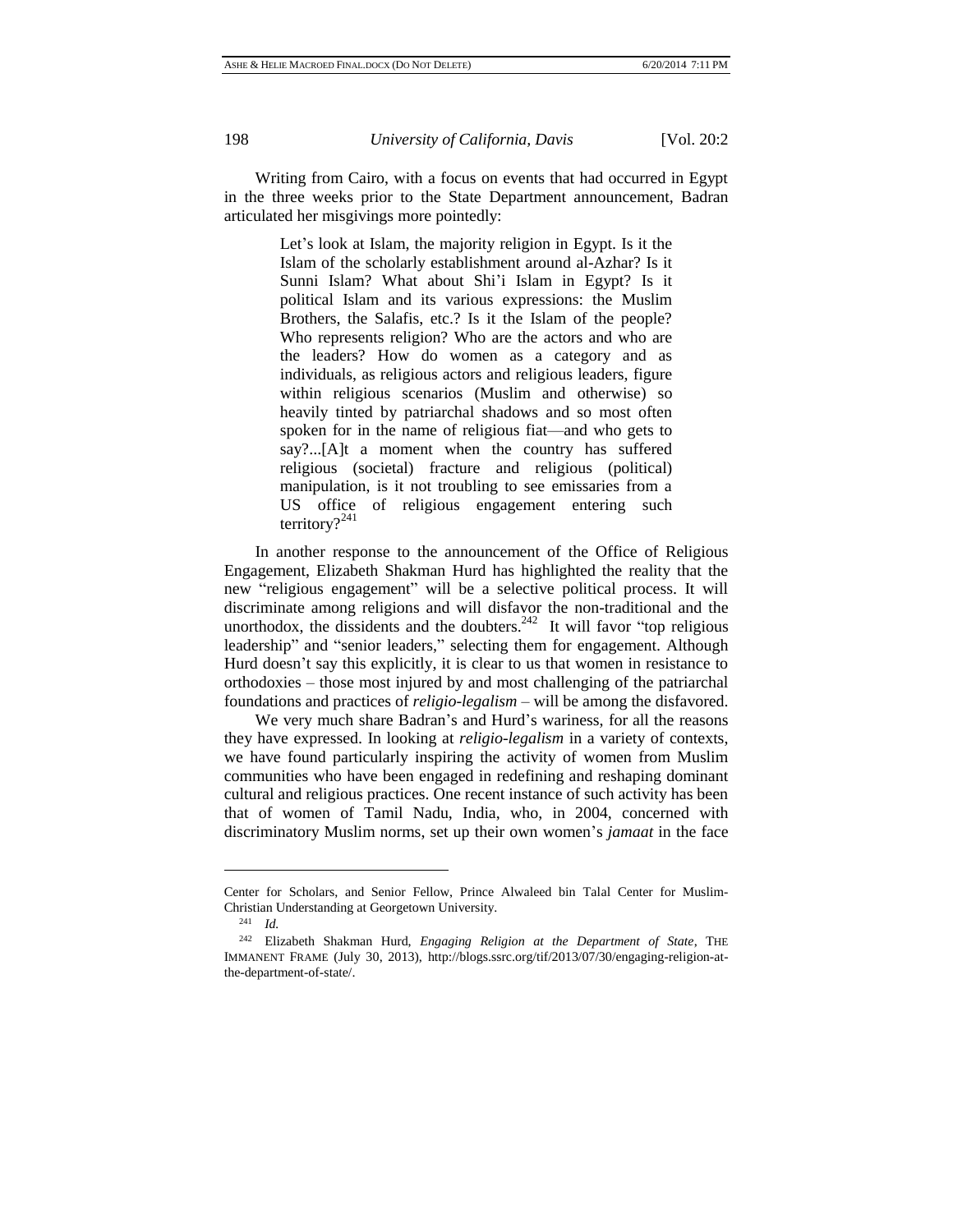Writing from Cairo, with a focus on events that had occurred in Egypt in the three weeks prior to the State Department announcement, Badran articulated her misgivings more pointedly:

> Let's look at Islam, the majority religion in Egypt. Is it the Islam of the scholarly establishment around al-Azhar? Is it Sunni Islam? What about Shi'i Islam in Egypt? Is it political Islam and its various expressions: the Muslim Brothers, the Salafis, etc.? Is it the Islam of the people? Who represents religion? Who are the actors and who are the leaders? How do women as a category and as individuals, as religious actors and religious leaders, figure within religious scenarios (Muslim and otherwise) so heavily tinted by patriarchal shadows and so most often spoken for in the name of religious fiat—and who gets to say?...[A]t a moment when the country has suffered religious (societal) fracture and religious (political) manipulation, is it not troubling to see emissaries from a US office of religious engagement entering such territory?[241]

In another response to the announcement of the Office of Religious Engagement, Elizabeth Shakman Hurd has highlighted the reality that the new "religious engagement" will be a selective political process. It will discriminate among religions and will disfavor the non-traditional and the unorthodox, the dissidents and the doubters.[242] It will favor "top religious leadership" and "senior leaders," selecting them for engagement. Although Hurd doesn't say this explicitly, it is clear to us that women in resistance to orthodoxies – those most injured by and most challenging of the patriarchal foundations and practices of *religio-legalism* – will be among the disfavored.

We very much share Badran's and Hurd's wariness, for all the reasons they have expressed. In looking at *religio-legalism* in a variety of contexts, we have found particularly inspiring the activity of women from Muslim communities who have been engaged in redefining and reshaping dominant cultural and religious practices. One recent instance of such activity has been that of women of Tamil Nadu, India, who, in 2004, concerned with discriminatory Muslim norms, set up their own women's *jamaat* in the face

---

Center for Scholars, and Senior Fellow, Prince Alwaleed bin Talal Center for Muslim-Christian Understanding at Georgetown University.

[241] *Id.*

[242] Elizabeth Shakman Hurd, *Engaging Religion at the Department of State*, THE IMMANENT FRAME (July 30, 2013), http://blogs.ssrc.org/tif/2013/07/30/engaging-religion-at-the-department-of-state/.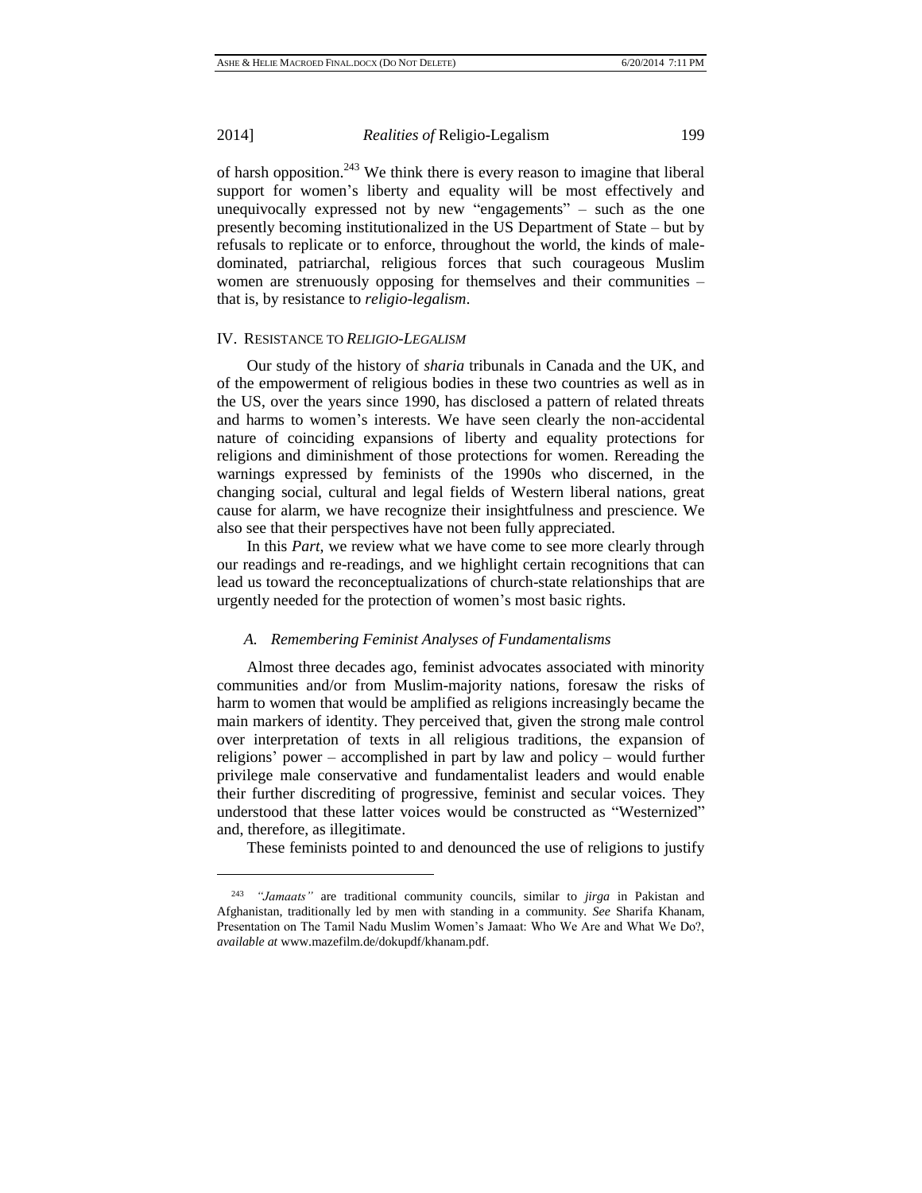of harsh opposition.[243] We think there is every reason to imagine that liberal support for women's liberty and equality will be most effectively and unequivocally expressed not by new "engagements" – such as the one presently becoming institutionalized in the US Department of State – but by refusals to replicate or to enforce, throughout the world, the kinds of male-dominated, patriarchal, religious forces that such courageous Muslim women are strenuously opposing for themselves and their communities – that is, by resistance to *religio-legalism*.

## IV. RESISTANCE TO *RELIGIO-LEGALISM*

Our study of the history of *sharia* tribunals in Canada and the UK, and of the empowerment of religious bodies in these two countries as well as in the US, over the years since 1990, has disclosed a pattern of related threats and harms to women's interests. We have seen clearly the non-accidental nature of coinciding expansions of liberty and equality protections for religions and diminishment of those protections for women. Rereading the warnings expressed by feminists of the 1990s who discerned, in the changing social, cultural and legal fields of Western liberal nations, great cause for alarm, we have recognize their insightfulness and prescience. We also see that their perspectives have not been fully appreciated.

In this *Part*, we review what we have come to see more clearly through our readings and re-readings, and we highlight certain recognitions that can lead us toward the reconceptualizations of church-state relationships that are urgently needed for the protection of women's most basic rights.

### *A. Remembering Feminist Analyses of Fundamentalisms*

Almost three decades ago, feminist advocates associated with minority communities and/or from Muslim-majority nations, foresaw the risks of harm to women that would be amplified as religions increasingly became the main markers of identity. They perceived that, given the strong male control over interpretation of texts in all religious traditions, the expansion of religions' power – accomplished in part by law and policy – would further privilege male conservative and fundamentalist leaders and would enable their further discrediting of progressive, feminist and secular voices. They understood that these latter voices would be constructed as "Westernized" and, therefore, as illegitimate.

These feminists pointed to and denounced the use of religions to justify

---

[243] *"Jamaats"* are traditional community councils, similar to *jirga* in Pakistan and Afghanistan, traditionally led by men with standing in a community. *See* Sharifa Khanam, Presentation on The Tamil Nadu Muslim Women's Jamaat: Who We Are and What We Do?, *available at* www.mazefilm.de/dokupdf/khanam.pdf.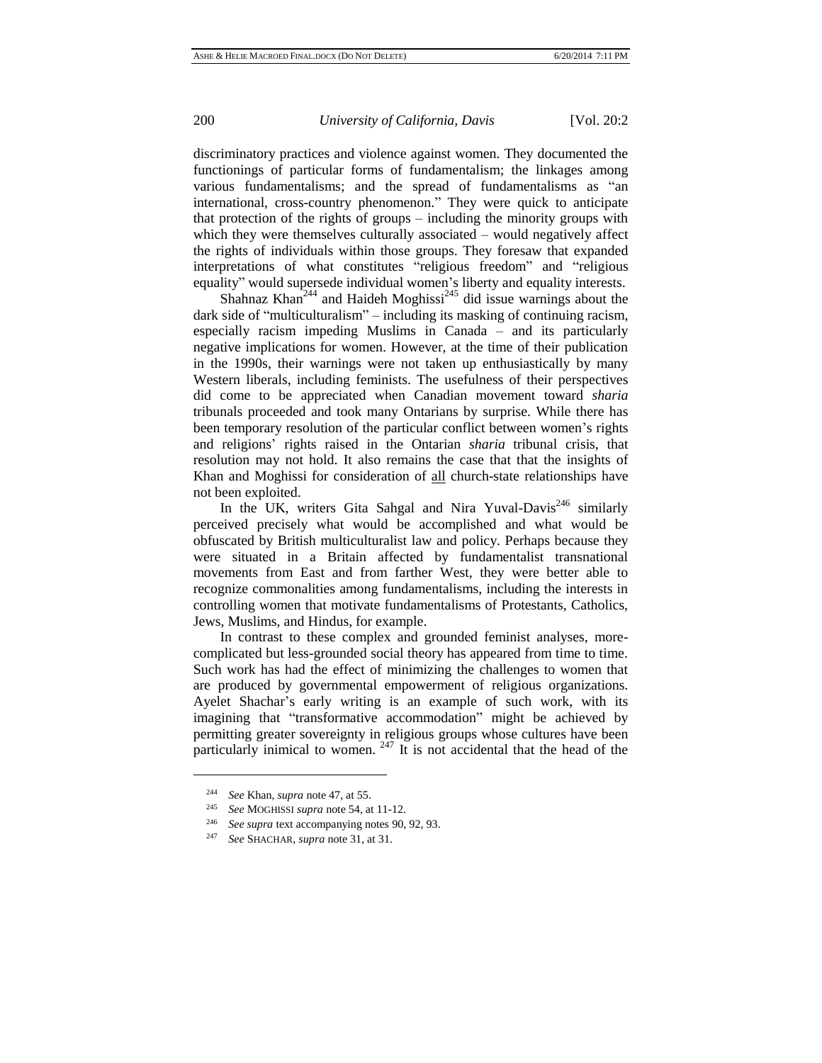discriminatory practices and violence against women. They documented the functionings of particular forms of fundamentalism; the linkages among various fundamentalisms; and the spread of fundamentalisms as "an international, cross-country phenomenon." They were quick to anticipate that protection of the rights of groups – including the minority groups with which they were themselves culturally associated – would negatively affect the rights of individuals within those groups. They foresaw that expanded interpretations of what constitutes "religious freedom" and "religious equality" would supersede individual women's liberty and equality interests.

Shahnaz Khan[244] and Haideh Moghissi[245] did issue warnings about the dark side of "multiculturalism" – including its masking of continuing racism, especially racism impeding Muslims in Canada – and its particularly negative implications for women. However, at the time of their publication in the 1990s, their warnings were not taken up enthusiastically by many Western liberals, including feminists. The usefulness of their perspectives did come to be appreciated when Canadian movement toward *sharia* tribunals proceeded and took many Ontarians by surprise. While there has been temporary resolution of the particular conflict between women's rights and religions' rights raised in the Ontarian *sharia* tribunal crisis, that resolution may not hold. It also remains the case that that the insights of Khan and Moghissi for consideration of <u>all</u> church-state relationships have not been exploited.

In the UK, writers Gita Sahgal and Nira Yuval-Davis[246] similarly perceived precisely what would be accomplished and what would be obfuscated by British multiculturalist law and policy. Perhaps because they were situated in a Britain affected by fundamentalist transnational movements from East and from farther West, they were better able to recognize commonalities among fundamentalisms, including the interests in controlling women that motivate fundamentalisms of Protestants, Catholics, Jews, Muslims, and Hindus, for example.

In contrast to these complex and grounded feminist analyses, more-complicated but less-grounded social theory has appeared from time to time. Such work has had the effect of minimizing the challenges to women that are produced by governmental empowerment of religious organizations. Ayelet Shachar's early writing is an example of such work, with its imagining that "transformative accommodation" might be achieved by permitting greater sovereignty in religious groups whose cultures have been particularly inimical to women.[247] It is not accidental that the head of the

---

[244] *See* Khan, *supra* note 47, at 55.

[245] *See* MOGHISSI *supra* note 54, at 11-12.

[246] *See supra* text accompanying notes 90, 92, 93.

[247] *See* SHACHAR, *supra* note 31, at 31.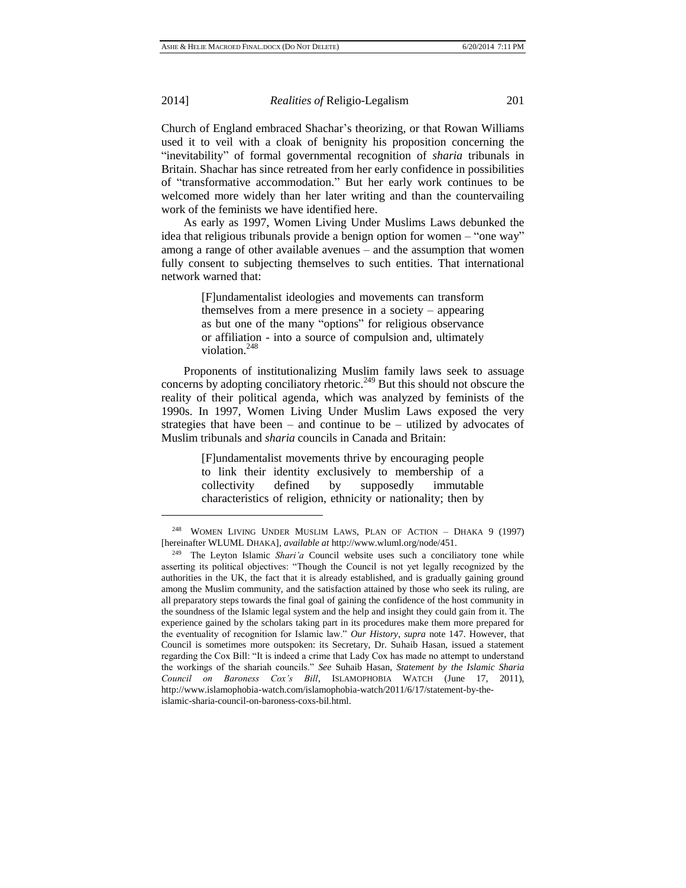Church of England embraced Shachar's theorizing, or that Rowan Williams used it to veil with a cloak of benignity his proposition concerning the "inevitability" of formal governmental recognition of *sharia* tribunals in Britain. Shachar has since retreated from her early confidence in possibilities of "transformative accommodation." But her early work continues to be welcomed more widely than her later writing and than the countervailing work of the feminists we have identified here.

As early as 1997, Women Living Under Muslims Laws debunked the idea that religious tribunals provide a benign option for women – "one way" among a range of other available avenues – and the assumption that women fully consent to subjecting themselves to such entities. That international network warned that:

> [F]undamentalist ideologies and movements can transform themselves from a mere presence in a society – appearing as but one of the many "options" for religious observance or affiliation - into a source of compulsion and, ultimately violation.[248]

Proponents of institutionalizing Muslim family laws seek to assuage concerns by adopting conciliatory rhetoric.[249] But this should not obscure the reality of their political agenda, which was analyzed by feminists of the 1990s. In 1997, Women Living Under Muslim Laws exposed the very strategies that have been – and continue to be – utilized by advocates of Muslim tribunals and *sharia* councils in Canada and Britain:

> [F]undamentalist movements thrive by encouraging people to link their identity exclusively to membership of a collectivity defined by supposedly immutable characteristics of religion, ethnicity or nationality; then by

---

[248] WOMEN LIVING UNDER MUSLIM LAWS, PLAN OF ACTION – DHAKA 9 (1997) [hereinafter WLUML DHAKA], *available at* http://www.wluml.org/node/451.

[249] The Leyton Islamic *Shari'a* Council website uses such a conciliatory tone while asserting its political objectives: "Though the Council is not yet legally recognized by the authorities in the UK, the fact that it is already established, and is gradually gaining ground among the Muslim community, and the satisfaction attained by those who seek its ruling, are all preparatory steps towards the final goal of gaining the confidence of the host community in the soundness of the Islamic legal system and the help and insight they could gain from it. The experience gained by the scholars taking part in its procedures make them more prepared for the eventuality of recognition for Islamic law." *Our History*, *supra* note 147. However, that Council is sometimes more outspoken: its Secretary, Dr. Suhaib Hasan, issued a statement regarding the Cox Bill: "It is indeed a crime that Lady Cox has made no attempt to understand the workings of the shariah councils." *See* Suhaib Hasan, *Statement by the Islamic Sharia Council on Baroness Cox's Bill*, ISLAMOPHOBIA WATCH (June 17, 2011), http://www.islamophobia-watch.com/islamophobia-watch/2011/6/17/statement-by-the-islamic-sharia-council-on-baroness-coxs-bil.html.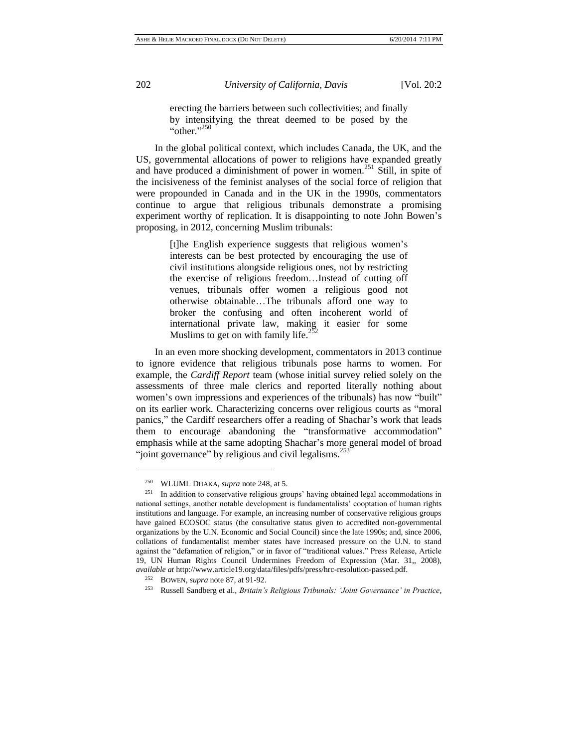> erecting the barriers between such collectivities; and finally by intensifying the threat deemed to be posed by the "other."[250]

In the global political context, which includes Canada, the UK, and the US, governmental allocations of power to religions have expanded greatly and have produced a diminishment of power in women.[251] Still, in spite of the incisiveness of the feminist analyses of the social force of religion that were propounded in Canada and in the UK in the 1990s, commentators continue to argue that religious tribunals demonstrate a promising experiment worthy of replication. It is disappointing to note John Bowen's proposing, in 2012, concerning Muslim tribunals:

> [t]he English experience suggests that religious women's interests can be best protected by encouraging the use of civil institutions alongside religious ones, not by restricting the exercise of religious freedom…Instead of cutting off venues, tribunals offer women a religious good not otherwise obtainable…The tribunals afford one way to broker the confusing and often incoherent world of international private law, making it easier for some Muslims to get on with family life.[252]

In an even more shocking development, commentators in 2013 continue to ignore evidence that religious tribunals pose harms to women. For example, the *Cardiff Report* team (whose initial survey relied solely on the assessments of three male clerics and reported literally nothing about women's own impressions and experiences of the tribunals) has now "built" on its earlier work. Characterizing concerns over religious courts as "moral panics," the Cardiff researchers offer a reading of Shachar's work that leads them to encourage abandoning the "transformative accommodation" emphasis while at the same adopting Shachar's more general model of broad "joint governance" by religious and civil legalisms.[253]

---

[250] WLUML DHAKA, *supra* note 248, at 5.

[251] In addition to conservative religious groups' having obtained legal accommodations in national settings, another notable development is fundamentalists' cooptation of human rights institutions and language. For example, an increasing number of conservative religious groups have gained ECOSOC status (the consultative status given to accredited non-governmental organizations by the U.N. Economic and Social Council) since the late 1990s; and, since 2006, collations of fundamentalist member states have increased pressure on the U.N. to stand against the "defamation of religion," or in favor of "traditional values." Press Release, Article 19, UN Human Rights Council Undermines Freedom of Expression (Mar. 31,, 2008), *available at* http://www.article19.org/data/files/pdfs/press/hrc-resolution-passed.pdf.

[252] BOWEN, *supra* note 87, at 91-92.

[253] Russell Sandberg et al., *Britain's Religious Tribunals: 'Joint Governance' in Practice*,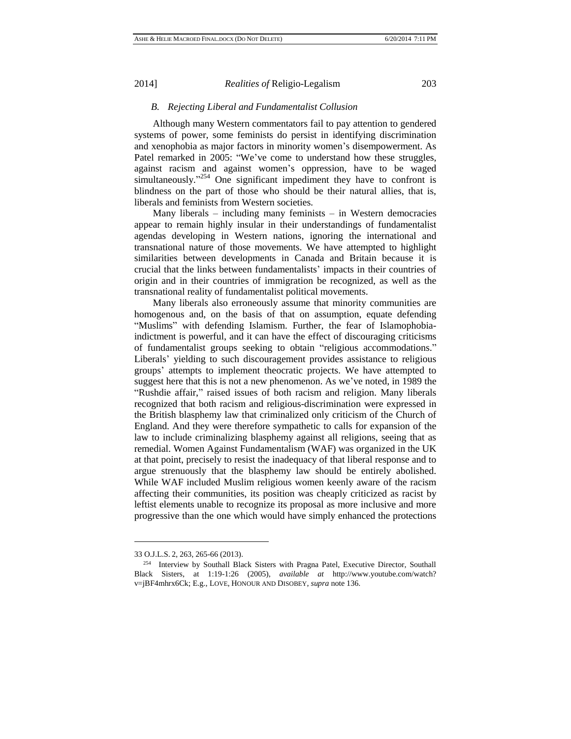### *B. Rejecting Liberal and Fundamentalist Collusion*

Although many Western commentators fail to pay attention to gendered systems of power, some feminists do persist in identifying discrimination and xenophobia as major factors in minority women's disempowerment. As Patel remarked in 2005: "We've come to understand how these struggles, against racism and against women's oppression, have to be waged simultaneously."[254] One significant impediment they have to confront is blindness on the part of those who should be their natural allies, that is, liberals and feminists from Western societies.

Many liberals – including many feminists – in Western democracies appear to remain highly insular in their understandings of fundamentalist agendas developing in Western nations, ignoring the international and transnational nature of those movements. We have attempted to highlight similarities between developments in Canada and Britain because it is crucial that the links between fundamentalists' impacts in their countries of origin and in their countries of immigration be recognized, as well as the transnational reality of fundamentalist political movements.

Many liberals also erroneously assume that minority communities are homogenous and, on the basis of that on assumption, equate defending "Muslims" with defending Islamism. Further, the fear of Islamophobia-indictment is powerful, and it can have the effect of discouraging criticisms of fundamentalist groups seeking to obtain "religious accommodations." Liberals' yielding to such discouragement provides assistance to religious groups' attempts to implement theocratic projects. We have attempted to suggest here that this is not a new phenomenon. As we've noted, in 1989 the "Rushdie affair," raised issues of both racism and religion. Many liberals recognized that both racism and religious-discrimination were expressed in the British blasphemy law that criminalized only criticism of the Church of England. And they were therefore sympathetic to calls for expansion of the law to include criminalizing blasphemy against all religions, seeing that as remedial. Women Against Fundamentalism (WAF) was organized in the UK at that point, precisely to resist the inadequacy of that liberal response and to argue strenuously that the blasphemy law should be entirely abolished. While WAF included Muslim religious women keenly aware of the racism affecting their communities, its position was cheaply criticized as racist by leftist elements unable to recognize its proposal as more inclusive and more progressive than the one which would have simply enhanced the protections

---

33 O.J.L.S. 2, 263, 265-66 (2013).

[254] Interview by Southall Black Sisters with Pragna Patel, Executive Director, Southall Black Sisters, at 1:19-1:26 (2005), *available at* http://www.youtube.com/watch?v=jBF4mhrx6Ck; E.g., LOVE, HONOUR AND DISOBEY, *supra* note 136.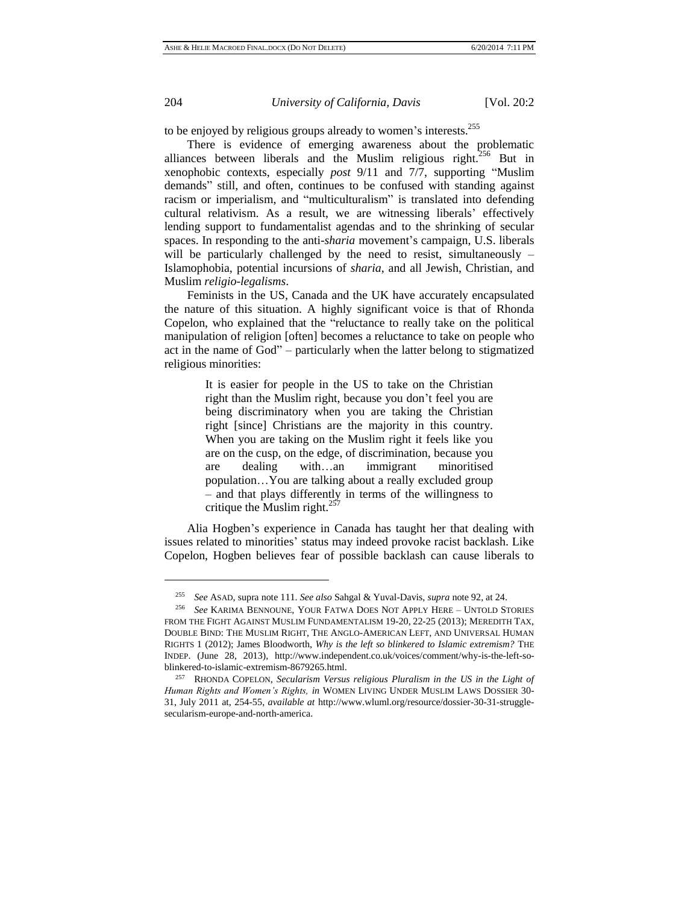to be enjoyed by religious groups already to women's interests.[255]

There is evidence of emerging awareness about the problematic alliances between liberals and the Muslim religious right.[256] But in xenophobic contexts, especially *post* 9/11 and 7/7, supporting "Muslim demands" still, and often, continues to be confused with standing against racism or imperialism, and "multiculturalism" is translated into defending cultural relativism. As a result, we are witnessing liberals' effectively lending support to fundamentalist agendas and to the shrinking of secular spaces. In responding to the anti-*sharia* movement's campaign, U.S. liberals will be particularly challenged by the need to resist, simultaneously – Islamophobia, potential incursions of *sharia*, and all Jewish, Christian, and Muslim *religio-legalisms*.

Feminists in the US, Canada and the UK have accurately encapsulated the nature of this situation. A highly significant voice is that of Rhonda Copelon, who explained that the "reluctance to really take on the political manipulation of religion [often] becomes a reluctance to take on people who act in the name of God" – particularly when the latter belong to stigmatized religious minorities:

> It is easier for people in the US to take on the Christian right than the Muslim right, because you don't feel you are being discriminatory when you are taking the Christian right [since] Christians are the majority in this country. When you are taking on the Muslim right it feels like you are on the cusp, on the edge, of discrimination, because you are dealing with…an immigrant minoritised population…You are talking about a really excluded group – and that plays differently in terms of the willingness to critique the Muslim right.[257]

Alia Hogben's experience in Canada has taught her that dealing with issues related to minorities' status may indeed provoke racist backlash. Like Copelon, Hogben believes fear of possible backlash can cause liberals to

---

[255] *See* ASAD, supra note 111. *See also* Sahgal & Yuval-Davis, *supra* note 92, at 24.

[256] *See* KARIMA BENNOUNE, YOUR FATWA DOES NOT APPLY HERE – UNTOLD STORIES FROM THE FIGHT AGAINST MUSLIM FUNDAMENTALISM 19-20, 22-25 (2013); MEREDITH TAX, DOUBLE BIND: THE MUSLIM RIGHT, THE ANGLO-AMERICAN LEFT, AND UNIVERSAL HUMAN RIGHTS 1 (2012); James Bloodworth, *Why is the left so blinkered to Islamic extremism?* THE INDEP. (June 28, 2013), http://www.independent.co.uk/voices/comment/why-is-the-left-so-blinkered-to-islamic-extremism-8679265.html.

[257] RHONDA COPELON, *Secularism Versus religious Pluralism in the US in the Light of Human Rights and Women's Rights, in* WOMEN LIVING UNDER MUSLIM LAWS DOSSIER 30-31, July 2011 at, 254-55, *available at* http://www.wluml.org/resource/dossier-30-31-struggle-secularism-europe-and-north-america.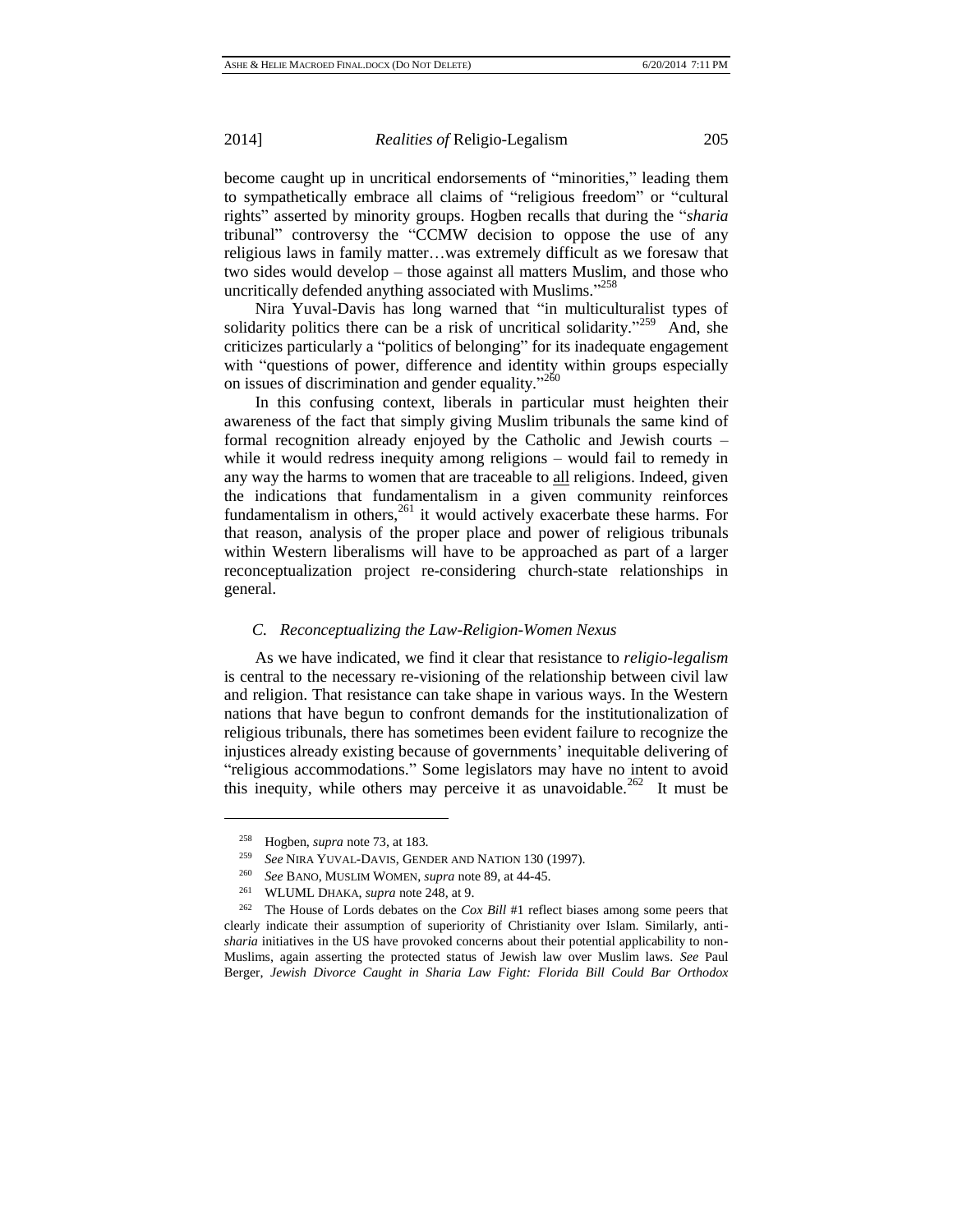become caught up in uncritical endorsements of "minorities," leading them to sympathetically embrace all claims of "religious freedom" or "cultural rights" asserted by minority groups. Hogben recalls that during the "*sharia* tribunal" controversy the "CCMW decision to oppose the use of any religious laws in family matter…was extremely difficult as we foresaw that two sides would develop – those against all matters Muslim, and those who uncritically defended anything associated with Muslims."[258]

Nira Yuval-Davis has long warned that "in multiculturalist types of solidarity politics there can be a risk of uncritical solidarity."[259] And, she criticizes particularly a "politics of belonging" for its inadequate engagement with "questions of power, difference and identity within groups especially on issues of discrimination and gender equality."[260]

In this confusing context, liberals in particular must heighten their awareness of the fact that simply giving Muslim tribunals the same kind of formal recognition already enjoyed by the Catholic and Jewish courts – while it would redress inequity among religions – would fail to remedy in any way the harms to women that are traceable to <u>all</u> religions. Indeed, given the indications that fundamentalism in a given community reinforces fundamentalism in others,[261] it would actively exacerbate these harms. For that reason, analysis of the proper place and power of religious tribunals within Western liberalisms will have to be approached as part of a larger reconceptualization project re-considering church-state relationships in general.

### *C. Reconceptualizing the Law-Religion-Women Nexus*

As we have indicated, we find it clear that resistance to *religio-legalism* is central to the necessary re-visioning of the relationship between civil law and religion. That resistance can take shape in various ways. In the Western nations that have begun to confront demands for the institutionalization of religious tribunals, there has sometimes been evident failure to recognize the injustices already existing because of governments' inequitable delivering of "religious accommodations." Some legislators may have no intent to avoid this inequity, while others may perceive it as unavoidable.[262] It must be

---

[258] Hogben, *supra* note 73, at 183.

[259] *See* NIRA YUVAL-DAVIS, GENDER AND NATION 130 (1997).

[260] *See* BANO, MUSLIM WOMEN, *supra* note 89, at 44-45.

[261] WLUML DHAKA, *supra* note 248, at 9.

[262] The House of Lords debates on the *Cox Bill* #1 reflect biases among some peers that clearly indicate their assumption of superiority of Christianity over Islam. Similarly, anti-*sharia* initiatives in the US have provoked concerns about their potential applicability to non-Muslims, again asserting the protected status of Jewish law over Muslim laws. *See* Paul Berger, *Jewish Divorce Caught in Sharia Law Fight: Florida Bill Could Bar Orthodox*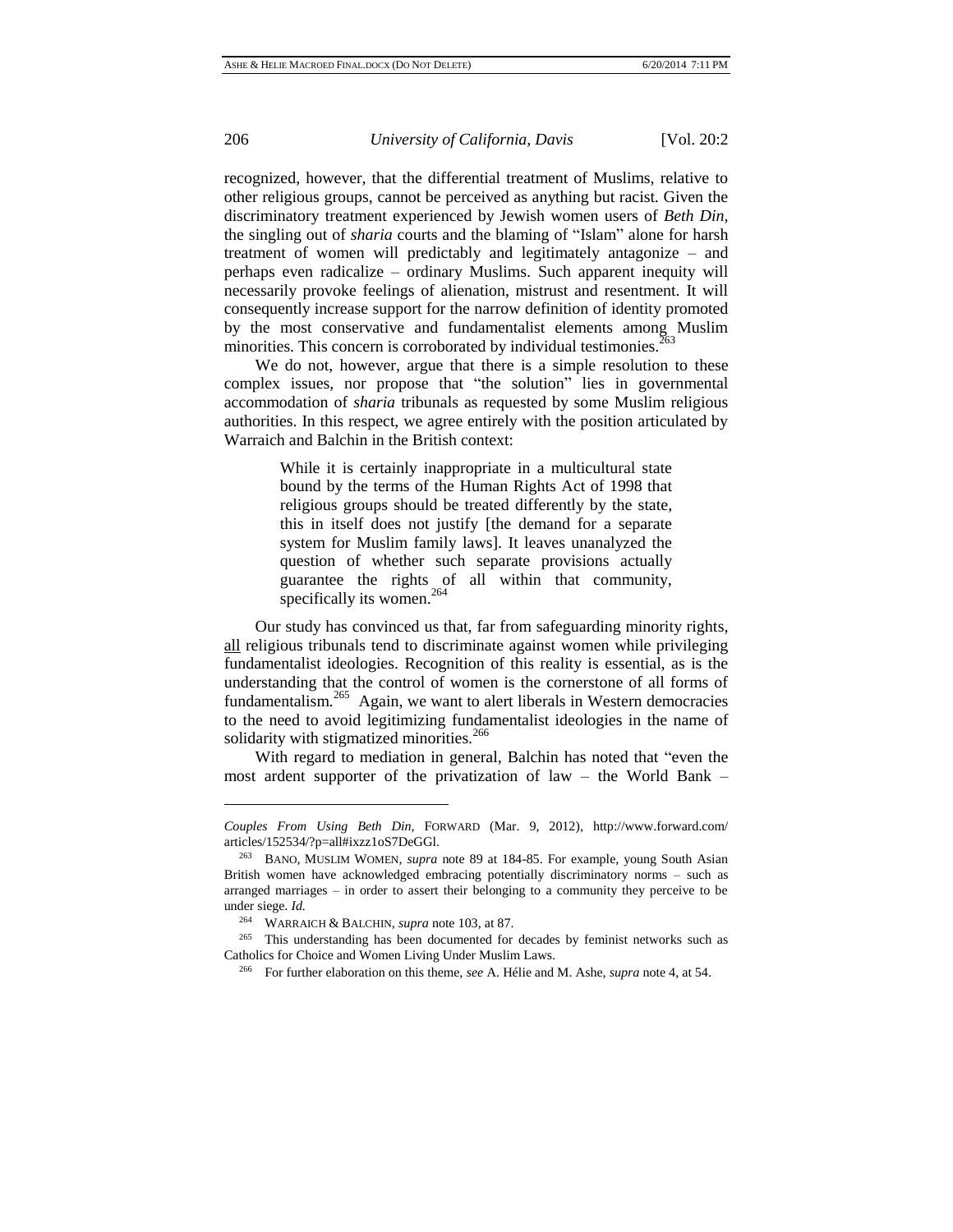recognized, however, that the differential treatment of Muslims, relative to other religious groups, cannot be perceived as anything but racist. Given the discriminatory treatment experienced by Jewish women users of *Beth Din*, the singling out of *sharia* courts and the blaming of "Islam" alone for harsh treatment of women will predictably and legitimately antagonize – and perhaps even radicalize – ordinary Muslims. Such apparent inequity will necessarily provoke feelings of alienation, mistrust and resentment. It will consequently increase support for the narrow definition of identity promoted by the most conservative and fundamentalist elements among Muslim minorities. This concern is corroborated by individual testimonies.[263]

We do not, however, argue that there is a simple resolution to these complex issues, nor propose that "the solution" lies in governmental accommodation of *sharia* tribunals as requested by some Muslim religious authorities. In this respect, we agree entirely with the position articulated by Warraich and Balchin in the British context:

> While it is certainly inappropriate in a multicultural state bound by the terms of the Human Rights Act of 1998 that religious groups should be treated differently by the state, this in itself does not justify [the demand for a separate system for Muslim family laws]. It leaves unanalyzed the question of whether such separate provisions actually guarantee the rights of all within that community, specifically its women.[264]

Our study has convinced us that, far from safeguarding minority rights, all religious tribunals tend to discriminate against women while privileging fundamentalist ideologies. Recognition of this reality is essential, as is the understanding that the control of women is the cornerstone of all forms of fundamentalism.[265] Again, we want to alert liberals in Western democracies to the need to avoid legitimizing fundamentalist ideologies in the name of solidarity with stigmatized minorities.[266]

With regard to mediation in general, Balchin has noted that "even the most ardent supporter of the privatization of law – the World Bank –

---

*Couples From Using Beth Din*, FORWARD (Mar. 9, 2012), http://www.forward.com/articles/152534/?p=all#ixzz1oS7DeGGl.

[263] BANO, MUSLIM WOMEN, *supra* note 89 at 184-85. For example, young South Asian British women have acknowledged embracing potentially discriminatory norms – such as arranged marriages – in order to assert their belonging to a community they perceive to be under siege. *Id.*

[264] WARRAICH & BALCHIN, *supra* note 103, at 87.

[265] This understanding has been documented for decades by feminist networks such as Catholics for Choice and Women Living Under Muslim Laws.

[266] For further elaboration on this theme, *see* A. Hélie and M. Ashe, *supra* note 4, at 54.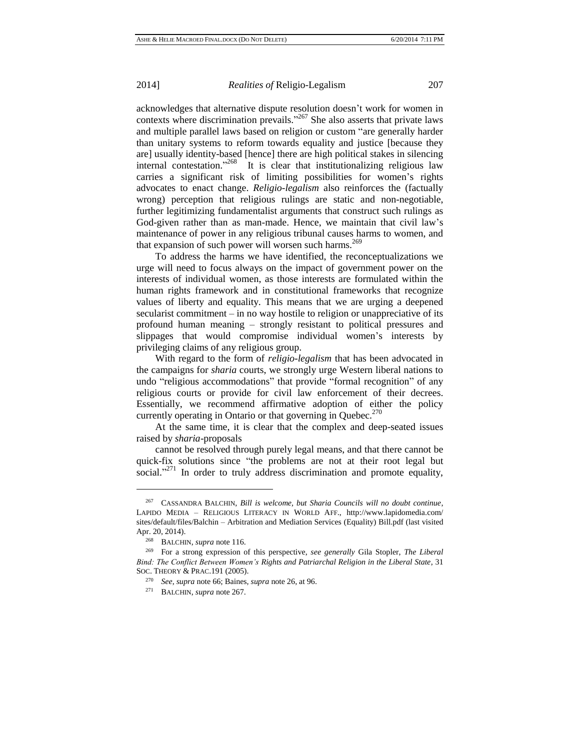acknowledges that alternative dispute resolution doesn't work for women in contexts where discrimination prevails."[267] She also asserts that private laws and multiple parallel laws based on religion or custom "are generally harder than unitary systems to reform towards equality and justice [because they are] usually identity-based [hence] there are high political stakes in silencing internal contestation."[268] It is clear that institutionalizing religious law carries a significant risk of limiting possibilities for women's rights advocates to enact change. *Religio-legalism* also reinforces the (factually wrong) perception that religious rulings are static and non-negotiable, further legitimizing fundamentalist arguments that construct such rulings as God-given rather than as man-made. Hence, we maintain that civil law's maintenance of power in any religious tribunal causes harms to women, and that expansion of such power will worsen such harms.[269]

To address the harms we have identified, the reconceptualizations we urge will need to focus always on the impact of government power on the interests of individual women, as those interests are formulated within the human rights framework and in constitutional frameworks that recognize values of liberty and equality. This means that we are urging a deepened secularist commitment – in no way hostile to religion or unappreciative of its profound human meaning – strongly resistant to political pressures and slippages that would compromise individual women's interests by privileging claims of any religious group.

With regard to the form of *religio-legalism* that has been advocated in the campaigns for *sharia* courts, we strongly urge Western liberal nations to undo "religious accommodations" that provide "formal recognition" of any religious courts or provide for civil law enforcement of their decrees. Essentially, we recommend affirmative adoption of either the policy currently operating in Ontario or that governing in Quebec.[270]

At the same time, it is clear that the complex and deep-seated issues raised by *sharia*-proposals

cannot be resolved through purely legal means, and that there cannot be quick-fix solutions since "the problems are not at their root legal but social."[271] In order to truly address discrimination and promote equality,

---

[267] CASSANDRA BALCHIN, *Bill is welcome, but Sharia Councils will no doubt continue*, LAPIDO MEDIA – RELIGIOUS LITERACY IN WORLD AFF., http://www.lapidomedia.com/sites/default/files/Balchin – Arbitration and Mediation Services (Equality) Bill.pdf (last visited Apr. 20, 2014).

[268] BALCHIN, *supra* note 116.

[269] For a strong expression of this perspective, *see generally* Gila Stopler, *The Liberal Bind: The Conflict Between Women's Rights and Patriarchal Religion in the Liberal State*, 31 SOC. THEORY & PRAC.191 (2005).

[270] *See*, *supra* note 66; Baines, *supra* note 26, at 96.

[271] BALCHIN, *supra* note 267.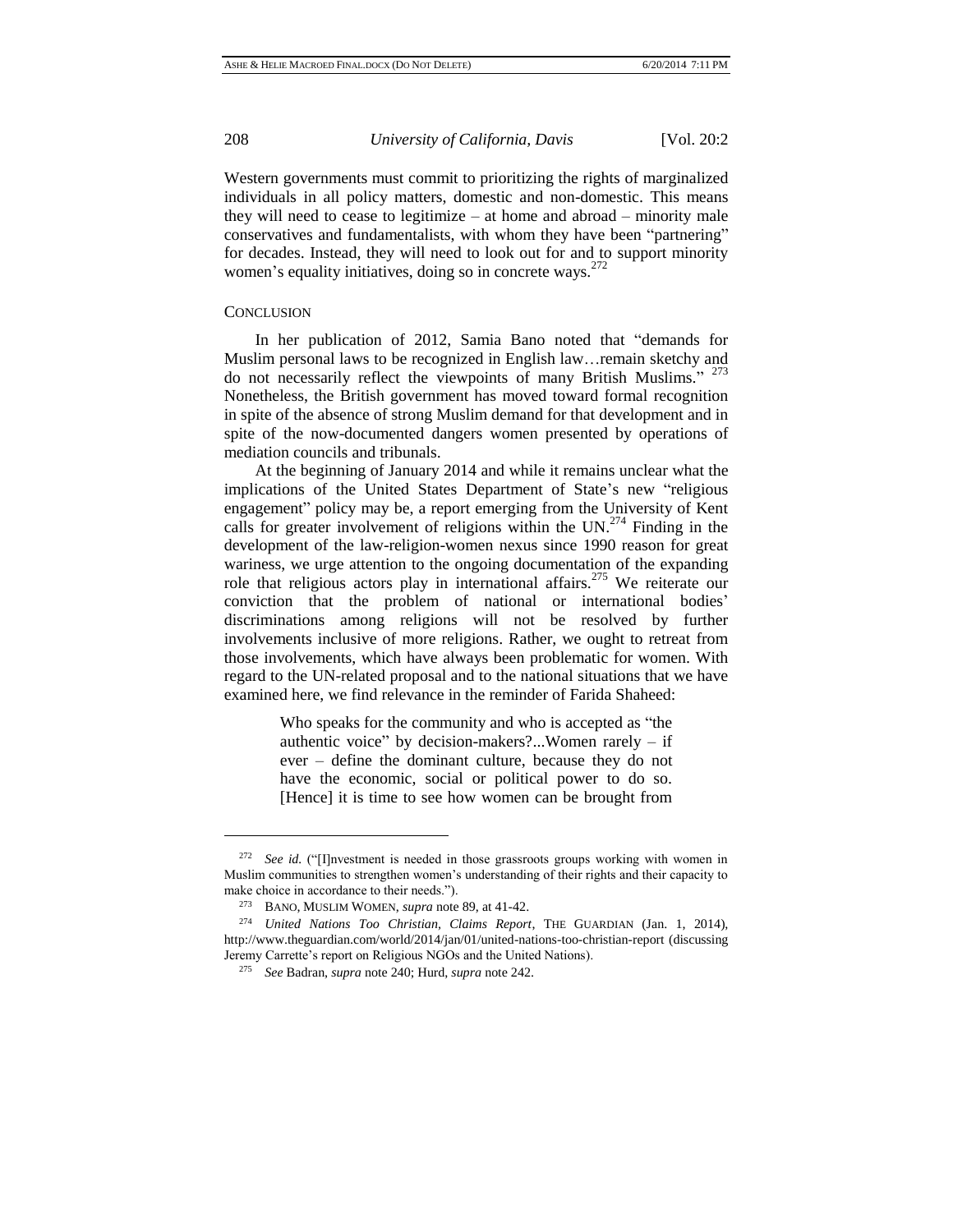Western governments must commit to prioritizing the rights of marginalized individuals in all policy matters, domestic and non-domestic. This means they will need to cease to legitimize – at home and abroad – minority male conservatives and fundamentalists, with whom they have been "partnering" for decades. Instead, they will need to look out for and to support minority women's equality initiatives, doing so in concrete ways.[272]

## CONCLUSION

In her publication of 2012, Samia Bano noted that "demands for Muslim personal laws to be recognized in English law…remain sketchy and do not necessarily reflect the viewpoints of many British Muslims."[273] Nonetheless, the British government has moved toward formal recognition in spite of the absence of strong Muslim demand for that development and in spite of the now-documented dangers women presented by operations of mediation councils and tribunals.

At the beginning of January 2014 and while it remains unclear what the implications of the United States Department of State's new "religious engagement" policy may be, a report emerging from the University of Kent calls for greater involvement of religions within the UN.[274] Finding in the development of the law-religion-women nexus since 1990 reason for great wariness, we urge attention to the ongoing documentation of the expanding role that religious actors play in international affairs.[275] We reiterate our conviction that the problem of national or international bodies' discriminations among religions will not be resolved by further involvements inclusive of more religions. Rather, we ought to retreat from those involvements, which have always been problematic for women. With regard to the UN-related proposal and to the national situations that we have examined here, we find relevance in the reminder of Farida Shaheed:

> Who speaks for the community and who is accepted as "the authentic voice" by decision-makers?...Women rarely – if ever – define the dominant culture, because they do not have the economic, social or political power to do so. [Hence] it is time to see how women can be brought from

---

[272] *See id.* ("[I]nvestment is needed in those grassroots groups working with women in Muslim communities to strengthen women's understanding of their rights and their capacity to make choice in accordance to their needs.").

[273] BANO, MUSLIM WOMEN, *supra* note 89, at 41-42.

[274] *United Nations Too Christian, Claims Report*, THE GUARDIAN (Jan. 1, 2014), http://www.theguardian.com/world/2014/jan/01/united-nations-too-christian-report (discussing Jeremy Carrette's report on Religious NGOs and the United Nations).

[275] *See* Badran, *supra* note 240; Hurd, *supra* note 242.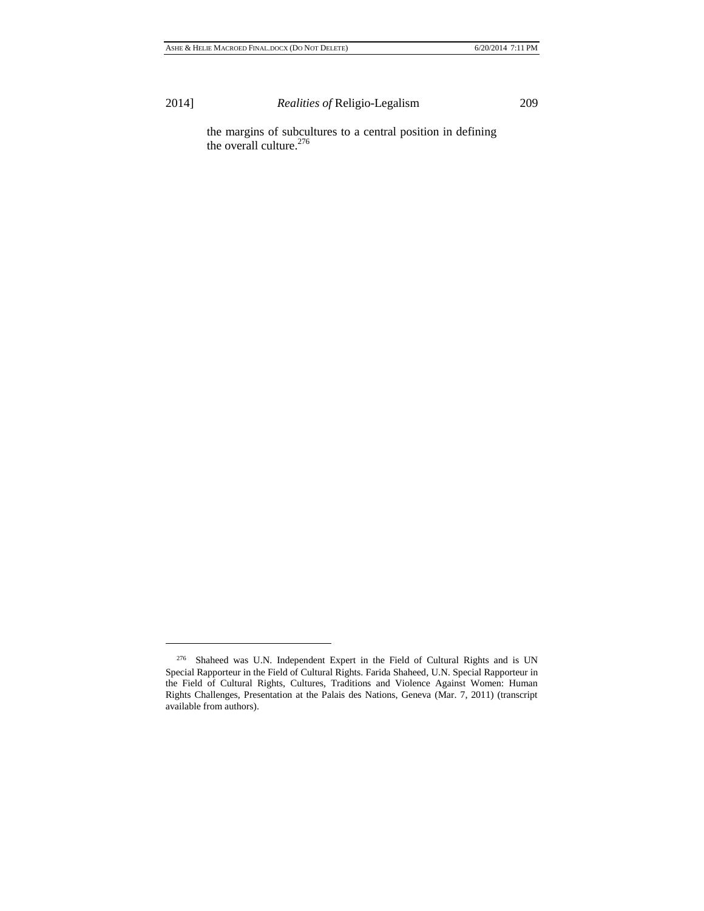the margins of subcultures to a central position in defining the overall culture.[276]

[276] Shaheed was U.N. Independent Expert in the Field of Cultural Rights and is UN Special Rapporteur in the Field of Cultural Rights. Farida Shaheed, U.N. Special Rapporteur in the Field of Cultural Rights, Cultures, Traditions and Violence Against Women: Human Rights Challenges, Presentation at the Palais des Nations, Geneva (Mar. 7, 2011) (transcript available from authors).